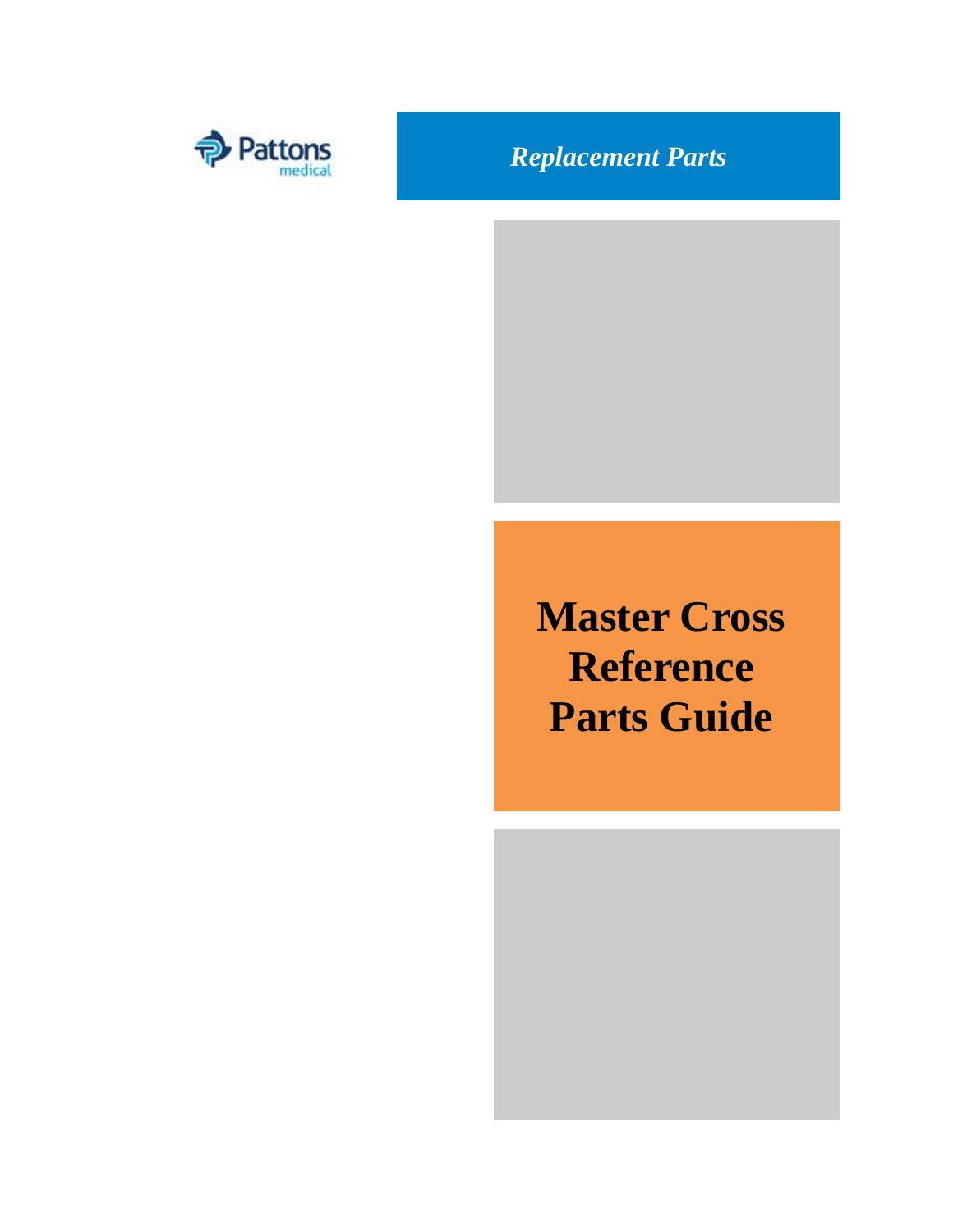Pattons medical

*Replacement Parts*

# Master Cross Reference Parts Guide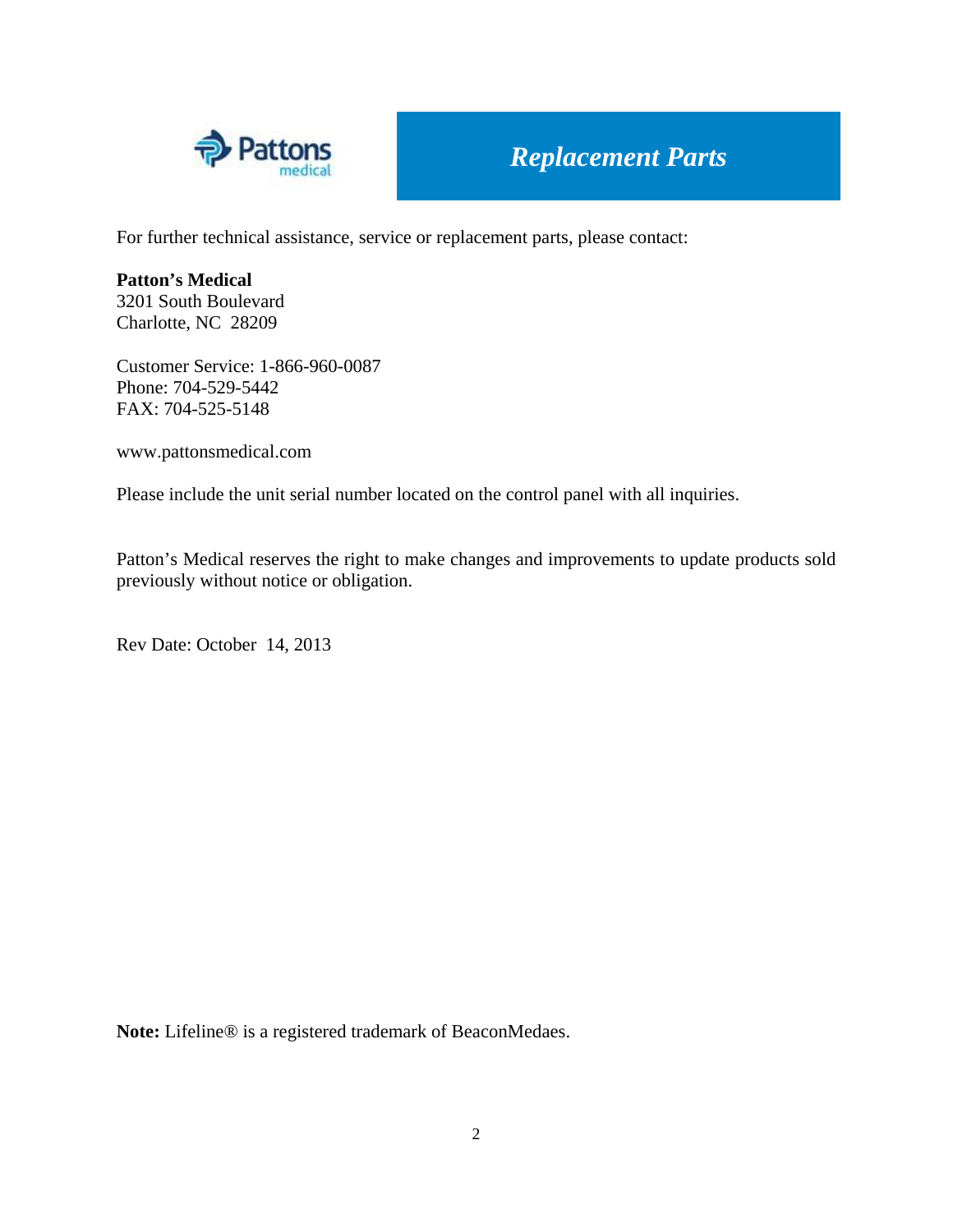# Replacement Parts

For further technical assistance, service or replacement parts, please contact:

**Patton's Medical**
3201 South Boulevard
Charlotte, NC 28209

Customer Service: 1-866-960-0087
Phone: 704-529-5442
FAX: 704-525-5148

www.pattonsmedical.com

Please include the unit serial number located on the control panel with all inquiries.

Patton's Medical reserves the right to make changes and improvements to update products sold previously without notice or obligation.

Rev Date: October 14, 2013

**Note:** Lifeline® is a registered trademark of BeaconMedaes.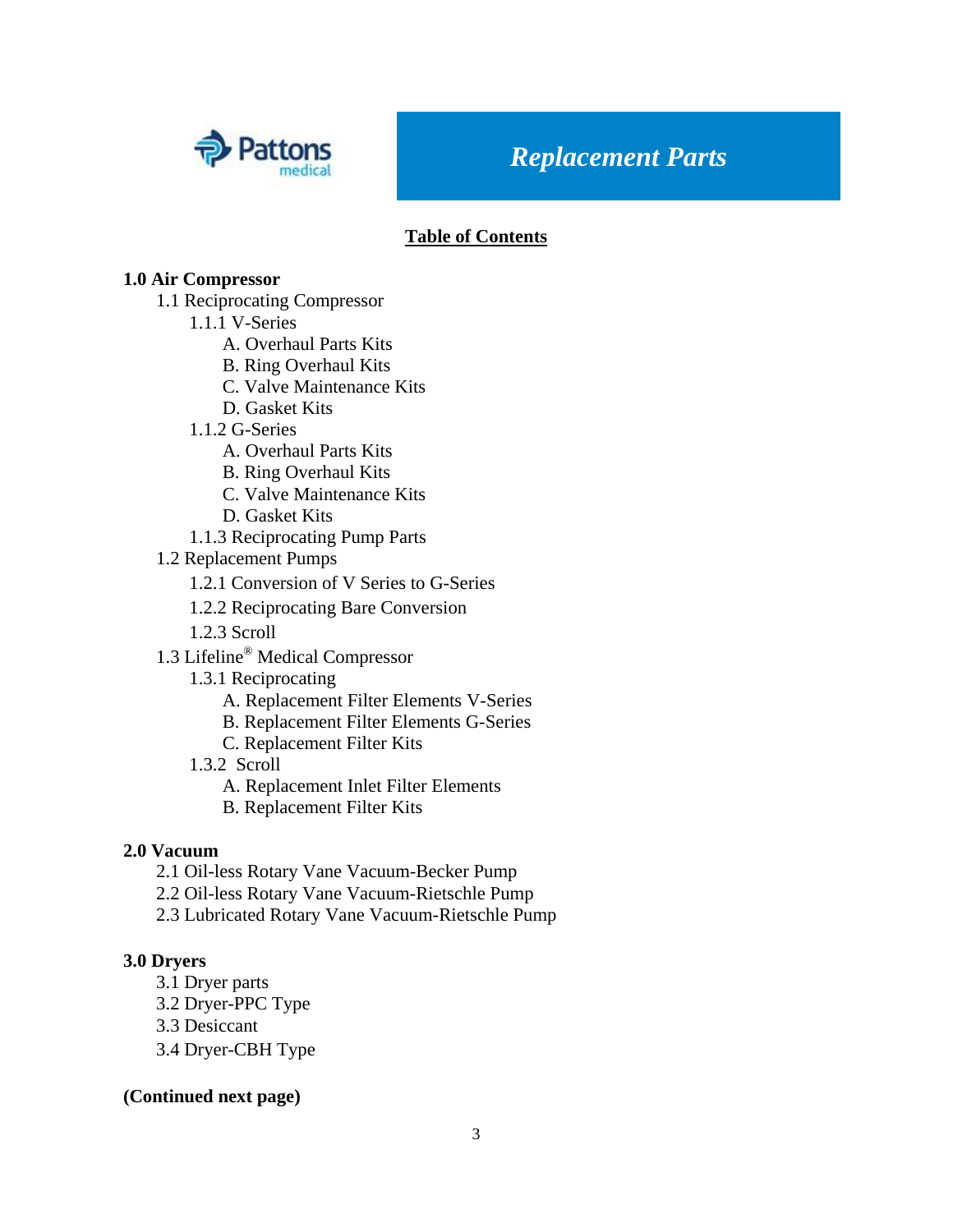Pattons medical

# *Replacement Parts*

## Table of Contents

**1.0 Air Compressor**

- 1.1 Reciprocating Compressor
  - 1.1.1 V-Series
    - A. Overhaul Parts Kits
    - B. Ring Overhaul Kits
    - C. Valve Maintenance Kits
    - D. Gasket Kits
  - 1.1.2 G-Series
    - A. Overhaul Parts Kits
    - B. Ring Overhaul Kits
    - C. Valve Maintenance Kits
    - D. Gasket Kits
  - 1.1.3 Reciprocating Pump Parts
- 1.2 Replacement Pumps
  - 1.2.1 Conversion of V Series to G-Series
  - 1.2.2 Reciprocating Bare Conversion
  - 1.2.3 Scroll
- 1.3 Lifeline® Medical Compressor
  - 1.3.1 Reciprocating
    - A. Replacement Filter Elements V-Series
    - B. Replacement Filter Elements G-Series
    - C. Replacement Filter Kits
  - 1.3.2 Scroll
    - A. Replacement Inlet Filter Elements
    - B. Replacement Filter Kits

**2.0 Vacuum**

- 2.1 Oil-less Rotary Vane Vacuum-Becker Pump
- 2.2 Oil-less Rotary Vane Vacuum-Rietschle Pump
- 2.3 Lubricated Rotary Vane Vacuum-Rietschle Pump

**3.0 Dryers**

- 3.1 Dryer parts
- 3.2 Dryer-PPC Type
- 3.3 Desiccant
- 3.4 Dryer-CBH Type

**(Continued next page)**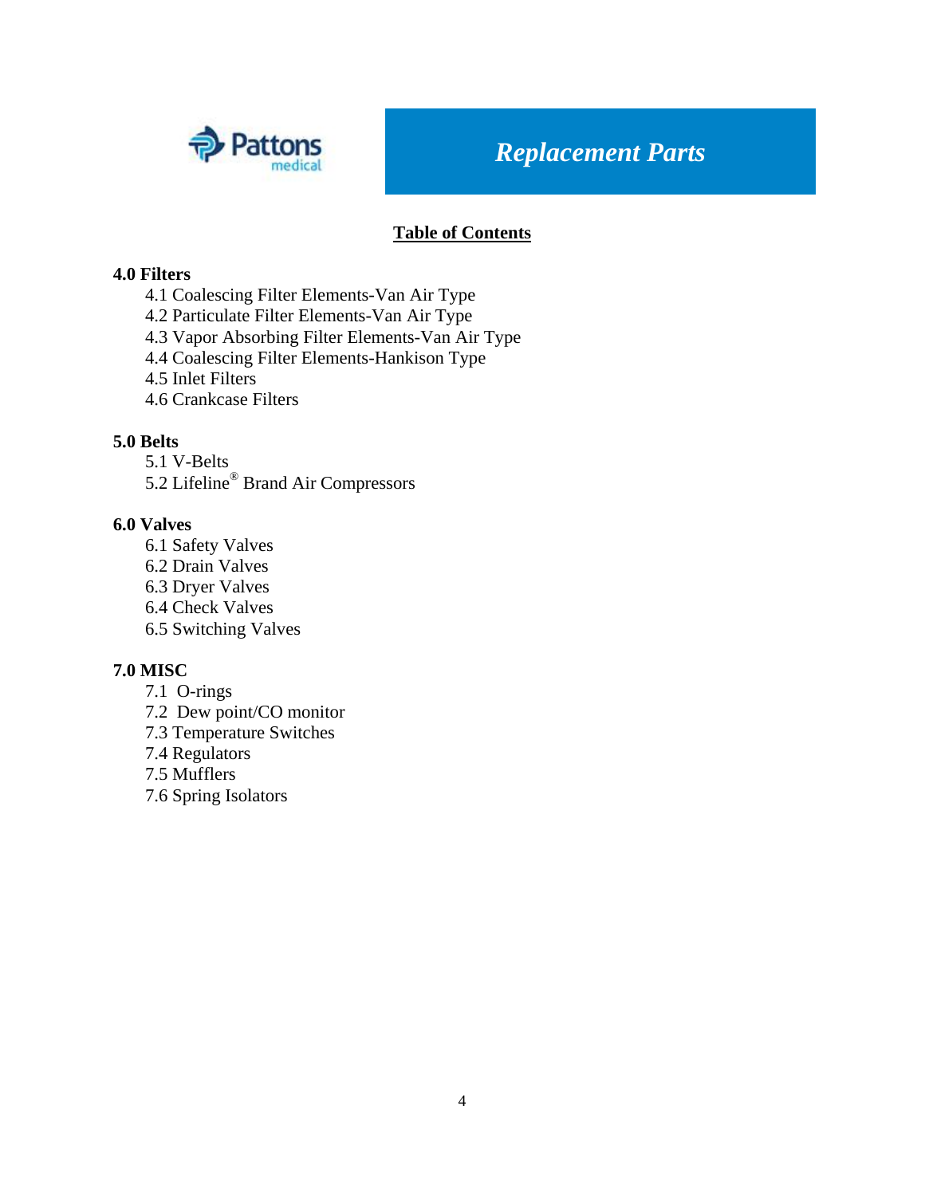# *Replacement Parts*

## Table of Contents

**4.0 Filters**

- 4.1 Coalescing Filter Elements-Van Air Type
- 4.2 Particulate Filter Elements-Van Air Type
- 4.3 Vapor Absorbing Filter Elements-Van Air Type
- 4.4 Coalescing Filter Elements-Hankison Type
- 4.5 Inlet Filters
- 4.6 Crankcase Filters

**5.0 Belts**

- 5.1 V-Belts
- 5.2 Lifeline® Brand Air Compressors

**6.0 Valves**

- 6.1 Safety Valves
- 6.2 Drain Valves
- 6.3 Dryer Valves
- 6.4 Check Valves
- 6.5 Switching Valves

**7.0 MISC**

- 7.1 O-rings
- 7.2 Dew point/CO monitor
- 7.3 Temperature Switches
- 7.4 Regulators
- 7.5 Mufflers
- 7.6 Spring Isolators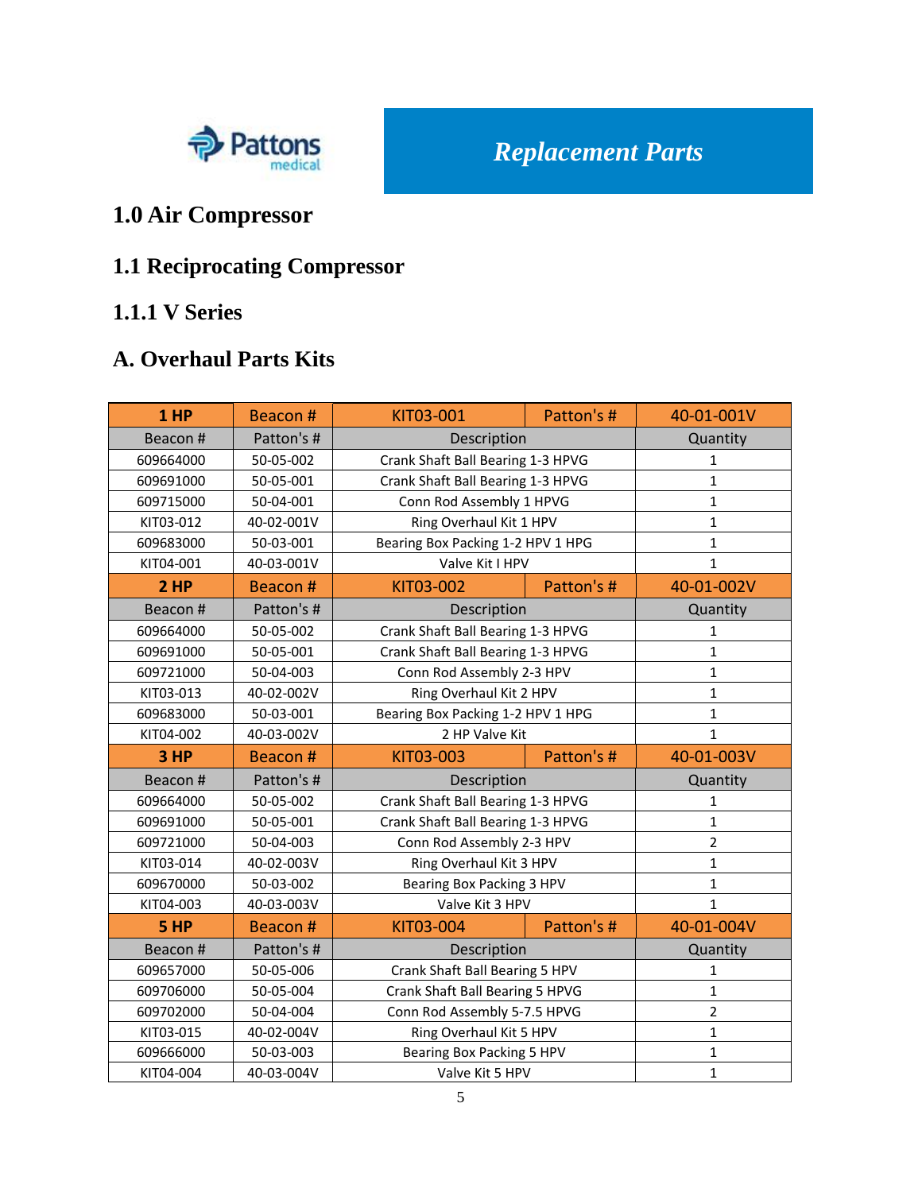Pattons medical

*Replacement Parts*

# 1.0 Air Compressor

## 1.1 Reciprocating Compressor

### 1.1.1 V Series

### A. Overhaul Parts Kits

| **1 HP** | Beacon # | KIT03-001 | Patton's # | 40-01-001V |
|---|---|---|---|---|
| Beacon # | Patton's # | Description | | Quantity |
| 609664000 | 50-05-002 | Crank Shaft Ball Bearing 1-3 HPVG | | 1 |
| 609691000 | 50-05-001 | Crank Shaft Ball Bearing 1-3 HPVG | | 1 |
| 609715000 | 50-04-001 | Conn Rod Assembly 1 HPVG | | 1 |
| KIT03-012 | 40-02-001V | Ring Overhaul Kit 1 HPV | | 1 |
| 609683000 | 50-03-001 | Bearing Box Packing 1-2 HPV 1 HPG | | 1 |
| KIT04-001 | 40-03-001V | Valve Kit I HPV | | 1 |
| **2 HP** | Beacon # | KIT03-002 | Patton's # | 40-01-002V |
| Beacon # | Patton's # | Description | | Quantity |
| 609664000 | 50-05-002 | Crank Shaft Ball Bearing 1-3 HPVG | | 1 |
| 609691000 | 50-05-001 | Crank Shaft Ball Bearing 1-3 HPVG | | 1 |
| 609721000 | 50-04-003 | Conn Rod Assembly 2-3 HPV | | 1 |
| KIT03-013 | 40-02-002V | Ring Overhaul Kit 2 HPV | | 1 |
| 609683000 | 50-03-001 | Bearing Box Packing 1-2 HPV 1 HPG | | 1 |
| KIT04-002 | 40-03-002V | 2 HP Valve Kit | | 1 |
| **3 HP** | Beacon # | KIT03-003 | Patton's # | 40-01-003V |
| Beacon # | Patton's # | Description | | Quantity |
| 609664000 | 50-05-002 | Crank Shaft Ball Bearing 1-3 HPVG | | 1 |
| 609691000 | 50-05-001 | Crank Shaft Ball Bearing 1-3 HPVG | | 1 |
| 609721000 | 50-04-003 | Conn Rod Assembly 2-3 HPV | | 2 |
| KIT03-014 | 40-02-003V | Ring Overhaul Kit 3 HPV | | 1 |
| 609670000 | 50-03-002 | Bearing Box Packing 3 HPV | | 1 |
| KIT04-003 | 40-03-003V | Valve Kit 3 HPV | | 1 |
| **5 HP** | Beacon # | KIT03-004 | Patton's # | 40-01-004V |
| Beacon # | Patton's # | Description | | Quantity |
| 609657000 | 50-05-006 | Crank Shaft Ball Bearing 5 HPV | | 1 |
| 609706000 | 50-05-004 | Crank Shaft Ball Bearing 5 HPVG | | 1 |
| 609702000 | 50-04-004 | Conn Rod Assembly 5-7.5 HPVG | | 2 |
| KIT03-015 | 40-02-004V | Ring Overhaul Kit 5 HPV | | 1 |
| 609666000 | 50-03-003 | Bearing Box Packing 5 HPV | | 1 |
| KIT04-004 | 40-03-004V | Valve Kit 5 HPV | | 1 |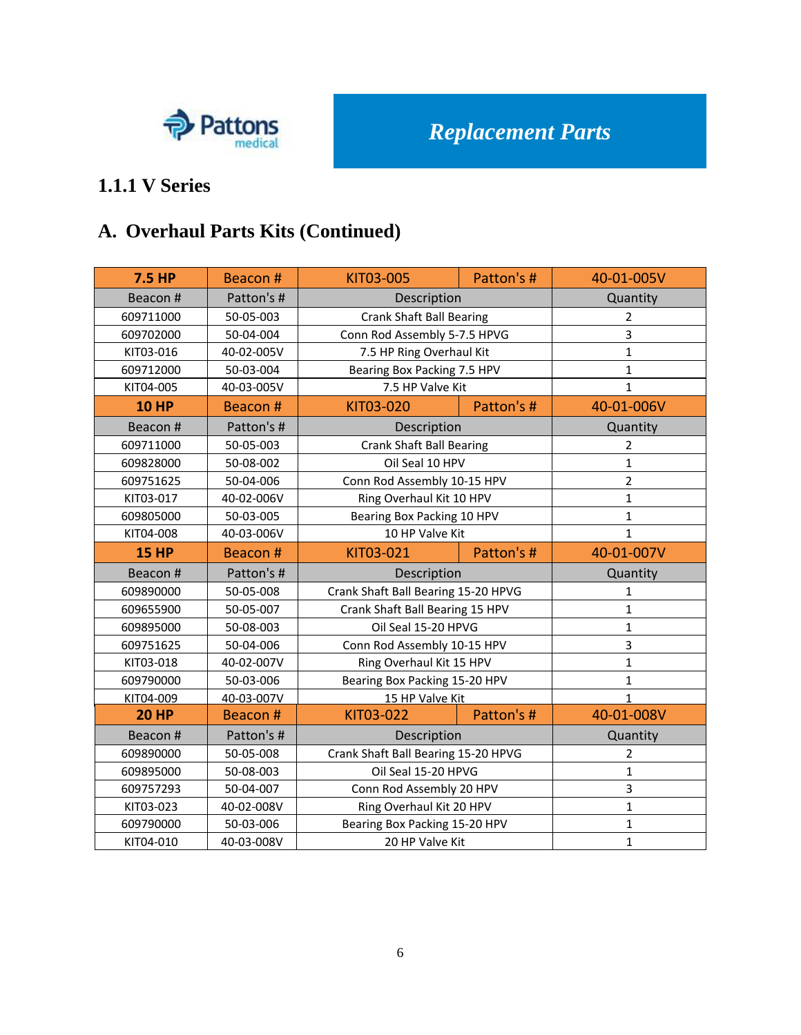Pattons medical

**Replacement Parts**

## 1.1.1 V Series

## A. Overhaul Parts Kits (Continued)

| 7.5 HP | Beacon # | KIT03-005 | Patton's # | 40-01-005V |
|---|---|---|---|---|
| Beacon # | Patton's # | Description | | Quantity |
| 609711000 | 50-05-003 | Crank Shaft Ball Bearing | | 2 |
| 609702000 | 50-04-004 | Conn Rod Assembly 5-7.5 HPVG | | 3 |
| KIT03-016 | 40-02-005V | 7.5 HP Ring Overhaul Kit | | 1 |
| 609712000 | 50-03-004 | Bearing Box Packing 7.5 HPV | | 1 |
| KIT04-005 | 40-03-005V | 7.5 HP Valve Kit | | 1 |
| **10 HP** | Beacon # | KIT03-020 | Patton's # | 40-01-006V |
| Beacon # | Patton's # | Description | | Quantity |
| 609711000 | 50-05-003 | Crank Shaft Ball Bearing | | 2 |
| 609828000 | 50-08-002 | Oil Seal 10 HPV | | 1 |
| 609751625 | 50-04-006 | Conn Rod Assembly 10-15 HPV | | 2 |
| KIT03-017 | 40-02-006V | Ring Overhaul Kit 10 HPV | | 1 |
| 609805000 | 50-03-005 | Bearing Box Packing 10 HPV | | 1 |
| KIT04-008 | 40-03-006V | 10 HP Valve Kit | | 1 |
| **15 HP** | Beacon # | KIT03-021 | Patton's # | 40-01-007V |
| Beacon # | Patton's # | Description | | Quantity |
| 609890000 | 50-05-008 | Crank Shaft Ball Bearing 15-20 HPVG | | 1 |
| 609655900 | 50-05-007 | Crank Shaft Ball Bearing 15 HPV | | 1 |
| 609895000 | 50-08-003 | Oil Seal 15-20 HPVG | | 1 |
| 609751625 | 50-04-006 | Conn Rod Assembly 10-15 HPV | | 3 |
| KIT03-018 | 40-02-007V | Ring Overhaul Kit 15 HPV | | 1 |
| 609790000 | 50-03-006 | Bearing Box Packing 15-20 HPV | | 1 |
| KIT04-009 | 40-03-007V | 15 HP Valve Kit | | 1 |
| **20 HP** | Beacon # | KIT03-022 | Patton's # | 40-01-008V |
| Beacon # | Patton's # | Description | | Quantity |
| 609890000 | 50-05-008 | Crank Shaft Ball Bearing 15-20 HPVG | | 2 |
| 609895000 | 50-08-003 | Oil Seal 15-20 HPVG | | 1 |
| 609757293 | 50-04-007 | Conn Rod Assembly 20 HPV | | 3 |
| KIT03-023 | 40-02-008V | Ring Overhaul Kit 20 HPV | | 1 |
| 609790000 | 50-03-006 | Bearing Box Packing 15-20 HPV | | 1 |
| KIT04-010 | 40-03-008V | 20 HP Valve Kit | | 1 |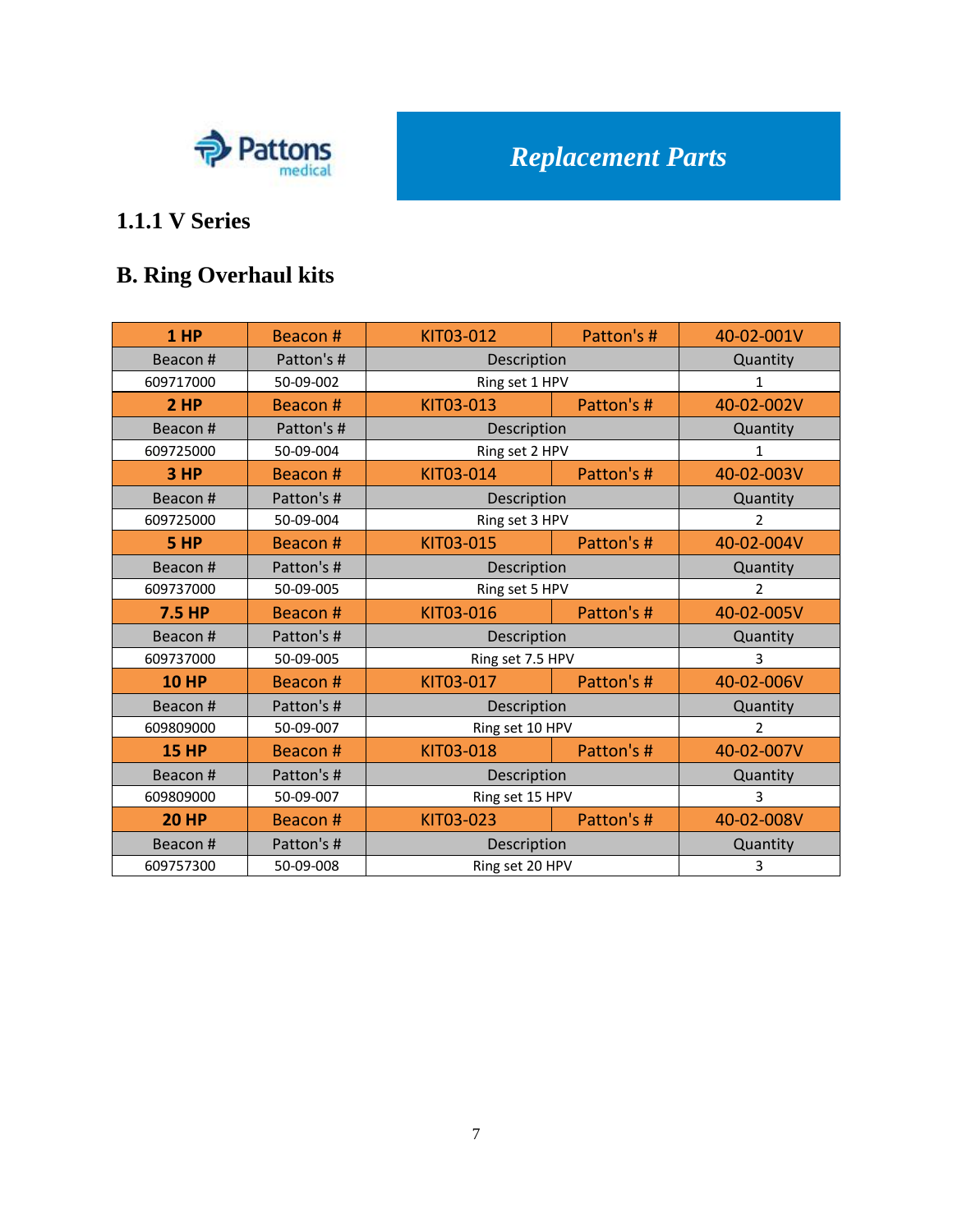Pattons medical

# Replacement Parts

## 1.1.1 V Series

## B. Ring Overhaul kits

| 1 HP | Beacon # | KIT03-012 | Patton's # | 40-02-001V |
|---|---|---|---|---|
| Beacon # | Patton's # | Description | | Quantity |
| 609717000 | 50-09-002 | Ring set 1 HPV | | 1 |
| **2 HP** | Beacon # | KIT03-013 | Patton's # | 40-02-002V |
| Beacon # | Patton's # | Description | | Quantity |
| 609725000 | 50-09-004 | Ring set 2 HPV | | 1 |
| **3 HP** | Beacon # | KIT03-014 | Patton's # | 40-02-003V |
| Beacon # | Patton's # | Description | | Quantity |
| 609725000 | 50-09-004 | Ring set 3 HPV | | 2 |
| **5 HP** | Beacon # | KIT03-015 | Patton's # | 40-02-004V |
| Beacon # | Patton's # | Description | | Quantity |
| 609737000 | 50-09-005 | Ring set 5 HPV | | 2 |
| **7.5 HP** | Beacon # | KIT03-016 | Patton's # | 40-02-005V |
| Beacon # | Patton's # | Description | | Quantity |
| 609737000 | 50-09-005 | Ring set 7.5 HPV | | 3 |
| **10 HP** | Beacon # | KIT03-017 | Patton's # | 40-02-006V |
| Beacon # | Patton's # | Description | | Quantity |
| 609809000 | 50-09-007 | Ring set 10 HPV | | 2 |
| **15 HP** | Beacon # | KIT03-018 | Patton's # | 40-02-007V |
| Beacon # | Patton's # | Description | | Quantity |
| 609809000 | 50-09-007 | Ring set 15 HPV | | 3 |
| **20 HP** | Beacon # | KIT03-023 | Patton's # | 40-02-008V |
| Beacon # | Patton's # | Description | | Quantity |
| 609757300 | 50-09-008 | Ring set 20 HPV | | 3 |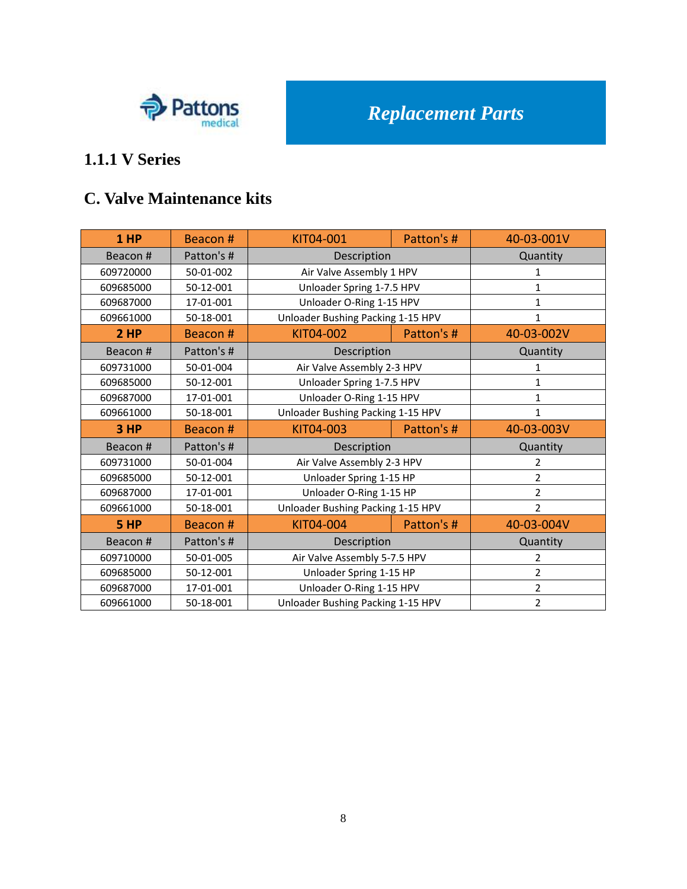Replacement Parts

### 1.1.1 V Series

### C. Valve Maintenance kits

| **1 HP** | Beacon # | KIT04-001 | Patton's # | 40-03-001V |
|---|---|---|---|---|
| Beacon # | Patton's # | Description | | Quantity |
| 609720000 | 50-01-002 | Air Valve Assembly 1 HPV | | 1 |
| 609685000 | 50-12-001 | Unloader Spring 1-7.5 HPV | | 1 |
| 609687000 | 17-01-001 | Unloader O-Ring 1-15 HPV | | 1 |
| 609661000 | 50-18-001 | Unloader Bushing Packing 1-15 HPV | | 1 |
| **2 HP** | Beacon # | KIT04-002 | Patton's # | 40-03-002V |
| Beacon # | Patton's # | Description | | Quantity |
| 609731000 | 50-01-004 | Air Valve Assembly 2-3 HPV | | 1 |
| 609685000 | 50-12-001 | Unloader Spring 1-7.5 HPV | | 1 |
| 609687000 | 17-01-001 | Unloader O-Ring 1-15 HPV | | 1 |
| 609661000 | 50-18-001 | Unloader Bushing Packing 1-15 HPV | | 1 |
| **3 HP** | Beacon # | KIT04-003 | Patton's # | 40-03-003V |
| Beacon # | Patton's # | Description | | Quantity |
| 609731000 | 50-01-004 | Air Valve Assembly 2-3 HPV | | 2 |
| 609685000 | 50-12-001 | Unloader Spring 1-15 HP | | 2 |
| 609687000 | 17-01-001 | Unloader O-Ring 1-15 HP | | 2 |
| 609661000 | 50-18-001 | Unloader Bushing Packing 1-15 HPV | | 2 |
| **5 HP** | Beacon # | KIT04-004 | Patton's # | 40-03-004V |
| Beacon # | Patton's # | Description | | Quantity |
| 609710000 | 50-01-005 | Air Valve Assembly 5-7.5 HPV | | 2 |
| 609685000 | 50-12-001 | Unloader Spring 1-15 HP | | 2 |
| 609687000 | 17-01-001 | Unloader O-Ring 1-15 HPV | | 2 |
| 609661000 | 50-18-001 | Unloader Bushing Packing 1-15 HPV | | 2 |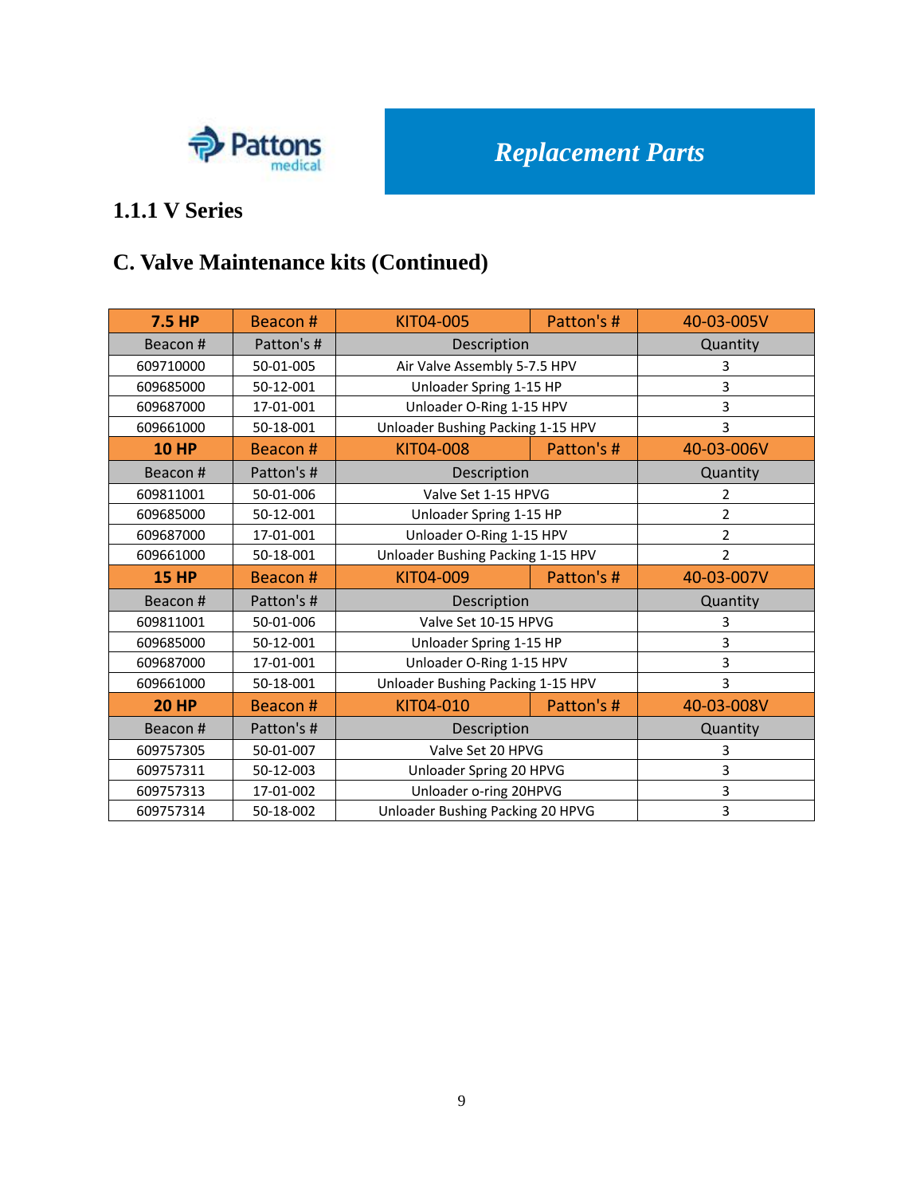**Replacement Parts**

### 1.1.1 V Series

## C. Valve Maintenance kits (Continued)

| 7.5 HP | Beacon # | KIT04-005 | Patton's # | 40-03-005V |
|---|---|---|---|---|
| Beacon # | Patton's # | Description | | Quantity |
| 609710000 | 50-01-005 | Air Valve Assembly 5-7.5 HPV | | 3 |
| 609685000 | 50-12-001 | Unloader Spring 1-15 HP | | 3 |
| 609687000 | 17-01-001 | Unloader O-Ring 1-15 HPV | | 3 |
| 609661000 | 50-18-001 | Unloader Bushing Packing 1-15 HPV | | 3 |
| **10 HP** | Beacon # | KIT04-008 | Patton's # | 40-03-006V |
| Beacon # | Patton's # | Description | | Quantity |
| 609811001 | 50-01-006 | Valve Set 1-15 HPVG | | 2 |
| 609685000 | 50-12-001 | Unloader Spring 1-15 HP | | 2 |
| 609687000 | 17-01-001 | Unloader O-Ring 1-15 HPV | | 2 |
| 609661000 | 50-18-001 | Unloader Bushing Packing 1-15 HPV | | 2 |
| **15 HP** | Beacon # | KIT04-009 | Patton's # | 40-03-007V |
| Beacon # | Patton's # | Description | | Quantity |
| 609811001 | 50-01-006 | Valve Set 10-15 HPVG | | 3 |
| 609685000 | 50-12-001 | Unloader Spring 1-15 HP | | 3 |
| 609687000 | 17-01-001 | Unloader O-Ring 1-15 HPV | | 3 |
| 609661000 | 50-18-001 | Unloader Bushing Packing 1-15 HPV | | 3 |
| **20 HP** | Beacon # | KIT04-010 | Patton's # | 40-03-008V |
| Beacon # | Patton's # | Description | | Quantity |
| 609757305 | 50-01-007 | Valve Set 20 HPVG | | 3 |
| 609757311 | 50-12-003 | Unloader Spring 20 HPVG | | 3 |
| 609757313 | 17-01-002 | Unloader o-ring 20HPVG | | 3 |
| 609757314 | 50-18-002 | Unloader Bushing Packing 20 HPVG | | 3 |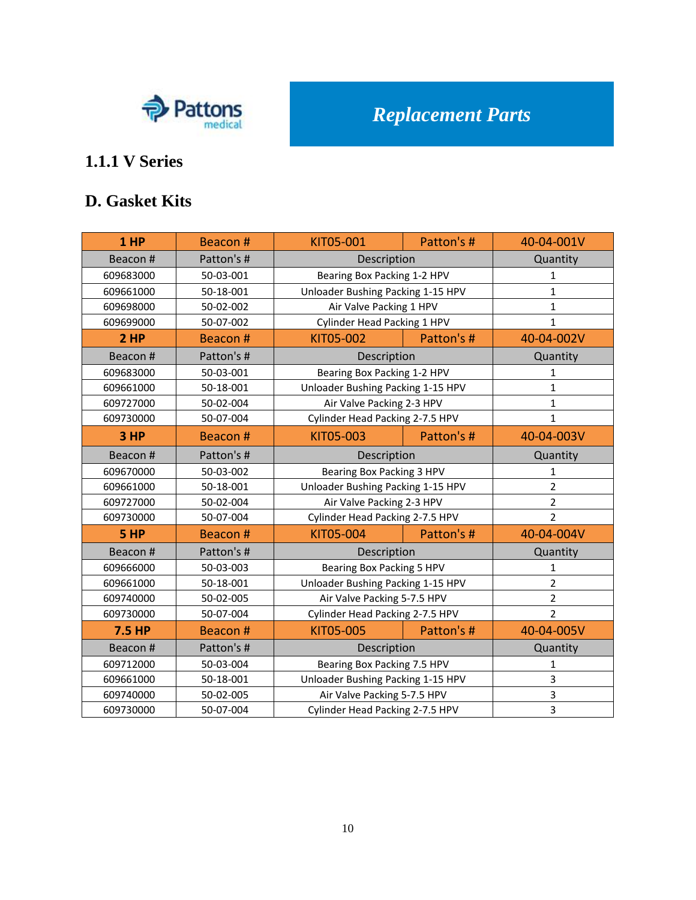# Replacement Parts

## 1.1.1 V Series

## D. Gasket Kits

| 1 HP | Beacon # | KIT05-001 | Patton's # | 40-04-001V |
|---|---|---|---|---|
| Beacon # | Patton's # | Description | | Quantity |
| 609683000 | 50-03-001 | Bearing Box Packing 1-2 HPV | | 1 |
| 609661000 | 50-18-001 | Unloader Bushing Packing 1-15 HPV | | 1 |
| 609698000 | 50-02-002 | Air Valve Packing 1 HPV | | 1 |
| 609699000 | 50-07-002 | Cylinder Head Packing 1 HPV | | 1 |
| **2 HP** | Beacon # | KIT05-002 | Patton's # | 40-04-002V |
| Beacon # | Patton's # | Description | | Quantity |
| 609683000 | 50-03-001 | Bearing Box Packing 1-2 HPV | | 1 |
| 609661000 | 50-18-001 | Unloader Bushing Packing 1-15 HPV | | 1 |
| 609727000 | 50-02-004 | Air Valve Packing 2-3 HPV | | 1 |
| 609730000 | 50-07-004 | Cylinder Head Packing 2-7.5 HPV | | 1 |
| **3 HP** | Beacon # | KIT05-003 | Patton's # | 40-04-003V |
| Beacon # | Patton's # | Description | | Quantity |
| 609670000 | 50-03-002 | Bearing Box Packing 3 HPV | | 1 |
| 609661000 | 50-18-001 | Unloader Bushing Packing 1-15 HPV | | 2 |
| 609727000 | 50-02-004 | Air Valve Packing 2-3 HPV | | 2 |
| 609730000 | 50-07-004 | Cylinder Head Packing 2-7.5 HPV | | 2 |
| **5 HP** | Beacon # | KIT05-004 | Patton's # | 40-04-004V |
| Beacon # | Patton's # | Description | | Quantity |
| 609666000 | 50-03-003 | Bearing Box Packing 5 HPV | | 1 |
| 609661000 | 50-18-001 | Unloader Bushing Packing 1-15 HPV | | 2 |
| 609740000 | 50-02-005 | Air Valve Packing 5-7.5 HPV | | 2 |
| 609730000 | 50-07-004 | Cylinder Head Packing 2-7.5 HPV | | 2 |
| **7.5 HP** | Beacon # | KIT05-005 | Patton's # | 40-04-005V |
| Beacon # | Patton's # | Description | | Quantity |
| 609712000 | 50-03-004 | Bearing Box Packing 7.5 HPV | | 1 |
| 609661000 | 50-18-001 | Unloader Bushing Packing 1-15 HPV | | 3 |
| 609740000 | 50-02-005 | Air Valve Packing 5-7.5 HPV | | 3 |
| 609730000 | 50-07-004 | Cylinder Head Packing 2-7.5 HPV | | 3 |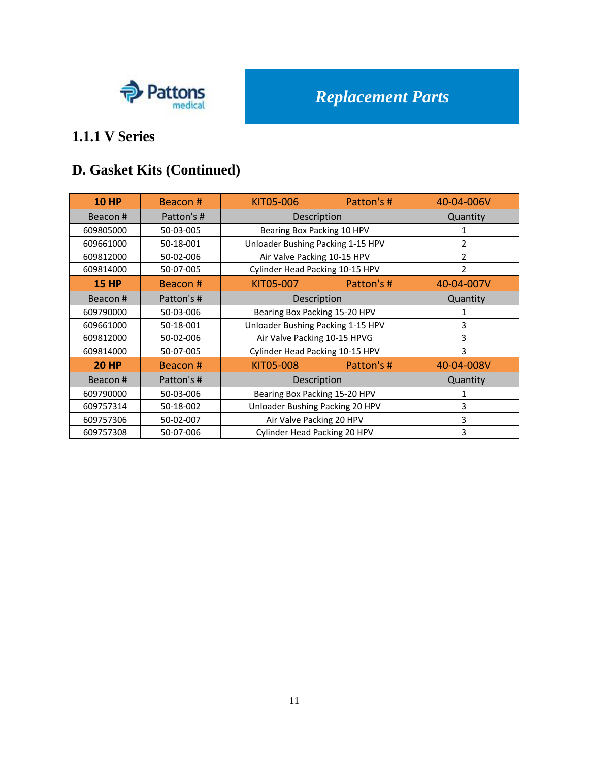Pattons medical

## Replacement Parts

### 1.1.1 V Series

### D. Gasket Kits (Continued)

| 10 HP | Beacon # | KIT05-006 | Patton's # | 40-04-006V |
|---|---|---|---|---|
| Beacon # | Patton's # | Description | | Quantity |
| 609805000 | 50-03-005 | Bearing Box Packing 10 HPV | | 1 |
| 609661000 | 50-18-001 | Unloader Bushing Packing 1-15 HPV | | 2 |
| 609812000 | 50-02-006 | Air Valve Packing 10-15 HPV | | 2 |
| 609814000 | 50-07-005 | Cylinder Head Packing 10-15 HPV | | 2 |
| **15 HP** | Beacon # | KIT05-007 | Patton's # | 40-04-007V |
| Beacon # | Patton's # | Description | | Quantity |
| 609790000 | 50-03-006 | Bearing Box Packing 15-20 HPV | | 1 |
| 609661000 | 50-18-001 | Unloader Bushing Packing 1-15 HPV | | 3 |
| 609812000 | 50-02-006 | Air Valve Packing 10-15 HPVG | | 3 |
| 609814000 | 50-07-005 | Cylinder Head Packing 10-15 HPV | | 3 |
| **20 HP** | Beacon # | KIT05-008 | Patton's # | 40-04-008V |
| Beacon # | Patton's # | Description | | Quantity |
| 609790000 | 50-03-006 | Bearing Box Packing 15-20 HPV | | 1 |
| 609757314 | 50-18-002 | Unloader Bushing Packing 20 HPV | | 3 |
| 609757306 | 50-02-007 | Air Valve Packing 20 HPV | | 3 |
| 609757308 | 50-07-006 | Cylinder Head Packing 20 HPV | | 3 |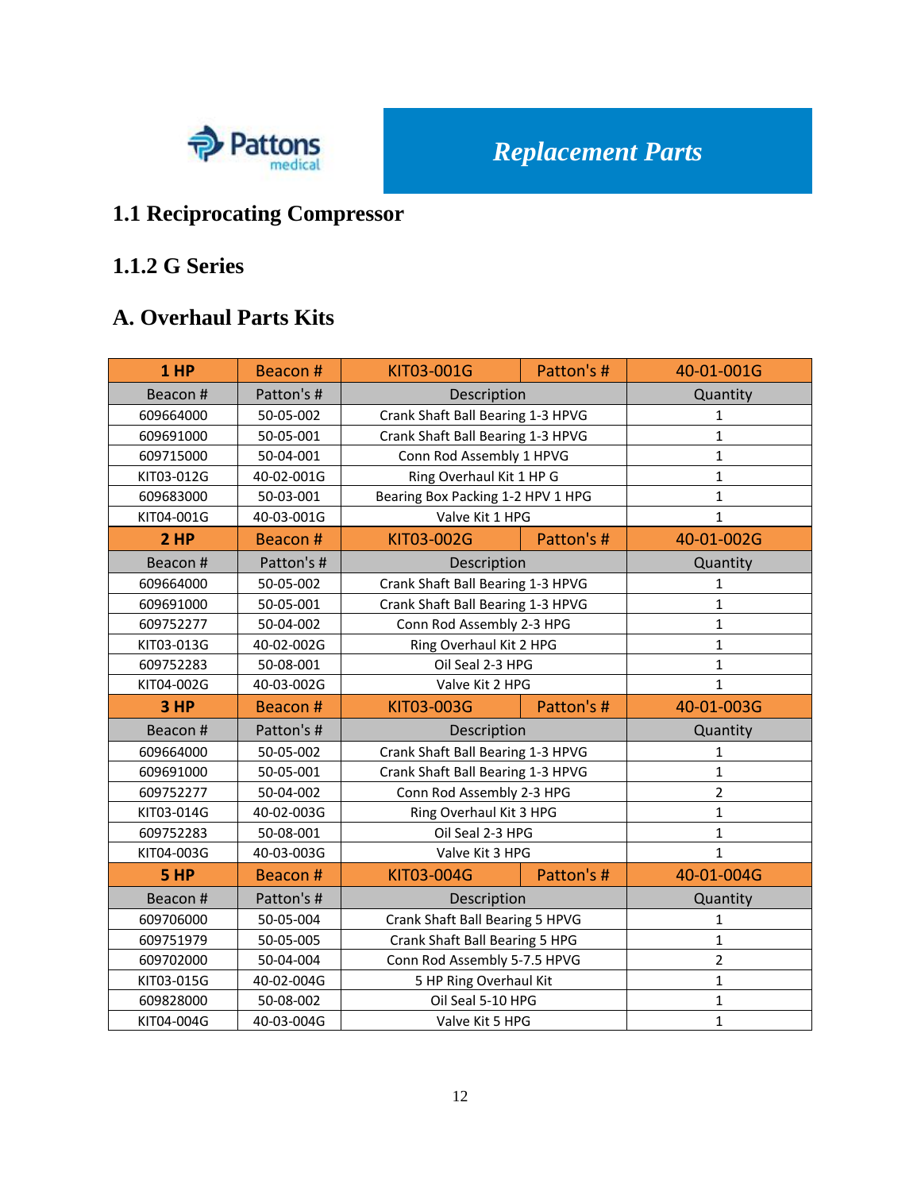Pattons medical

*Replacement Parts*

## 1.1 Reciprocating Compressor

### 1.1.2 G Series

### A. Overhaul Parts Kits

| 1 HP | Beacon # | KIT03-001G | Patton's # | 40-01-001G |
|---|---|---|---|---|
| Beacon # | Patton's # | Description | | Quantity |
| 609664000 | 50-05-002 | Crank Shaft Ball Bearing 1-3 HPVG | | 1 |
| 609691000 | 50-05-001 | Crank Shaft Ball Bearing 1-3 HPVG | | 1 |
| 609715000 | 50-04-001 | Conn Rod Assembly 1 HPVG | | 1 |
| KIT03-012G | 40-02-001G | Ring Overhaul Kit 1 HP G | | 1 |
| 609683000 | 50-03-001 | Bearing Box Packing 1-2 HPV 1 HPG | | 1 |
| KIT04-001G | 40-03-001G | Valve Kit 1 HPG | | 1 |
| **2 HP** | Beacon # | KIT03-002G | Patton's # | 40-01-002G |
| Beacon # | Patton's # | Description | | Quantity |
| 609664000 | 50-05-002 | Crank Shaft Ball Bearing 1-3 HPVG | | 1 |
| 609691000 | 50-05-001 | Crank Shaft Ball Bearing 1-3 HPVG | | 1 |
| 609752277 | 50-04-002 | Conn Rod Assembly 2-3 HPG | | 1 |
| KIT03-013G | 40-02-002G | Ring Overhaul Kit 2 HPG | | 1 |
| 609752283 | 50-08-001 | Oil Seal 2-3 HPG | | 1 |
| KIT04-002G | 40-03-002G | Valve Kit 2 HPG | | 1 |
| **3 HP** | Beacon # | KIT03-003G | Patton's # | 40-01-003G |
| Beacon # | Patton's # | Description | | Quantity |
| 609664000 | 50-05-002 | Crank Shaft Ball Bearing 1-3 HPVG | | 1 |
| 609691000 | 50-05-001 | Crank Shaft Ball Bearing 1-3 HPVG | | 1 |
| 609752277 | 50-04-002 | Conn Rod Assembly 2-3 HPG | | 2 |
| KIT03-014G | 40-02-003G | Ring Overhaul Kit 3 HPG | | 1 |
| 609752283 | 50-08-001 | Oil Seal 2-3 HPG | | 1 |
| KIT04-003G | 40-03-003G | Valve Kit 3 HPG | | 1 |
| **5 HP** | Beacon # | KIT03-004G | Patton's # | 40-01-004G |
| Beacon # | Patton's # | Description | | Quantity |
| 609706000 | 50-05-004 | Crank Shaft Ball Bearing 5 HPVG | | 1 |
| 609751979 | 50-05-005 | Crank Shaft Ball Bearing 5 HPG | | 1 |
| 609702000 | 50-04-004 | Conn Rod Assembly 5-7.5 HPVG | | 2 |
| KIT03-015G | 40-02-004G | 5 HP Ring Overhaul Kit | | 1 |
| 609828000 | 50-08-002 | Oil Seal 5-10 HPG | | 1 |
| KIT04-004G | 40-03-004G | Valve Kit 5 HPG | | 1 |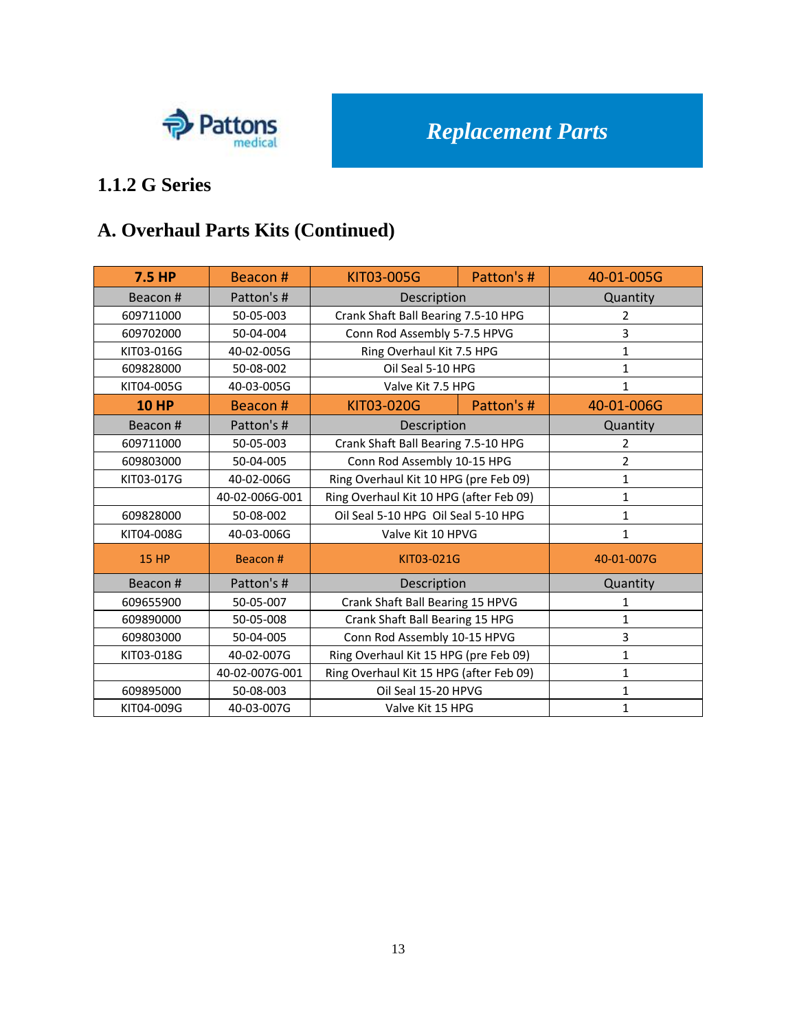Replacement Parts

### 1.1.2 G Series

## A. Overhaul Parts Kits (Continued)

| **7.5 HP** | Beacon # | KIT03-005G | Patton's # | 40-01-005G |
|---|---|---|---|---|
| Beacon # | Patton's # | Description | | Quantity |
| 609711000 | 50-05-003 | Crank Shaft Ball Bearing 7.5-10 HPG | | 2 |
| 609702000 | 50-04-004 | Conn Rod Assembly 5-7.5 HPVG | | 3 |
| KIT03-016G | 40-02-005G | Ring Overhaul Kit 7.5 HPG | | 1 |
| 609828000 | 50-08-002 | Oil Seal 5-10 HPG | | 1 |
| KIT04-005G | 40-03-005G | Valve Kit 7.5 HPG | | 1 |
| **10 HP** | Beacon # | KIT03-020G | Patton's # | 40-01-006G |
| Beacon # | Patton's # | Description | | Quantity |
| 609711000 | 50-05-003 | Crank Shaft Ball Bearing 7.5-10 HPG | | 2 |
| 609803000 | 50-04-005 | Conn Rod Assembly 10-15 HPG | | 2 |
| KIT03-017G | 40-02-006G | Ring Overhaul Kit 10 HPG (pre Feb 09) | | 1 |
| | 40-02-006G-001 | Ring Overhaul Kit 10 HPG (after Feb 09) | | 1 |
| 609828000 | 50-08-002 | Oil Seal 5-10 HPG Oil Seal 5-10 HPG | | 1 |
| KIT04-008G | 40-03-006G | Valve Kit 10 HPVG | | 1 |
| 15 HP | Beacon # | KIT03-021G | | 40-01-007G |
| Beacon # | Patton's # | Description | | Quantity |
| 609655900 | 50-05-007 | Crank Shaft Ball Bearing 15 HPVG | | 1 |
| 609890000 | 50-05-008 | Crank Shaft Ball Bearing 15 HPG | | 1 |
| 609803000 | 50-04-005 | Conn Rod Assembly 10-15 HPVG | | 3 |
| KIT03-018G | 40-02-007G | Ring Overhaul Kit 15 HPG (pre Feb 09) | | 1 |
| | 40-02-007G-001 | Ring Overhaul Kit 15 HPG (after Feb 09) | | 1 |
| 609895000 | 50-08-003 | Oil Seal 15-20 HPVG | | 1 |
| KIT04-009G | 40-03-007G | Valve Kit 15 HPG | | 1 |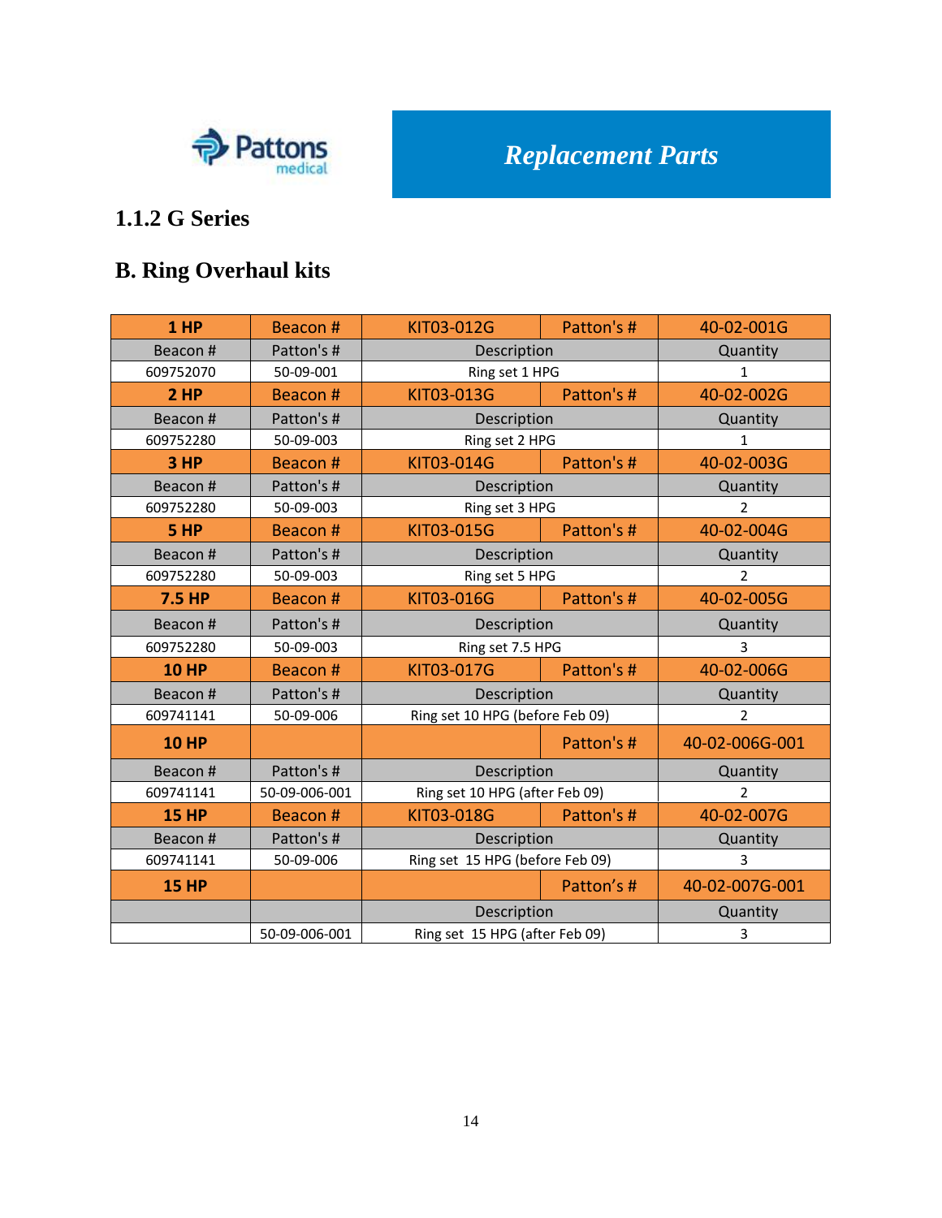Pattons medical

*Replacement Parts*

### 1.1.2 G Series

## B. Ring Overhaul kits

| 1 HP | Beacon # | KIT03-012G | Patton's # | 40-02-001G |
|---|---|---|---|---|
| Beacon # | Patton's # | Description | | Quantity |
| 609752070 | 50-09-001 | Ring set 1 HPG | | 1 |
| **2 HP** | Beacon # | KIT03-013G | Patton's # | 40-02-002G |
| Beacon # | Patton's # | Description | | Quantity |
| 609752280 | 50-09-003 | Ring set 2 HPG | | 1 |
| **3 HP** | Beacon # | KIT03-014G | Patton's # | 40-02-003G |
| Beacon # | Patton's # | Description | | Quantity |
| 609752280 | 50-09-003 | Ring set 3 HPG | | 2 |
| **5 HP** | Beacon # | KIT03-015G | Patton's # | 40-02-004G |
| Beacon # | Patton's # | Description | | Quantity |
| 609752280 | 50-09-003 | Ring set 5 HPG | | 2 |
| **7.5 HP** | Beacon # | KIT03-016G | Patton's # | 40-02-005G |
| Beacon # | Patton's # | Description | | Quantity |
| 609752280 | 50-09-003 | Ring set 7.5 HPG | | 3 |
| **10 HP** | Beacon # | KIT03-017G | Patton's # | 40-02-006G |
| Beacon # | Patton's # | Description | | Quantity |
| 609741141 | 50-09-006 | Ring set 10 HPG (before Feb 09) | | 2 |
| **10 HP** | | | Patton's # | 40-02-006G-001 |
| Beacon # | Patton's # | Description | | Quantity |
| 609741141 | 50-09-006-001 | Ring set 10 HPG (after Feb 09) | | 2 |
| **15 HP** | Beacon # | KIT03-018G | Patton's # | 40-02-007G |
| Beacon # | Patton's # | Description | | Quantity |
| 609741141 | 50-09-006 | Ring set 15 HPG (before Feb 09) | | 3 |
| **15 HP** | | | Patton's # | 40-02-007G-001 |
| | | Description | | Quantity |
| | 50-09-006-001 | Ring set 15 HPG (after Feb 09) | | 3 |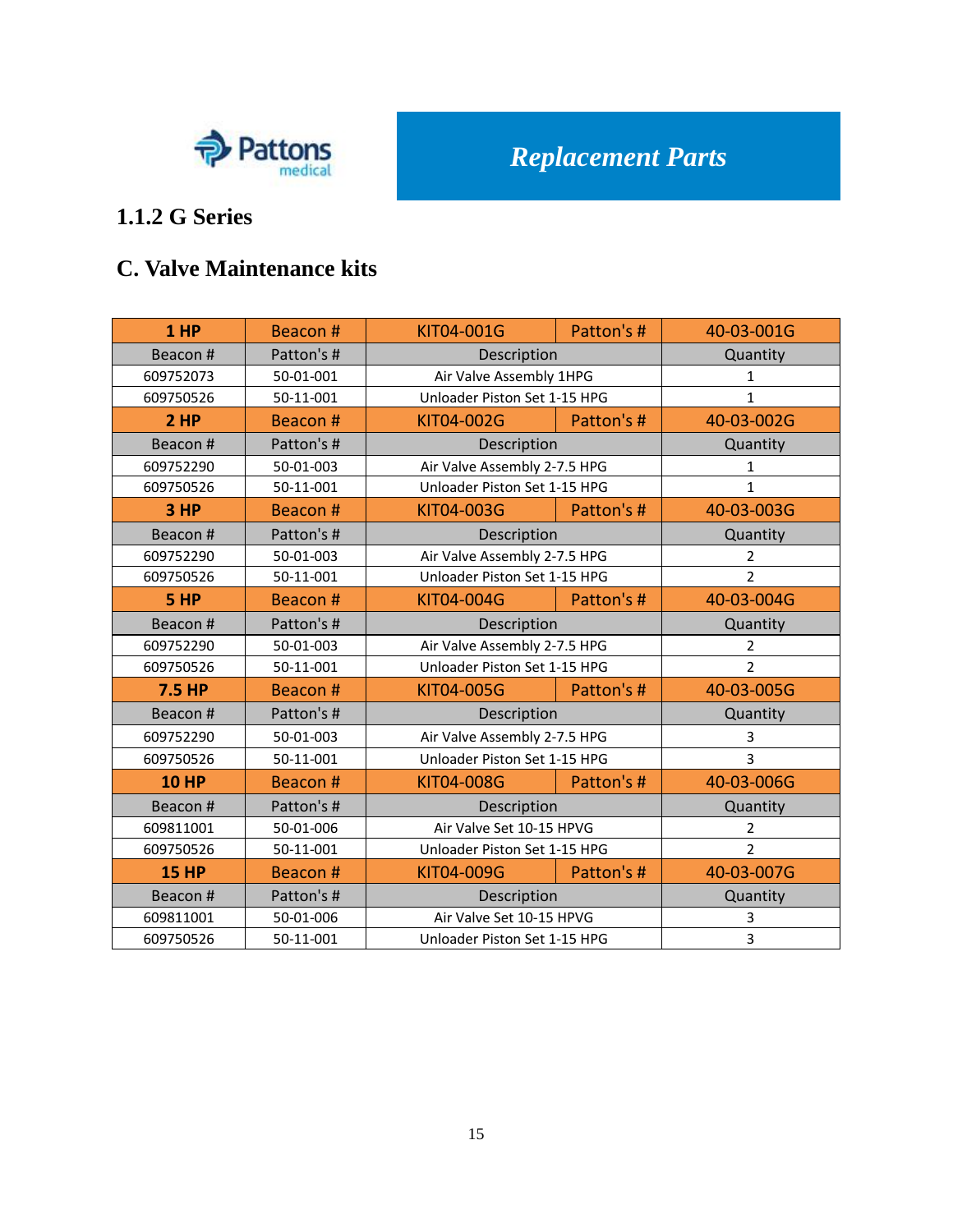Replacement Parts

### 1.1.2 G Series

## C. Valve Maintenance kits

| 1 HP | Beacon # | KIT04-001G | Patton's # | 40-03-001G |
|---|---|---|---|---|
| Beacon # | Patton's # | Description | | Quantity |
| 609752073 | 50-01-001 | Air Valve Assembly 1HPG | | 1 |
| 609750526 | 50-11-001 | Unloader Piston Set 1-15 HPG | | 1 |
| **2 HP** | Beacon # | KIT04-002G | Patton's # | 40-03-002G |
| Beacon # | Patton's # | Description | | Quantity |
| 609752290 | 50-01-003 | Air Valve Assembly 2-7.5 HPG | | 1 |
| 609750526 | 50-11-001 | Unloader Piston Set 1-15 HPG | | 1 |
| **3 HP** | Beacon # | KIT04-003G | Patton's # | 40-03-003G |
| Beacon # | Patton's # | Description | | Quantity |
| 609752290 | 50-01-003 | Air Valve Assembly 2-7.5 HPG | | 2 |
| 609750526 | 50-11-001 | Unloader Piston Set 1-15 HPG | | 2 |
| **5 HP** | Beacon # | KIT04-004G | Patton's # | 40-03-004G |
| Beacon # | Patton's # | Description | | Quantity |
| 609752290 | 50-01-003 | Air Valve Assembly 2-7.5 HPG | | 2 |
| 609750526 | 50-11-001 | Unloader Piston Set 1-15 HPG | | 2 |
| **7.5 HP** | Beacon # | KIT04-005G | Patton's # | 40-03-005G |
| Beacon # | Patton's # | Description | | Quantity |
| 609752290 | 50-01-003 | Air Valve Assembly 2-7.5 HPG | | 3 |
| 609750526 | 50-11-001 | Unloader Piston Set 1-15 HPG | | 3 |
| **10 HP** | Beacon # | KIT04-008G | Patton's # | 40-03-006G |
| Beacon # | Patton's # | Description | | Quantity |
| 609811001 | 50-01-006 | Air Valve Set 10-15 HPVG | | 2 |
| 609750526 | 50-11-001 | Unloader Piston Set 1-15 HPG | | 2 |
| **15 HP** | Beacon # | KIT04-009G | Patton's # | 40-03-007G |
| Beacon # | Patton's # | Description | | Quantity |
| 609811001 | 50-01-006 | Air Valve Set 10-15 HPVG | | 3 |
| 609750526 | 50-11-001 | Unloader Piston Set 1-15 HPG | | 3 |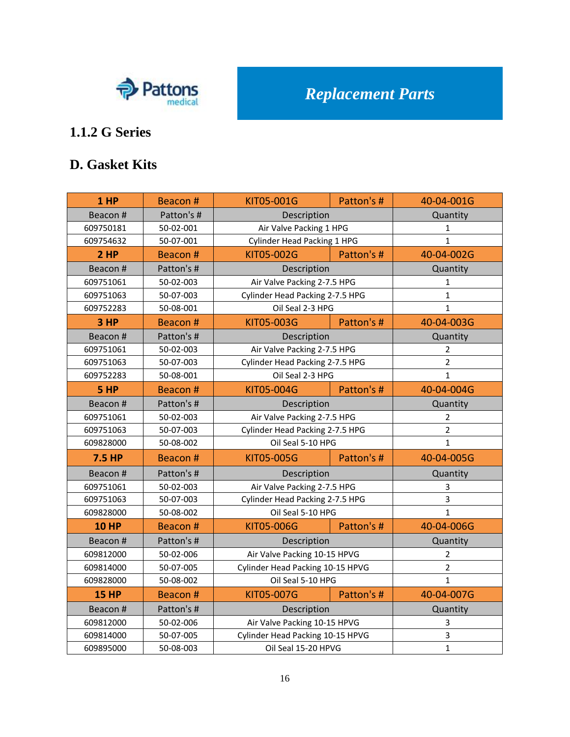Pattons medical

*Replacement Parts*

## 1.1.2 G Series

## D. Gasket Kits

| 1 HP | Beacon # | KIT05-001G | Patton's # | 40-04-001G |
|---|---|---|---|---|
| Beacon # | Patton's # | Description | | Quantity |
| 609750181 | 50-02-001 | Air Valve Packing 1 HPG | | 1 |
| 609754632 | 50-07-001 | Cylinder Head Packing 1 HPG | | 1 |
| **2 HP** | Beacon # | KIT05-002G | Patton's # | 40-04-002G |
| Beacon # | Patton's # | Description | | Quantity |
| 609751061 | 50-02-003 | Air Valve Packing 2-7.5 HPG | | 1 |
| 609751063 | 50-07-003 | Cylinder Head Packing 2-7.5 HPG | | 1 |
| 609752283 | 50-08-001 | Oil Seal 2-3 HPG | | 1 |
| **3 HP** | Beacon # | KIT05-003G | Patton's # | 40-04-003G |
| Beacon # | Patton's # | Description | | Quantity |
| 609751061 | 50-02-003 | Air Valve Packing 2-7.5 HPG | | 2 |
| 609751063 | 50-07-003 | Cylinder Head Packing 2-7.5 HPG | | 2 |
| 609752283 | 50-08-001 | Oil Seal 2-3 HPG | | 1 |
| **5 HP** | Beacon # | KIT05-004G | Patton's # | 40-04-004G |
| Beacon # | Patton's # | Description | | Quantity |
| 609751061 | 50-02-003 | Air Valve Packing 2-7.5 HPG | | 2 |
| 609751063 | 50-07-003 | Cylinder Head Packing 2-7.5 HPG | | 2 |
| 609828000 | 50-08-002 | Oil Seal 5-10 HPG | | 1 |
| **7.5 HP** | Beacon # | KIT05-005G | Patton's # | 40-04-005G |
| Beacon # | Patton's # | Description | | Quantity |
| 609751061 | 50-02-003 | Air Valve Packing 2-7.5 HPG | | 3 |
| 609751063 | 50-07-003 | Cylinder Head Packing 2-7.5 HPG | | 3 |
| 609828000 | 50-08-002 | Oil Seal 5-10 HPG | | 1 |
| **10 HP** | Beacon # | KIT05-006G | Patton's # | 40-04-006G |
| Beacon # | Patton's # | Description | | Quantity |
| 609812000 | 50-02-006 | Air Valve Packing 10-15 HPVG | | 2 |
| 609814000 | 50-07-005 | Cylinder Head Packing 10-15 HPVG | | 2 |
| 609828000 | 50-08-002 | Oil Seal 5-10 HPG | | 1 |
| **15 HP** | Beacon # | KIT05-007G | Patton's # | 40-04-007G |
| Beacon # | Patton's # | Description | | Quantity |
| 609812000 | 50-02-006 | Air Valve Packing 10-15 HPVG | | 3 |
| 609814000 | 50-07-005 | Cylinder Head Packing 10-15 HPVG | | 3 |
| 609895000 | 50-08-003 | Oil Seal 15-20 HPVG | | 1 |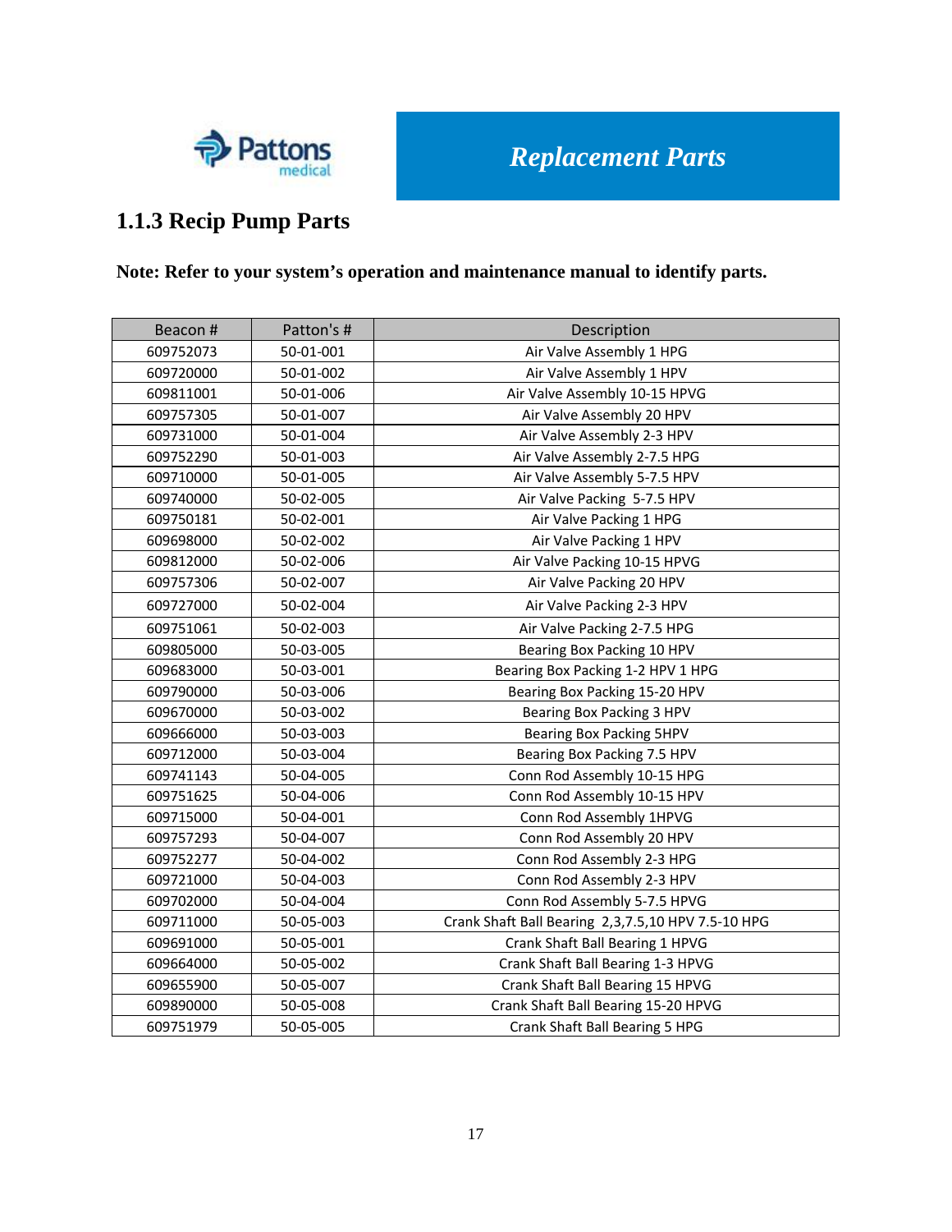Pattons medical

# Replacement Parts

## 1.1.3 Recip Pump Parts

**Note: Refer to your system's operation and maintenance manual to identify parts.**

| Beacon # | Patton's # | Description |
|---|---|---|
| 609752073 | 50-01-001 | Air Valve Assembly 1 HPG |
| 609720000 | 50-01-002 | Air Valve Assembly 1 HPV |
| 609811001 | 50-01-006 | Air Valve Assembly 10-15 HPVG |
| 609757305 | 50-01-007 | Air Valve Assembly 20 HPV |
| 609731000 | 50-01-004 | Air Valve Assembly 2-3 HPV |
| 609752290 | 50-01-003 | Air Valve Assembly 2-7.5 HPG |
| 609710000 | 50-01-005 | Air Valve Assembly 5-7.5 HPV |
| 609740000 | 50-02-005 | Air Valve Packing 5-7.5 HPV |
| 609750181 | 50-02-001 | Air Valve Packing 1 HPG |
| 609698000 | 50-02-002 | Air Valve Packing 1 HPV |
| 609812000 | 50-02-006 | Air Valve Packing 10-15 HPVG |
| 609757306 | 50-02-007 | Air Valve Packing 20 HPV |
| 609727000 | 50-02-004 | Air Valve Packing 2-3 HPV |
| 609751061 | 50-02-003 | Air Valve Packing 2-7.5 HPG |
| 609805000 | 50-03-005 | Bearing Box Packing 10 HPV |
| 609683000 | 50-03-001 | Bearing Box Packing 1-2 HPV 1 HPG |
| 609790000 | 50-03-006 | Bearing Box Packing 15-20 HPV |
| 609670000 | 50-03-002 | Bearing Box Packing 3 HPV |
| 609666000 | 50-03-003 | Bearing Box Packing 5HPV |
| 609712000 | 50-03-004 | Bearing Box Packing 7.5 HPV |
| 609741143 | 50-04-005 | Conn Rod Assembly 10-15 HPG |
| 609751625 | 50-04-006 | Conn Rod Assembly 10-15 HPV |
| 609715000 | 50-04-001 | Conn Rod Assembly 1HPVG |
| 609757293 | 50-04-007 | Conn Rod Assembly 20 HPV |
| 609752277 | 50-04-002 | Conn Rod Assembly 2-3 HPG |
| 609721000 | 50-04-003 | Conn Rod Assembly 2-3 HPV |
| 609702000 | 50-04-004 | Conn Rod Assembly 5-7.5 HPVG |
| 609711000 | 50-05-003 | Crank Shaft Ball Bearing 2,3,7.5,10 HPV 7.5-10 HPG |
| 609691000 | 50-05-001 | Crank Shaft Ball Bearing 1 HPVG |
| 609664000 | 50-05-002 | Crank Shaft Ball Bearing 1-3 HPVG |
| 609655900 | 50-05-007 | Crank Shaft Ball Bearing 15 HPVG |
| 609890000 | 50-05-008 | Crank Shaft Ball Bearing 15-20 HPVG |
| 609751979 | 50-05-005 | Crank Shaft Ball Bearing 5 HPG |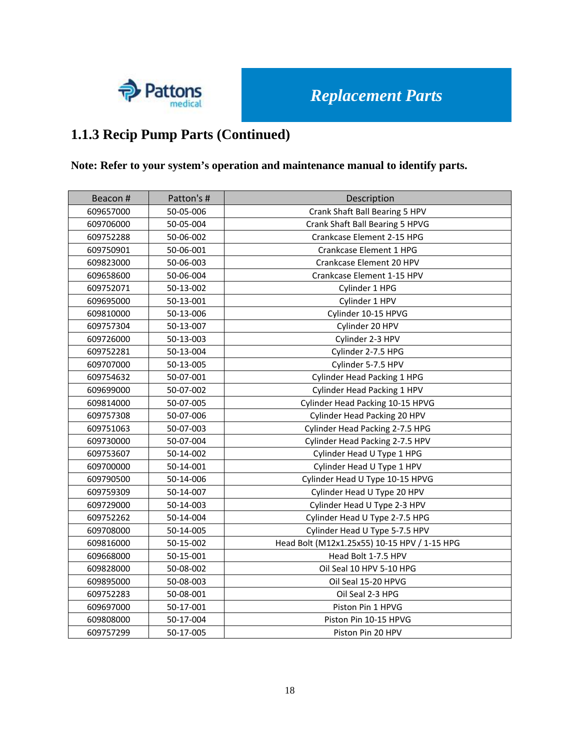Replacement Parts

### 1.1.3 Recip Pump Parts (Continued)

**Note: Refer to your system's operation and maintenance manual to identify parts.**

| Beacon # | Patton's # | Description |
|---|---|---|
| 609657000 | 50-05-006 | Crank Shaft Ball Bearing 5 HPV |
| 609706000 | 50-05-004 | Crank Shaft Ball Bearing 5 HPVG |
| 609752288 | 50-06-002 | Crankcase Element 2-15 HPG |
| 609750901 | 50-06-001 | Crankcase Element 1 HPG |
| 609823000 | 50-06-003 | Crankcase Element 20 HPV |
| 609658600 | 50-06-004 | Crankcase Element 1-15 HPV |
| 609752071 | 50-13-002 | Cylinder 1 HPG |
| 609695000 | 50-13-001 | Cylinder 1 HPV |
| 609810000 | 50-13-006 | Cylinder 10-15 HPVG |
| 609757304 | 50-13-007 | Cylinder 20 HPV |
| 609726000 | 50-13-003 | Cylinder 2-3 HPV |
| 609752281 | 50-13-004 | Cylinder 2-7.5 HPG |
| 609707000 | 50-13-005 | Cylinder 5-7.5 HPV |
| 609754632 | 50-07-001 | Cylinder Head Packing 1 HPG |
| 609699000 | 50-07-002 | Cylinder Head Packing 1 HPV |
| 609814000 | 50-07-005 | Cylinder Head Packing 10-15 HPVG |
| 609757308 | 50-07-006 | Cylinder Head Packing 20 HPV |
| 609751063 | 50-07-003 | Cylinder Head Packing 2-7.5 HPG |
| 609730000 | 50-07-004 | Cylinder Head Packing 2-7.5 HPV |
| 609753607 | 50-14-002 | Cylinder Head U Type 1 HPG |
| 609700000 | 50-14-001 | Cylinder Head U Type 1 HPV |
| 609790500 | 50-14-006 | Cylinder Head U Type 10-15 HPVG |
| 609759309 | 50-14-007 | Cylinder Head U Type 20 HPV |
| 609729000 | 50-14-003 | Cylinder Head U Type 2-3 HPV |
| 609752262 | 50-14-004 | Cylinder Head U Type 2-7.5 HPG |
| 609708000 | 50-14-005 | Cylinder Head U Type 5-7.5 HPV |
| 609816000 | 50-15-002 | Head Bolt (M12x1.25x55) 10-15 HPV / 1-15 HPG |
| 609668000 | 50-15-001 | Head Bolt 1-7.5 HPV |
| 609828000 | 50-08-002 | Oil Seal 10 HPV 5-10 HPG |
| 609895000 | 50-08-003 | Oil Seal 15-20 HPVG |
| 609752283 | 50-08-001 | Oil Seal 2-3 HPG |
| 609697000 | 50-17-001 | Piston Pin 1 HPVG |
| 609808000 | 50-17-004 | Piston Pin 10-15 HPVG |
| 609757299 | 50-17-005 | Piston Pin 20 HPV |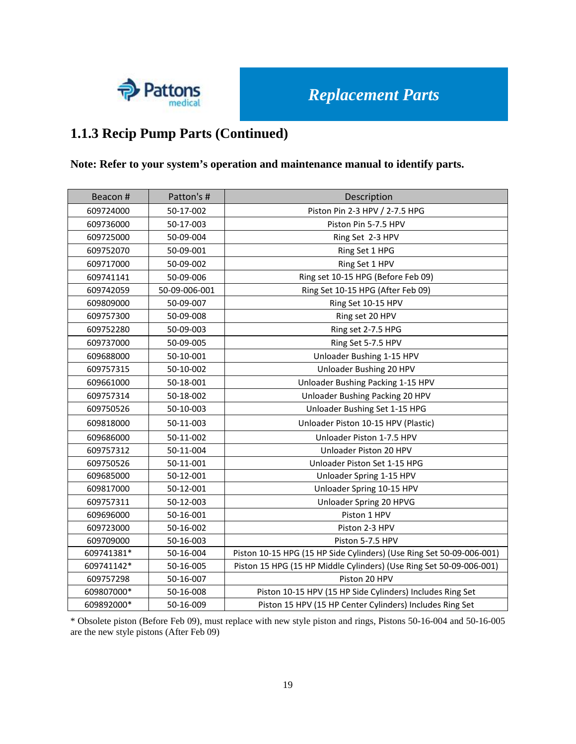## 1.1.3 Recip Pump Parts (Continued)

**Note: Refer to your system's operation and maintenance manual to identify parts.**

| Beacon # | Patton's # | Description |
|---|---|---|
| 609724000 | 50-17-002 | Piston Pin 2-3 HPV / 2-7.5 HPG |
| 609736000 | 50-17-003 | Piston Pin 5-7.5 HPV |
| 609725000 | 50-09-004 | Ring Set 2-3 HPV |
| 609752070 | 50-09-001 | Ring Set 1 HPG |
| 609717000 | 50-09-002 | Ring Set 1 HPV |
| 609741141 | 50-09-006 | Ring set 10-15 HPG (Before Feb 09) |
| 609742059 | 50-09-006-001 | Ring Set 10-15 HPG (After Feb 09) |
| 609809000 | 50-09-007 | Ring Set 10-15 HPV |
| 609757300 | 50-09-008 | Ring set 20 HPV |
| 609752280 | 50-09-003 | Ring set 2-7.5 HPG |
| 609737000 | 50-09-005 | Ring Set 5-7.5 HPV |
| 609688000 | 50-10-001 | Unloader Bushing 1-15 HPV |
| 609757315 | 50-10-002 | Unloader Bushing 20 HPV |
| 609661000 | 50-18-001 | Unloader Bushing Packing 1-15 HPV |
| 609757314 | 50-18-002 | Unloader Bushing Packing 20 HPV |
| 609750526 | 50-10-003 | Unloader Bushing Set 1-15 HPG |
| 609818000 | 50-11-003 | Unloader Piston 10-15 HPV (Plastic) |
| 609686000 | 50-11-002 | Unloader Piston 1-7.5 HPV |
| 609757312 | 50-11-004 | Unloader Piston 20 HPV |
| 609750526 | 50-11-001 | Unloader Piston Set 1-15 HPG |
| 609685000 | 50-12-001 | Unloader Spring 1-15 HPV |
| 609817000 | 50-12-001 | Unloader Spring 10-15 HPV |
| 609757311 | 50-12-003 | Unloader Spring 20 HPVG |
| 609696000 | 50-16-001 | Piston 1 HPV |
| 609723000 | 50-16-002 | Piston 2-3 HPV |
| 609709000 | 50-16-003 | Piston 5-7.5 HPV |
| 609741381* | 50-16-004 | Piston 10-15 HPG (15 HP Side Cylinders) (Use Ring Set 50-09-006-001) |
| 609741142* | 50-16-005 | Piston 15 HPG (15 HP Middle Cylinders) (Use Ring Set 50-09-006-001) |
| 609757298 | 50-16-007 | Piston 20 HPV |
| 609807000* | 50-16-008 | Piston 10-15 HPV (15 HP Side Cylinders) Includes Ring Set |
| 609892000* | 50-16-009 | Piston 15 HPV (15 HP Center Cylinders) Includes Ring Set |

* Obsolete piston (Before Feb 09), must replace with new style piston and rings, Pistons 50-16-004 and 50-16-005 are the new style pistons (After Feb 09)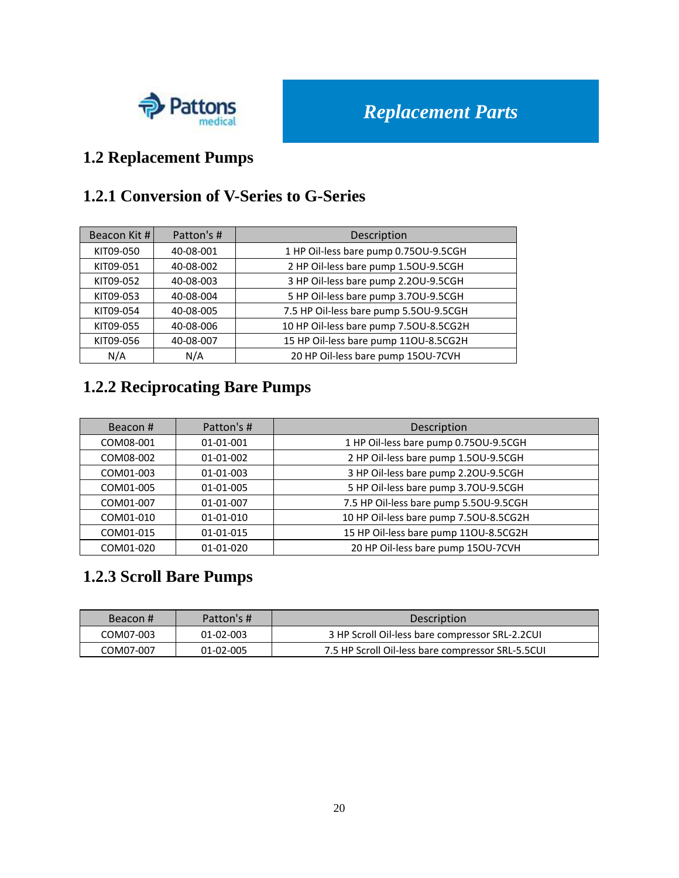## 1.2 Replacement Pumps

### 1.2.1 Conversion of V-Series to G-Series

| Beacon Kit # | Patton's # | Description |
|---|---|---|
| KIT09-050 | 40-08-001 | 1 HP Oil-less bare pump 0.75OU-9.5CGH |
| KIT09-051 | 40-08-002 | 2 HP Oil-less bare pump 1.5OU-9.5CGH |
| KIT09-052 | 40-08-003 | 3 HP Oil-less bare pump 2.2OU-9.5CGH |
| KIT09-053 | 40-08-004 | 5 HP Oil-less bare pump 3.7OU-9.5CGH |
| KIT09-054 | 40-08-005 | 7.5 HP Oil-less bare pump 5.5OU-9.5CGH |
| KIT09-055 | 40-08-006 | 10 HP Oil-less bare pump 7.5OU-8.5CG2H |
| KIT09-056 | 40-08-007 | 15 HP Oil-less bare pump 11OU-8.5CG2H |
| N/A | N/A | 20 HP Oil-less bare pump 15OU-7CVH |

### 1.2.2 Reciprocating Bare Pumps

| Beacon # | Patton's # | Description |
|---|---|---|
| COM08-001 | 01-01-001 | 1 HP Oil-less bare pump 0.75OU-9.5CGH |
| COM08-002 | 01-01-002 | 2 HP Oil-less bare pump 1.5OU-9.5CGH |
| COM01-003 | 01-01-003 | 3 HP Oil-less bare pump 2.2OU-9.5CGH |
| COM01-005 | 01-01-005 | 5 HP Oil-less bare pump 3.7OU-9.5CGH |
| COM01-007 | 01-01-007 | 7.5 HP Oil-less bare pump 5.5OU-9.5CGH |
| COM01-010 | 01-01-010 | 10 HP Oil-less bare pump 7.5OU-8.5CG2H |
| COM01-015 | 01-01-015 | 15 HP Oil-less bare pump 11OU-8.5CG2H |
| COM01-020 | 01-01-020 | 20 HP Oil-less bare pump 15OU-7CVH |

### 1.2.3 Scroll Bare Pumps

| Beacon # | Patton's # | Description |
|---|---|---|
| COM07-003 | 01-02-003 | 3 HP Scroll Oil-less bare compressor SRL-2.2CUI |
| COM07-007 | 01-02-005 | 7.5 HP Scroll Oil-less bare compressor SRL-5.5CUI |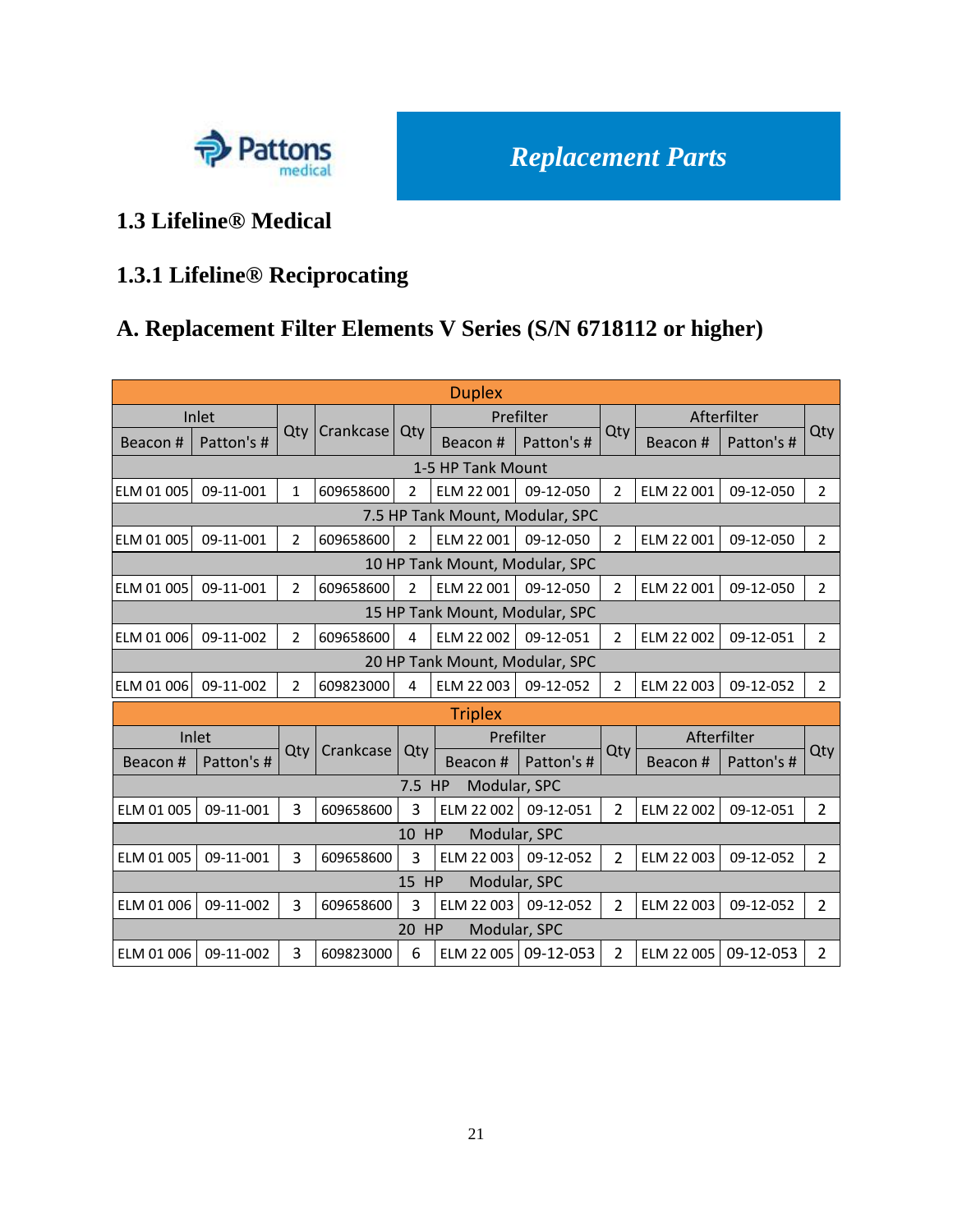Replacement Parts

## 1.3 Lifeline® Medical

### 1.3.1 Lifeline® Reciprocating

### A. Replacement Filter Elements V Series (S/N 6718112 or higher)

| Duplex | | | | | | | | | | |
|---|---|---|---|---|---|---|---|---|---|---|
| Inlet | | Qty | Crankcase | Qty | Prefilter | | Qty | Afterfilter | | Qty |
| Beacon # | Patton's # | | | | Beacon # | Patton's # | | Beacon # | Patton's # | |
| 1-5 HP Tank Mount | | | | | | | | | | |
| ELM 01 005 | 09-11-001 | 1 | 609658600 | 2 | ELM 22 001 | 09-12-050 | 2 | ELM 22 001 | 09-12-050 | 2 |
| 7.5 HP Tank Mount, Modular, SPC | | | | | | | | | | |
| ELM 01 005 | 09-11-001 | 2 | 609658600 | 2 | ELM 22 001 | 09-12-050 | 2 | ELM 22 001 | 09-12-050 | 2 |
| 10 HP Tank Mount, Modular, SPC | | | | | | | | | | |
| ELM 01 005 | 09-11-001 | 2 | 609658600 | 2 | ELM 22 001 | 09-12-050 | 2 | ELM 22 001 | 09-12-050 | 2 |
| 15 HP Tank Mount, Modular, SPC | | | | | | | | | | |
| ELM 01 006 | 09-11-002 | 2 | 609658600 | 4 | ELM 22 002 | 09-12-051 | 2 | ELM 22 002 | 09-12-051 | 2 |
| 20 HP Tank Mount, Modular, SPC | | | | | | | | | | |
| ELM 01 006 | 09-11-002 | 2 | 609823000 | 4 | ELM 22 003 | 09-12-052 | 2 | ELM 22 003 | 09-12-052 | 2 |
| Triplex | | | | | | | | | | |
| Inlet | | Qty | Crankcase | Qty | Prefilter | | Qty | Afterfilter | | Qty |
| Beacon # | Patton's # | | | | Beacon # | Patton's # | | Beacon # | Patton's # | |
| 7.5 HP Modular, SPC | | | | | | | | | | |
| ELM 01 005 | 09-11-001 | 3 | 609658600 | 3 | ELM 22 002 | 09-12-051 | 2 | ELM 22 002 | 09-12-051 | 2 |
| 10 HP Modular, SPC | | | | | | | | | | |
| ELM 01 005 | 09-11-001 | 3 | 609658600 | 3 | ELM 22 003 | 09-12-052 | 2 | ELM 22 003 | 09-12-052 | 2 |
| 15 HP Modular, SPC | | | | | | | | | | |
| ELM 01 006 | 09-11-002 | 3 | 609658600 | 3 | ELM 22 003 | 09-12-052 | 2 | ELM 22 003 | 09-12-052 | 2 |
| 20 HP Modular, SPC | | | | | | | | | | |
| ELM 01 006 | 09-11-002 | 3 | 609823000 | 6 | ELM 22 005 | 09-12-053 | 2 | ELM 22 005 | 09-12-053 | 2 |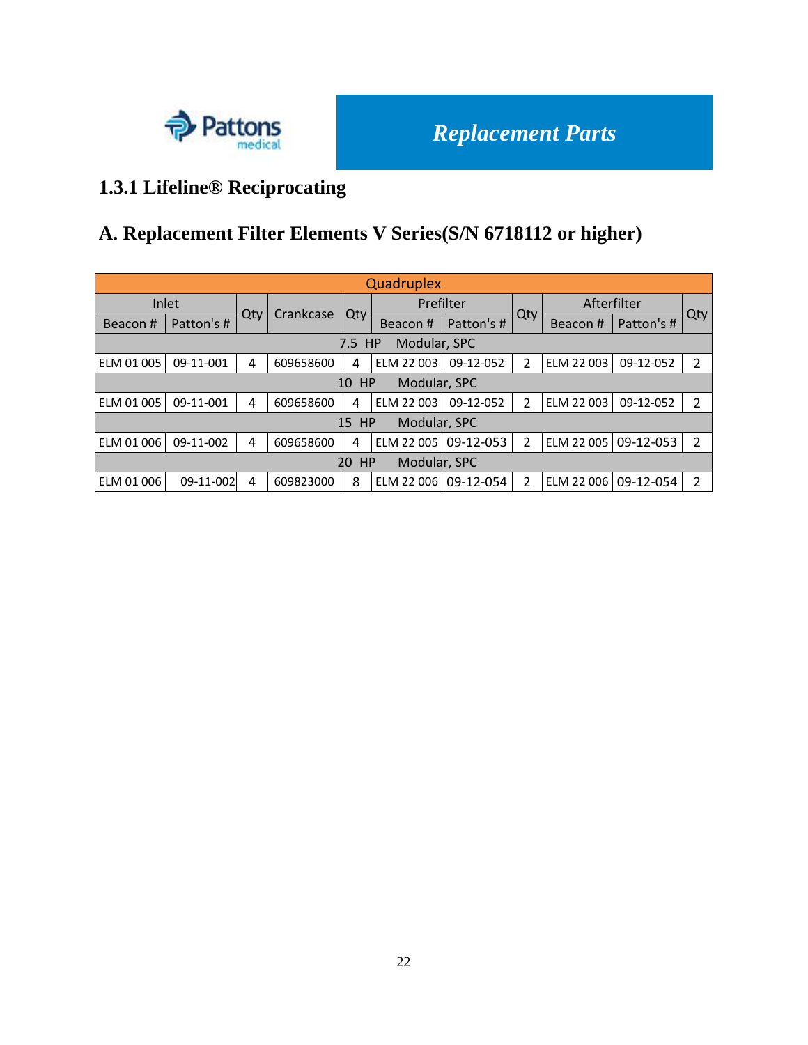Replacement Parts

### 1.3.1 Lifeline® Reciprocating

### A. Replacement Filter Elements V Series(S/N 6718112 or higher)

| Quadruplex | | | | | | | | | | |
|---|---|---|---|---|---|---|---|---|---|---|
| Inlet | | Qty | Crankcase | Qty | Prefilter | | Qty | Afterfilter | | Qty |
| Beacon # | Patton's # | | | | Beacon # | Patton's # | | Beacon # | Patton's # | |
| 7.5 HP Modular, SPC | | | | | | | | | | |
| ELM 01 005 | 09-11-001 | 4 | 609658600 | 4 | ELM 22 003 | 09-12-052 | 2 | ELM 22 003 | 09-12-052 | 2 |
| 10 HP Modular, SPC | | | | | | | | | | |
| ELM 01 005 | 09-11-001 | 4 | 609658600 | 4 | ELM 22 003 | 09-12-052 | 2 | ELM 22 003 | 09-12-052 | 2 |
| 15 HP Modular, SPC | | | | | | | | | | |
| ELM 01 006 | 09-11-002 | 4 | 609658600 | 4 | ELM 22 005 | 09-12-053 | 2 | ELM 22 005 | 09-12-053 | 2 |
| 20 HP Modular, SPC | | | | | | | | | | |
| ELM 01 006 | 09-11-002 | 4 | 609823000 | 8 | ELM 22 006 | 09-12-054 | 2 | ELM 22 006 | 09-12-054 | 2 |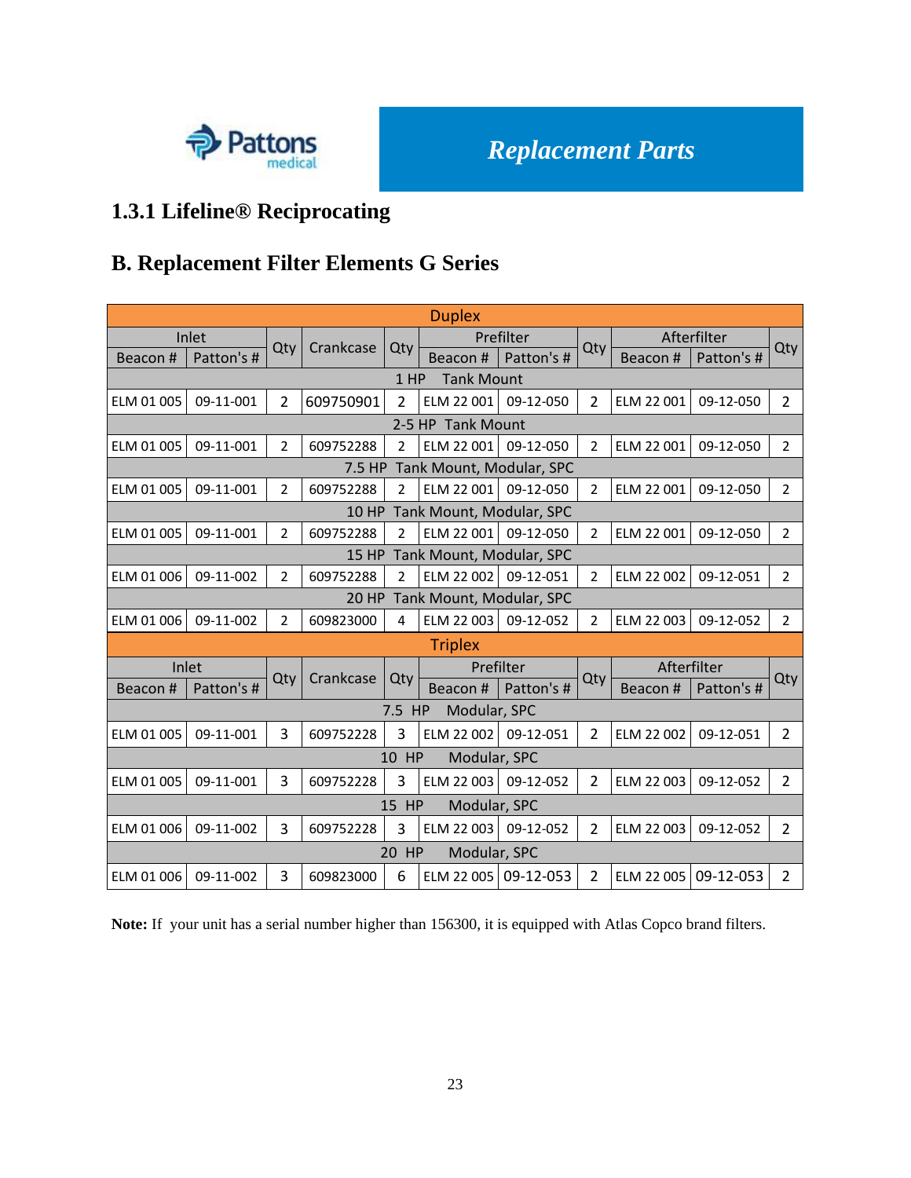Replacement Parts

### 1.3.1 Lifeline® Reciprocating

### B. Replacement Filter Elements G Series

| Duplex | | | | | | | | | | | |
|---|---|---|---|---|---|---|---|---|---|---|---|
| Inlet | | Qty | Crankcase | Qty | Prefilter | | Qty | Afterfilter | | Qty |
| Beacon # | Patton's # | | | | Beacon # | Patton's # | | Beacon # | Patton's # | |
| 1 HP Tank Mount | | | | | | | | | | |
| ELM 01 005 | 09-11-001 | 2 | 609750901 | 2 | ELM 22 001 | 09-12-050 | 2 | ELM 22 001 | 09-12-050 | 2 |
| 2-5 HP Tank Mount | | | | | | | | | | |
| ELM 01 005 | 09-11-001 | 2 | 609752288 | 2 | ELM 22 001 | 09-12-050 | 2 | ELM 22 001 | 09-12-050 | 2 |
| 7.5 HP Tank Mount, Modular, SPC | | | | | | | | | | |
| ELM 01 005 | 09-11-001 | 2 | 609752288 | 2 | ELM 22 001 | 09-12-050 | 2 | ELM 22 001 | 09-12-050 | 2 |
| 10 HP Tank Mount, Modular, SPC | | | | | | | | | | |
| ELM 01 005 | 09-11-001 | 2 | 609752288 | 2 | ELM 22 001 | 09-12-050 | 2 | ELM 22 001 | 09-12-050 | 2 |
| 15 HP Tank Mount, Modular, SPC | | | | | | | | | | |
| ELM 01 006 | 09-11-002 | 2 | 609752288 | 2 | ELM 22 002 | 09-12-051 | 2 | ELM 22 002 | 09-12-051 | 2 |
| 20 HP Tank Mount, Modular, SPC | | | | | | | | | | |
| ELM 01 006 | 09-11-002 | 2 | 609823000 | 4 | ELM 22 003 | 09-12-052 | 2 | ELM 22 003 | 09-12-052 | 2 |
| Triplex | | | | | | | | | | |
| Inlet | | Qty | Crankcase | Qty | Prefilter | | Qty | Afterfilter | | Qty |
| Beacon # | Patton's # | | | | Beacon # | Patton's # | | Beacon # | Patton's # | |
| 7.5 HP Modular, SPC | | | | | | | | | | |
| ELM 01 005 | 09-11-001 | 3 | 609752228 | 3 | ELM 22 002 | 09-12-051 | 2 | ELM 22 002 | 09-12-051 | 2 |
| 10 HP Modular, SPC | | | | | | | | | | |
| ELM 01 005 | 09-11-001 | 3 | 609752228 | 3 | ELM 22 003 | 09-12-052 | 2 | ELM 22 003 | 09-12-052 | 2 |
| 15 HP Modular, SPC | | | | | | | | | | |
| ELM 01 006 | 09-11-002 | 3 | 609752228 | 3 | ELM 22 003 | 09-12-052 | 2 | ELM 22 003 | 09-12-052 | 2 |
| 20 HP Modular, SPC | | | | | | | | | | |
| ELM 01 006 | 09-11-002 | 3 | 609823000 | 6 | ELM 22 005 | 09-12-053 | 2 | ELM 22 005 | 09-12-053 | 2 |

**Note:** If your unit has a serial number higher than 156300, it is equipped with Atlas Copco brand filters.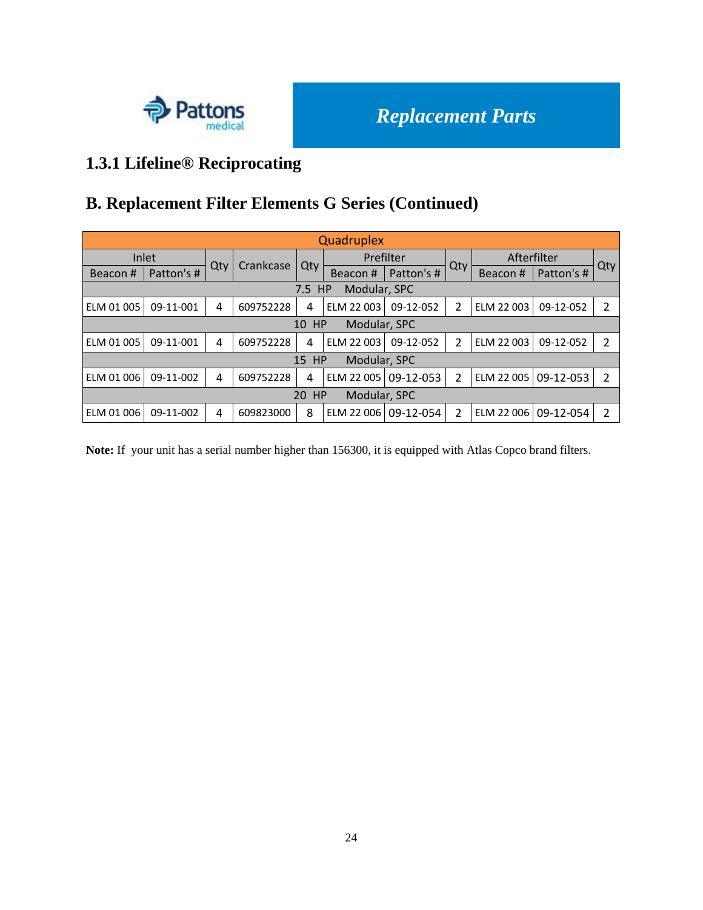# Replacement Parts

## 1.3.1 Lifeline® Reciprocating

## B. Replacement Filter Elements G Series (Continued)

| Quadruplex | | | | | | | | | | | |
|---|---|---|---|---|---|---|---|---|---|---|---|
| Inlet | | Qty | Crankcase | Qty | Prefilter | | Qty | Afterfilter | | Qty |
| Beacon # | Patton's # | | | | Beacon # | Patton's # | | Beacon # | Patton's # | |
| 7.5 HP Modular, SPC | | | | | | | | | | |
| ELM 01 005 | 09-11-001 | 4 | 609752228 | 4 | ELM 22 003 | 09-12-052 | 2 | ELM 22 003 | 09-12-052 | 2 |
| 10 HP Modular, SPC | | | | | | | | | | |
| ELM 01 005 | 09-11-001 | 4 | 609752228 | 4 | ELM 22 003 | 09-12-052 | 2 | ELM 22 003 | 09-12-052 | 2 |
| 15 HP Modular, SPC | | | | | | | | | | |
| ELM 01 006 | 09-11-002 | 4 | 609752228 | 4 | ELM 22 005 | 09-12-053 | 2 | ELM 22 005 | 09-12-053 | 2 |
| 20 HP Modular, SPC | | | | | | | | | | |
| ELM 01 006 | 09-11-002 | 4 | 609823000 | 8 | ELM 22 006 | 09-12-054 | 2 | ELM 22 006 | 09-12-054 | 2 |

**Note:** If your unit has a serial number higher than 156300, it is equipped with Atlas Copco brand filters.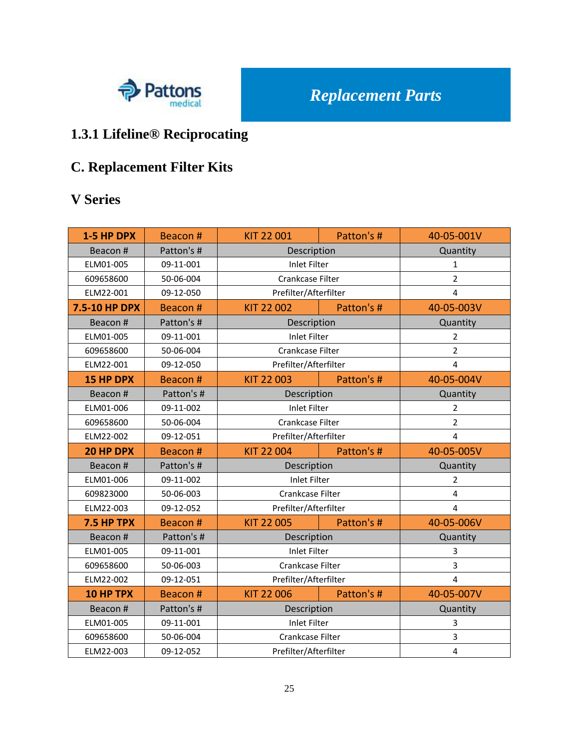Replacement Parts

## 1.3.1 Lifeline® Reciprocating

## C. Replacement Filter Kits

## V Series

| 1-5 HP DPX | Beacon # | KIT 22 001 | Patton's # | 40-05-001V |
|---|---|---|---|---|
| Beacon # | Patton's # | Description | | Quantity |
| ELM01-005 | 09-11-001 | Inlet Filter | | 1 |
| 609658600 | 50-06-004 | Crankcase Filter | | 2 |
| ELM22-001 | 09-12-050 | Prefilter/Afterfilter | | 4 |
| **7.5-10 HP DPX** | Beacon # | KIT 22 002 | Patton's # | 40-05-003V |
| Beacon # | Patton's # | Description | | Quantity |
| ELM01-005 | 09-11-001 | Inlet Filter | | 2 |
| 609658600 | 50-06-004 | Crankcase Filter | | 2 |
| ELM22-001 | 09-12-050 | Prefilter/Afterfilter | | 4 |
| **15 HP DPX** | Beacon # | KIT 22 003 | Patton's # | 40-05-004V |
| Beacon # | Patton's # | Description | | Quantity |
| ELM01-006 | 09-11-002 | Inlet Filter | | 2 |
| 609658600 | 50-06-004 | Crankcase Filter | | 2 |
| ELM22-002 | 09-12-051 | Prefilter/Afterfilter | | 4 |
| **20 HP DPX** | Beacon # | KIT 22 004 | Patton's # | 40-05-005V |
| Beacon # | Patton's # | Description | | Quantity |
| ELM01-006 | 09-11-002 | Inlet Filter | | 2 |
| 609823000 | 50-06-003 | Crankcase Filter | | 4 |
| ELM22-003 | 09-12-052 | Prefilter/Afterfilter | | 4 |
| **7.5 HP TPX** | Beacon # | KIT 22 005 | Patton's # | 40-05-006V |
| Beacon # | Patton's # | Description | | Quantity |
| ELM01-005 | 09-11-001 | Inlet Filter | | 3 |
| 609658600 | 50-06-003 | Crankcase Filter | | 3 |
| ELM22-002 | 09-12-051 | Prefilter/Afterfilter | | 4 |
| **10 HP TPX** | Beacon # | KIT 22 006 | Patton's # | 40-05-007V |
| Beacon # | Patton's # | Description | | Quantity |
| ELM01-005 | 09-11-001 | Inlet Filter | | 3 |
| 609658600 | 50-06-004 | Crankcase Filter | | 3 |
| ELM22-003 | 09-12-052 | Prefilter/Afterfilter | | 4 |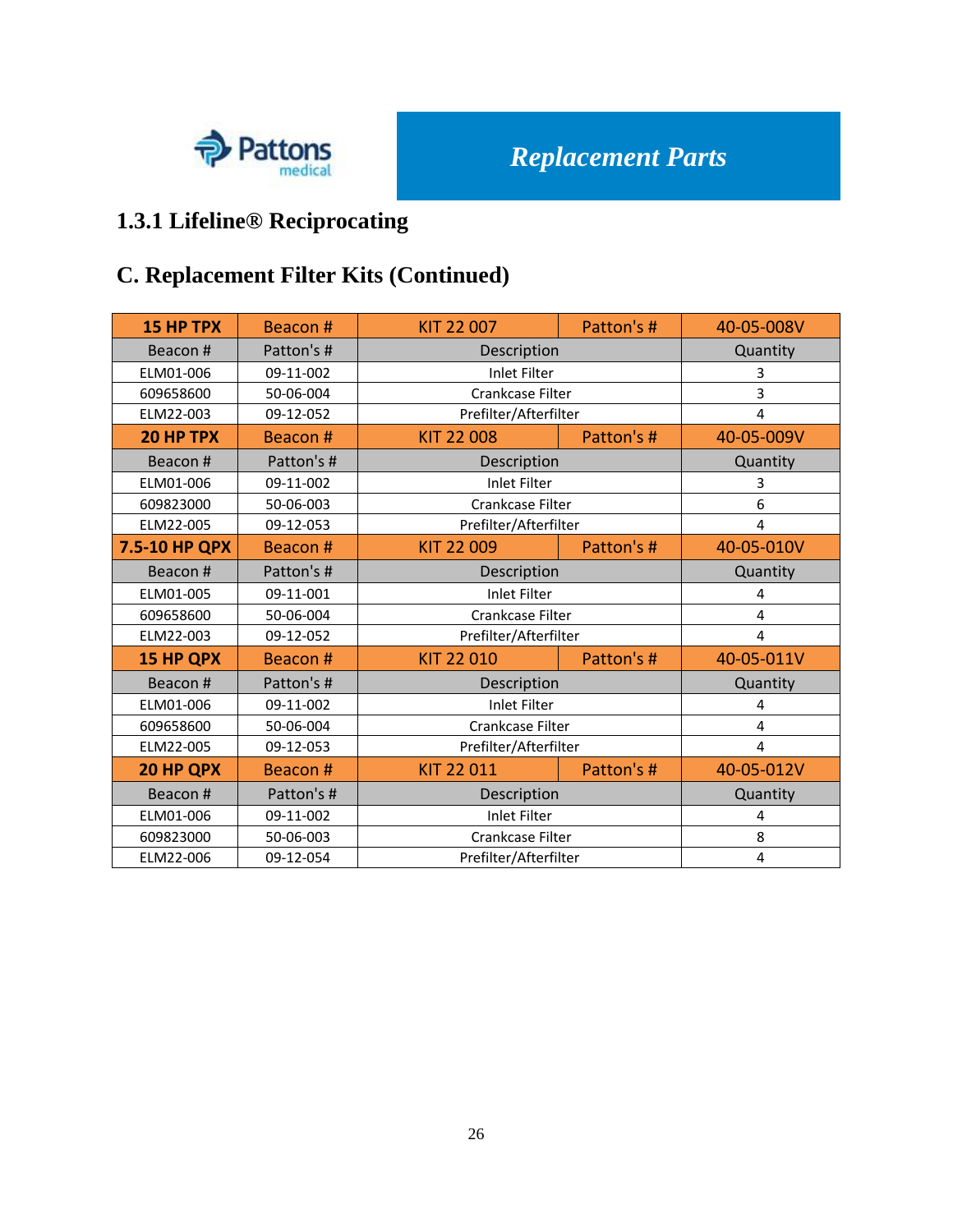**Replacement Parts**

## 1.3.1 Lifeline® Reciprocating

## C. Replacement Filter Kits (Continued)

| 15 HP TPX | Beacon # | KIT 22 007 | Patton's # | 40-05-008V |
|---|---|---|---|---|
| Beacon # | Patton's # | Description | | Quantity |
| ELM01-006 | 09-11-002 | Inlet Filter | | 3 |
| 609658600 | 50-06-004 | Crankcase Filter | | 3 |
| ELM22-003 | 09-12-052 | Prefilter/Afterfilter | | 4 |
| **20 HP TPX** | Beacon # | KIT 22 008 | Patton's # | 40-05-009V |
| Beacon # | Patton's # | Description | | Quantity |
| ELM01-006 | 09-11-002 | Inlet Filter | | 3 |
| 609823000 | 50-06-003 | Crankcase Filter | | 6 |
| ELM22-005 | 09-12-053 | Prefilter/Afterfilter | | 4 |
| **7.5-10 HP QPX** | Beacon # | KIT 22 009 | Patton's # | 40-05-010V |
| Beacon # | Patton's # | Description | | Quantity |
| ELM01-005 | 09-11-001 | Inlet Filter | | 4 |
| 609658600 | 50-06-004 | Crankcase Filter | | 4 |
| ELM22-003 | 09-12-052 | Prefilter/Afterfilter | | 4 |
| **15 HP QPX** | Beacon # | KIT 22 010 | Patton's # | 40-05-011V |
| Beacon # | Patton's # | Description | | Quantity |
| ELM01-006 | 09-11-002 | Inlet Filter | | 4 |
| 609658600 | 50-06-004 | Crankcase Filter | | 4 |
| ELM22-005 | 09-12-053 | Prefilter/Afterfilter | | 4 |
| **20 HP QPX** | Beacon # | KIT 22 011 | Patton's # | 40-05-012V |
| Beacon # | Patton's # | Description | | Quantity |
| ELM01-006 | 09-11-002 | Inlet Filter | | 4 |
| 609823000 | 50-06-003 | Crankcase Filter | | 8 |
| ELM22-006 | 09-12-054 | Prefilter/Afterfilter | | 4 |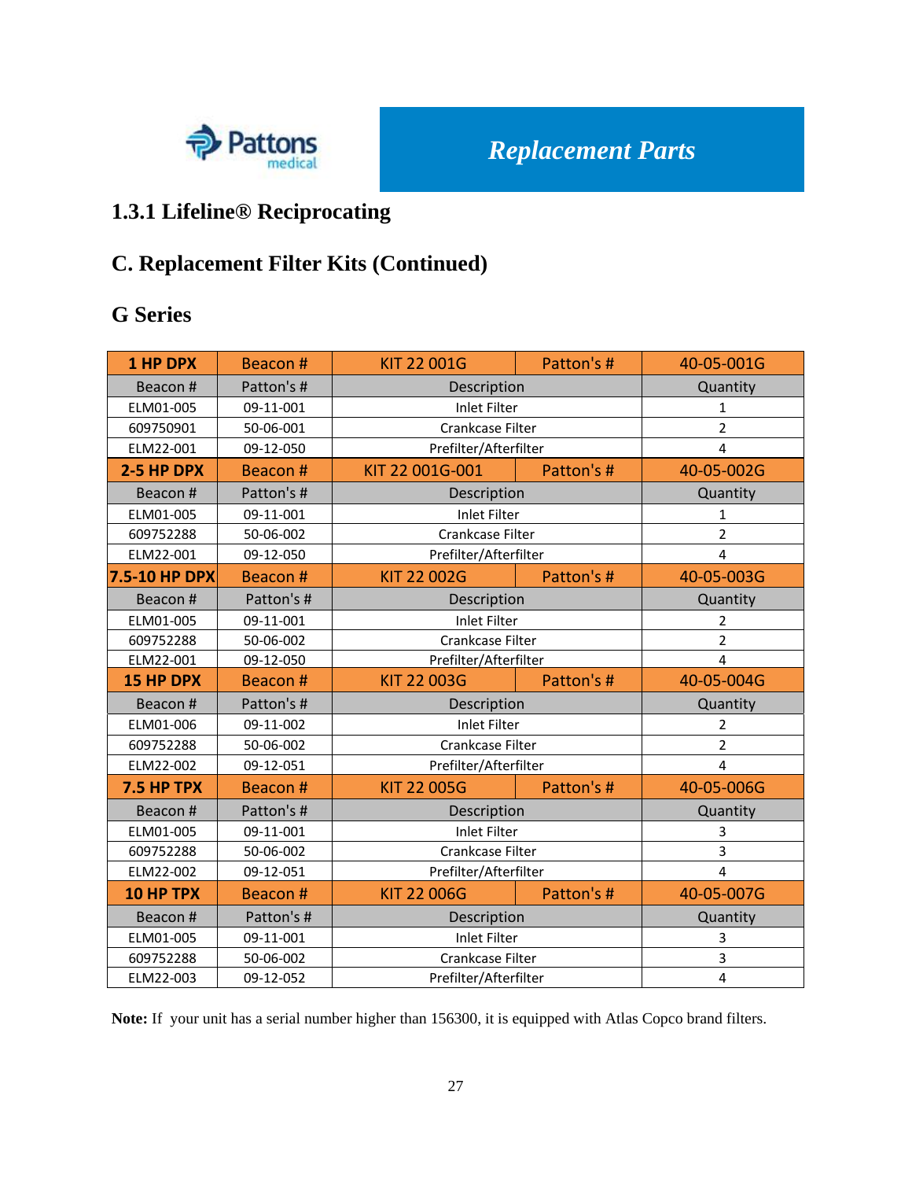## 1.3.1 Lifeline® Reciprocating

## C. Replacement Filter Kits (Continued)

## G Series

| 1 HP DPX | Beacon # | KIT 22 001G | Patton's # | 40-05-001G |
|---|---|---|---|---|
| Beacon # | Patton's # | Description | | Quantity |
| ELM01-005 | 09-11-001 | Inlet Filter | | 1 |
| 609750901 | 50-06-001 | Crankcase Filter | | 2 |
| ELM22-001 | 09-12-050 | Prefilter/Afterfilter | | 4 |
| **2-5 HP DPX** | Beacon # | KIT 22 001G-001 | Patton's # | 40-05-002G |
| Beacon # | Patton's # | Description | | Quantity |
| ELM01-005 | 09-11-001 | Inlet Filter | | 1 |
| 609752288 | 50-06-002 | Crankcase Filter | | 2 |
| ELM22-001 | 09-12-050 | Prefilter/Afterfilter | | 4 |
| **7.5-10 HP DPX** | Beacon # | KIT 22 002G | Patton's # | 40-05-003G |
| Beacon # | Patton's # | Description | | Quantity |
| ELM01-005 | 09-11-001 | Inlet Filter | | 2 |
| 609752288 | 50-06-002 | Crankcase Filter | | 2 |
| ELM22-001 | 09-12-050 | Prefilter/Afterfilter | | 4 |
| **15 HP DPX** | Beacon # | KIT 22 003G | Patton's # | 40-05-004G |
| Beacon # | Patton's # | Description | | Quantity |
| ELM01-006 | 09-11-002 | Inlet Filter | | 2 |
| 609752288 | 50-06-002 | Crankcase Filter | | 2 |
| ELM22-002 | 09-12-051 | Prefilter/Afterfilter | | 4 |
| **7.5 HP TPX** | Beacon # | KIT 22 005G | Patton's # | 40-05-006G |
| Beacon # | Patton's # | Description | | Quantity |
| ELM01-005 | 09-11-001 | Inlet Filter | | 3 |
| 609752288 | 50-06-002 | Crankcase Filter | | 3 |
| ELM22-002 | 09-12-051 | Prefilter/Afterfilter | | 4 |
| **10 HP TPX** | Beacon # | KIT 22 006G | Patton's # | 40-05-007G |
| Beacon # | Patton's # | Description | | Quantity |
| ELM01-005 | 09-11-001 | Inlet Filter | | 3 |
| 609752288 | 50-06-002 | Crankcase Filter | | 3 |
| ELM22-003 | 09-12-052 | Prefilter/Afterfilter | | 4 |

**Note:** If your unit has a serial number higher than 156300, it is equipped with Atlas Copco brand filters.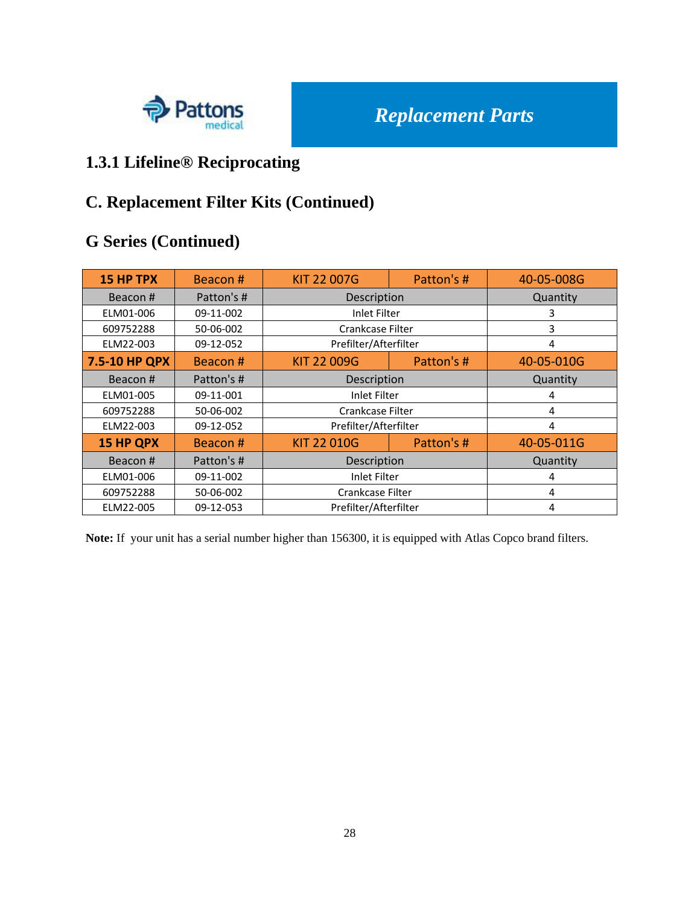Replacement Parts

## 1.3.1 Lifeline® Reciprocating

## C. Replacement Filter Kits (Continued)

## G Series (Continued)

| 15 HP TPX | Beacon # | KIT 22 007G | Patton's # | 40-05-008G |
|---|---|---|---|---|
| Beacon # | Patton's # | Description | | Quantity |
| ELM01-006 | 09-11-002 | Inlet Filter | | 3 |
| 609752288 | 50-06-002 | Crankcase Filter | | 3 |
| ELM22-003 | 09-12-052 | Prefilter/Afterfilter | | 4 |
| **7.5-10 HP QPX** | Beacon # | KIT 22 009G | Patton's # | 40-05-010G |
| Beacon # | Patton's # | Description | | Quantity |
| ELM01-005 | 09-11-001 | Inlet Filter | | 4 |
| 609752288 | 50-06-002 | Crankcase Filter | | 4 |
| ELM22-003 | 09-12-052 | Prefilter/Afterfilter | | 4 |
| **15 HP QPX** | Beacon # | KIT 22 010G | Patton's # | 40-05-011G |
| Beacon # | Patton's # | Description | | Quantity |
| ELM01-006 | 09-11-002 | Inlet Filter | | 4 |
| 609752288 | 50-06-002 | Crankcase Filter | | 4 |
| ELM22-005 | 09-12-053 | Prefilter/Afterfilter | | 4 |

**Note:** If your unit has a serial number higher than 156300, it is equipped with Atlas Copco brand filters.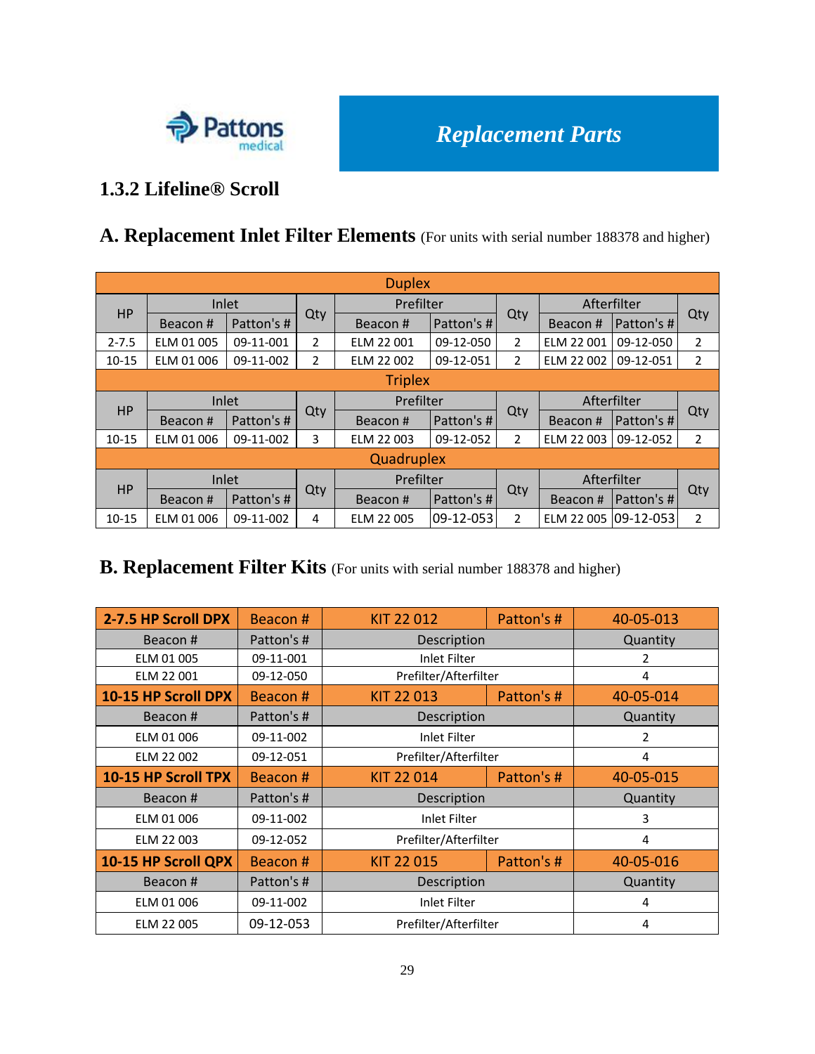Replacement Parts

## 1.3.2 Lifeline® Scroll

## A. Replacement Inlet Filter Elements (For units with serial number 188378 and higher)

| Duplex | | | | | | | | | |
|---|---|---|---|---|---|---|---|---|---|
| HP | Inlet | | Qty | Prefilter | | Qty | Afterfilter | | Qty |
| | Beacon # | Patton's # | | Beacon # | Patton's # | | Beacon # | Patton's # | |
| 2-7.5 | ELM 01 005 | 09-11-001 | 2 | ELM 22 001 | 09-12-050 | 2 | ELM 22 001 | 09-12-050 | 2 |
| 10-15 | ELM 01 006 | 09-11-002 | 2 | ELM 22 002 | 09-12-051 | 2 | ELM 22 002 | 09-12-051 | 2 |
| **Triplex** | | | | | | | | | |
| HP | Inlet | | Qty | Prefilter | | Qty | Afterfilter | | Qty |
| | Beacon # | Patton's # | | Beacon # | Patton's # | | Beacon # | Patton's # | |
| 10-15 | ELM 01 006 | 09-11-002 | 3 | ELM 22 003 | 09-12-052 | 2 | ELM 22 003 | 09-12-052 | 2 |
| **Quadruplex** | | | | | | | | | |
| HP | Inlet | | Qty | Prefilter | | Qty | Afterfilter | | Qty |
| | Beacon # | Patton's # | | Beacon # | Patton's # | | Beacon # | Patton's # | |
| 10-15 | ELM 01 006 | 09-11-002 | 4 | ELM 22 005 | 09-12-053 | 2 | ELM 22 005 | 09-12-053 | 2 |

## B. Replacement Filter Kits (For units with serial number 188378 and higher)

| 2-7.5 HP Scroll DPX | Beacon # | KIT 22 012 | Patton's # | 40-05-013 |
|---|---|---|---|---|
| Beacon # | Patton's # | Description | | Quantity |
| ELM 01 005 | 09-11-001 | Inlet Filter | | 2 |
| ELM 22 001 | 09-12-050 | Prefilter/Afterfilter | | 4 |
| **10-15 HP Scroll DPX** | **Beacon #** | **KIT 22 013** | **Patton's #** | **40-05-014** |
| Beacon # | Patton's # | Description | | Quantity |
| ELM 01 006 | 09-11-002 | Inlet Filter | | 2 |
| ELM 22 002 | 09-12-051 | Prefilter/Afterfilter | | 4 |
| **10-15 HP Scroll TPX** | **Beacon #** | **KIT 22 014** | **Patton's #** | **40-05-015** |
| Beacon # | Patton's # | Description | | Quantity |
| ELM 01 006 | 09-11-002 | Inlet Filter | | 3 |
| ELM 22 003 | 09-12-052 | Prefilter/Afterfilter | | 4 |
| **10-15 HP Scroll QPX** | **Beacon #** | **KIT 22 015** | **Patton's #** | **40-05-016** |
| Beacon # | Patton's # | Description | | Quantity |
| ELM 01 006 | 09-11-002 | Inlet Filter | | 4 |
| ELM 22 005 | 09-12-053 | Prefilter/Afterfilter | | 4 |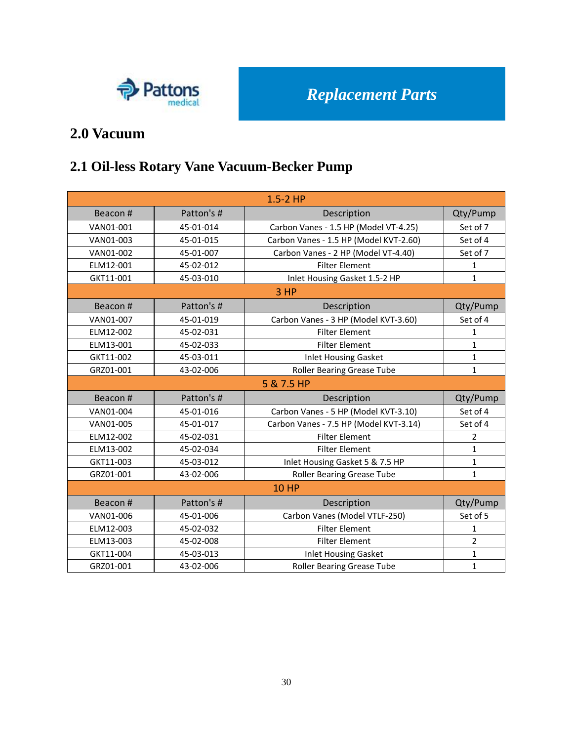Pattons medical

*Replacement Parts*

# 2.0 Vacuum

## 2.1 Oil-less Rotary Vane Vacuum-Becker Pump

| 1.5-2 HP | | | |
|---|---|---|---|
| Beacon # | Patton's # | Description | Qty/Pump |
| VAN01-001 | 45-01-014 | Carbon Vanes - 1.5 HP (Model VT-4.25) | Set of 7 |
| VAN01-003 | 45-01-015 | Carbon Vanes - 1.5 HP (Model KVT-2.60) | Set of 4 |
| VAN01-002 | 45-01-007 | Carbon Vanes - 2 HP (Model VT-4.40) | Set of 7 |
| ELM12-001 | 45-02-012 | Filter Element | 1 |
| GKT11-001 | 45-03-010 | Inlet Housing Gasket 1.5-2 HP | 1 |
| 3 HP | | | |
| Beacon # | Patton's # | Description | Qty/Pump |
| VAN01-007 | 45-01-019 | Carbon Vanes - 3 HP (Model KVT-3.60) | Set of 4 |
| ELM12-002 | 45-02-031 | Filter Element | 1 |
| ELM13-001 | 45-02-033 | Filter Element | 1 |
| GKT11-002 | 45-03-011 | Inlet Housing Gasket | 1 |
| GRZ01-001 | 43-02-006 | Roller Bearing Grease Tube | 1 |
| 5 & 7.5 HP | | | |
| Beacon # | Patton's # | Description | Qty/Pump |
| VAN01-004 | 45-01-016 | Carbon Vanes - 5 HP (Model KVT-3.10) | Set of 4 |
| VAN01-005 | 45-01-017 | Carbon Vanes - 7.5 HP (Model KVT-3.14) | Set of 4 |
| ELM12-002 | 45-02-031 | Filter Element | 2 |
| ELM13-002 | 45-02-034 | Filter Element | 1 |
| GKT11-003 | 45-03-012 | Inlet Housing Gasket 5 & 7.5 HP | 1 |
| GRZ01-001 | 43-02-006 | Roller Bearing Grease Tube | 1 |
| 10 HP | | | |
| Beacon # | Patton's # | Description | Qty/Pump |
| VAN01-006 | 45-01-006 | Carbon Vanes (Model VTLF-250) | Set of 5 |
| ELM12-003 | 45-02-032 | Filter Element | 1 |
| ELM13-003 | 45-02-008 | Filter Element | 2 |
| GKT11-004 | 45-03-013 | Inlet Housing Gasket | 1 |
| GRZ01-001 | 43-02-006 | Roller Bearing Grease Tube | 1 |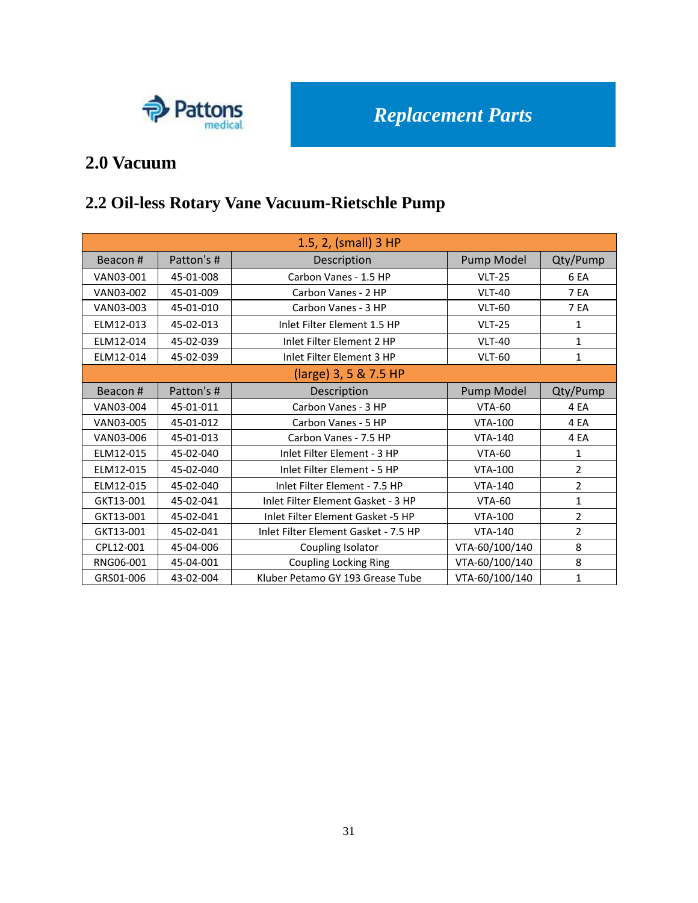Pattons medical

*Replacement Parts*

# 2.0 Vacuum

## 2.2 Oil-less Rotary Vane Vacuum-Rietschle Pump

| 1.5, 2, (small) 3 HP | | | | |
|---|---|---|---|---|
| Beacon # | Patton's # | Description | Pump Model | Qty/Pump |
| VAN03-001 | 45-01-008 | Carbon Vanes - 1.5 HP | VLT-25 | 6 EA |
| VAN03-002 | 45-01-009 | Carbon Vanes - 2 HP | VLT-40 | 7 EA |
| VAN03-003 | 45-01-010 | Carbon Vanes - 3 HP | VLT-60 | 7 EA |
| ELM12-013 | 45-02-013 | Inlet Filter Element 1.5 HP | VLT-25 | 1 |
| ELM12-014 | 45-02-039 | Inlet Filter Element 2 HP | VLT-40 | 1 |
| ELM12-014 | 45-02-039 | Inlet Filter Element 3 HP | VLT-60 | 1 |
| (large) 3, 5 & 7.5 HP | | | | |
| Beacon # | Patton's # | Description | Pump Model | Qty/Pump |
| VAN03-004 | 45-01-011 | Carbon Vanes - 3 HP | VTA-60 | 4 EA |
| VAN03-005 | 45-01-012 | Carbon Vanes - 5 HP | VTA-100 | 4 EA |
| VAN03-006 | 45-01-013 | Carbon Vanes - 7.5 HP | VTA-140 | 4 EA |
| ELM12-015 | 45-02-040 | Inlet Filter Element - 3 HP | VTA-60 | 1 |
| ELM12-015 | 45-02-040 | Inlet Filter Element - 5 HP | VTA-100 | 2 |
| ELM12-015 | 45-02-040 | Inlet Filter Element - 7.5 HP | VTA-140 | 2 |
| GKT13-001 | 45-02-041 | Inlet Filter Element Gasket - 3 HP | VTA-60 | 1 |
| GKT13-001 | 45-02-041 | Inlet Filter Element Gasket -5 HP | VTA-100 | 2 |
| GKT13-001 | 45-02-041 | Inlet Filter Element Gasket - 7.5 HP | VTA-140 | 2 |
| CPL12-001 | 45-04-006 | Coupling Isolator | VTA-60/100/140 | 8 |
| RNG06-001 | 45-04-001 | Coupling Locking Ring | VTA-60/100/140 | 8 |
| GRS01-006 | 43-02-004 | Kluber Petamo GY 193 Grease Tube | VTA-60/100/140 | 1 |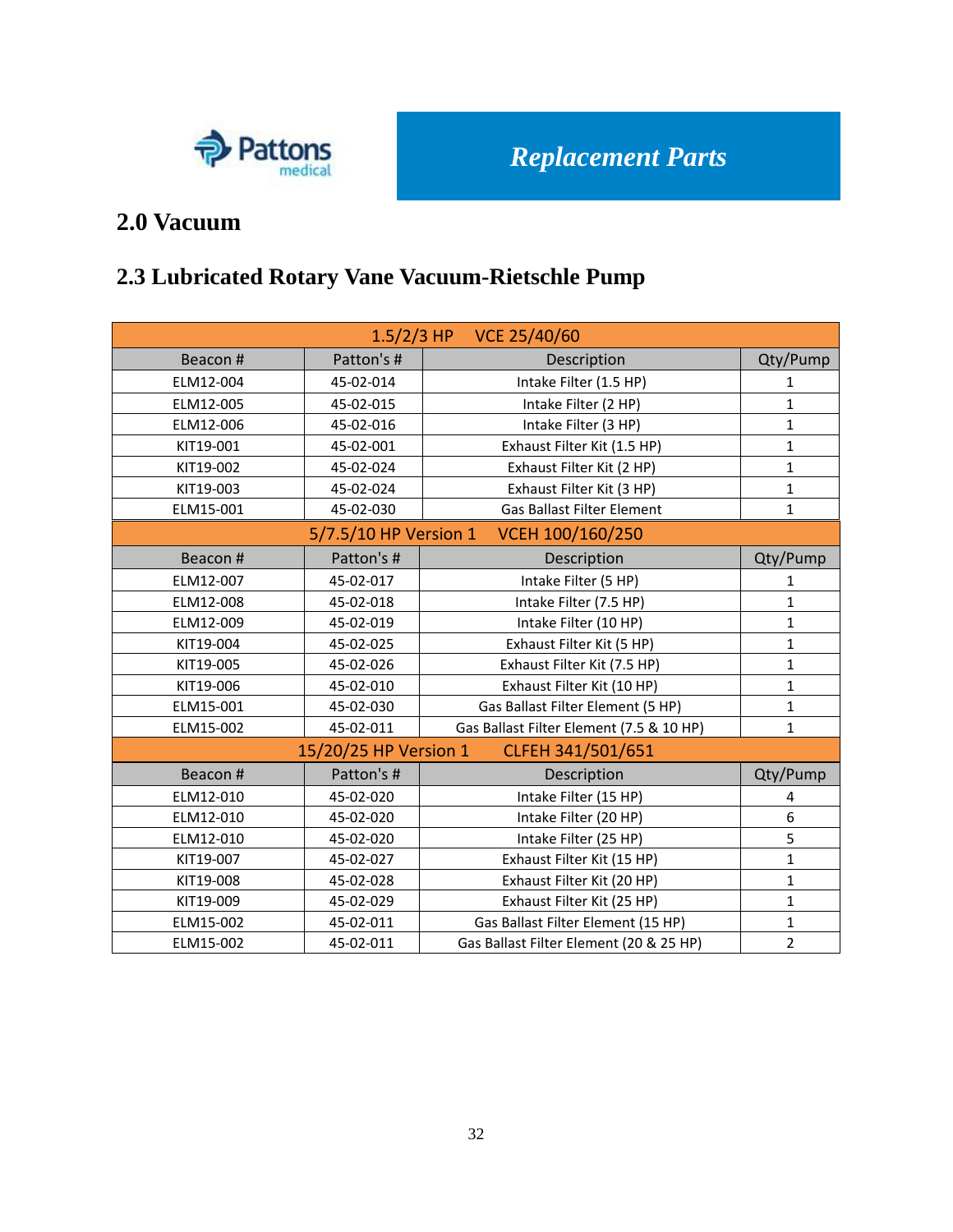Pattons medical

*Replacement Parts*

# 2.0 Vacuum

## 2.3 Lubricated Rotary Vane Vacuum-Rietschle Pump

| 1.5/2/3 HP VCE 25/40/60 | | | |
|---|---|---|---|
| Beacon # | Patton's # | Description | Qty/Pump |
| ELM12-004 | 45-02-014 | Intake Filter (1.5 HP) | 1 |
| ELM12-005 | 45-02-015 | Intake Filter (2 HP) | 1 |
| ELM12-006 | 45-02-016 | Intake Filter (3 HP) | 1 |
| KIT19-001 | 45-02-001 | Exhaust Filter Kit (1.5 HP) | 1 |
| KIT19-002 | 45-02-024 | Exhaust Filter Kit (2 HP) | 1 |
| KIT19-003 | 45-02-024 | Exhaust Filter Kit (3 HP) | 1 |
| ELM15-001 | 45-02-030 | Gas Ballast Filter Element | 1 |
| **5/7.5/10 HP Version 1 VCEH 100/160/250** | | | |
| Beacon # | Patton's # | Description | Qty/Pump |
| ELM12-007 | 45-02-017 | Intake Filter (5 HP) | 1 |
| ELM12-008 | 45-02-018 | Intake Filter (7.5 HP) | 1 |
| ELM12-009 | 45-02-019 | Intake Filter (10 HP) | 1 |
| KIT19-004 | 45-02-025 | Exhaust Filter Kit (5 HP) | 1 |
| KIT19-005 | 45-02-026 | Exhaust Filter Kit (7.5 HP) | 1 |
| KIT19-006 | 45-02-010 | Exhaust Filter Kit (10 HP) | 1 |
| ELM15-001 | 45-02-030 | Gas Ballast Filter Element (5 HP) | 1 |
| ELM15-002 | 45-02-011 | Gas Ballast Filter Element (7.5 & 10 HP) | 1 |
| **15/20/25 HP Version 1 CLFEH 341/501/651** | | | |
| Beacon # | Patton's # | Description | Qty/Pump |
| ELM12-010 | 45-02-020 | Intake Filter (15 HP) | 4 |
| ELM12-010 | 45-02-020 | Intake Filter (20 HP) | 6 |
| ELM12-010 | 45-02-020 | Intake Filter (25 HP) | 5 |
| KIT19-007 | 45-02-027 | Exhaust Filter Kit (15 HP) | 1 |
| KIT19-008 | 45-02-028 | Exhaust Filter Kit (20 HP) | 1 |
| KIT19-009 | 45-02-029 | Exhaust Filter Kit (25 HP) | 1 |
| ELM15-002 | 45-02-011 | Gas Ballast Filter Element (15 HP) | 1 |
| ELM15-002 | 45-02-011 | Gas Ballast Filter Element (20 & 25 HP) | 2 |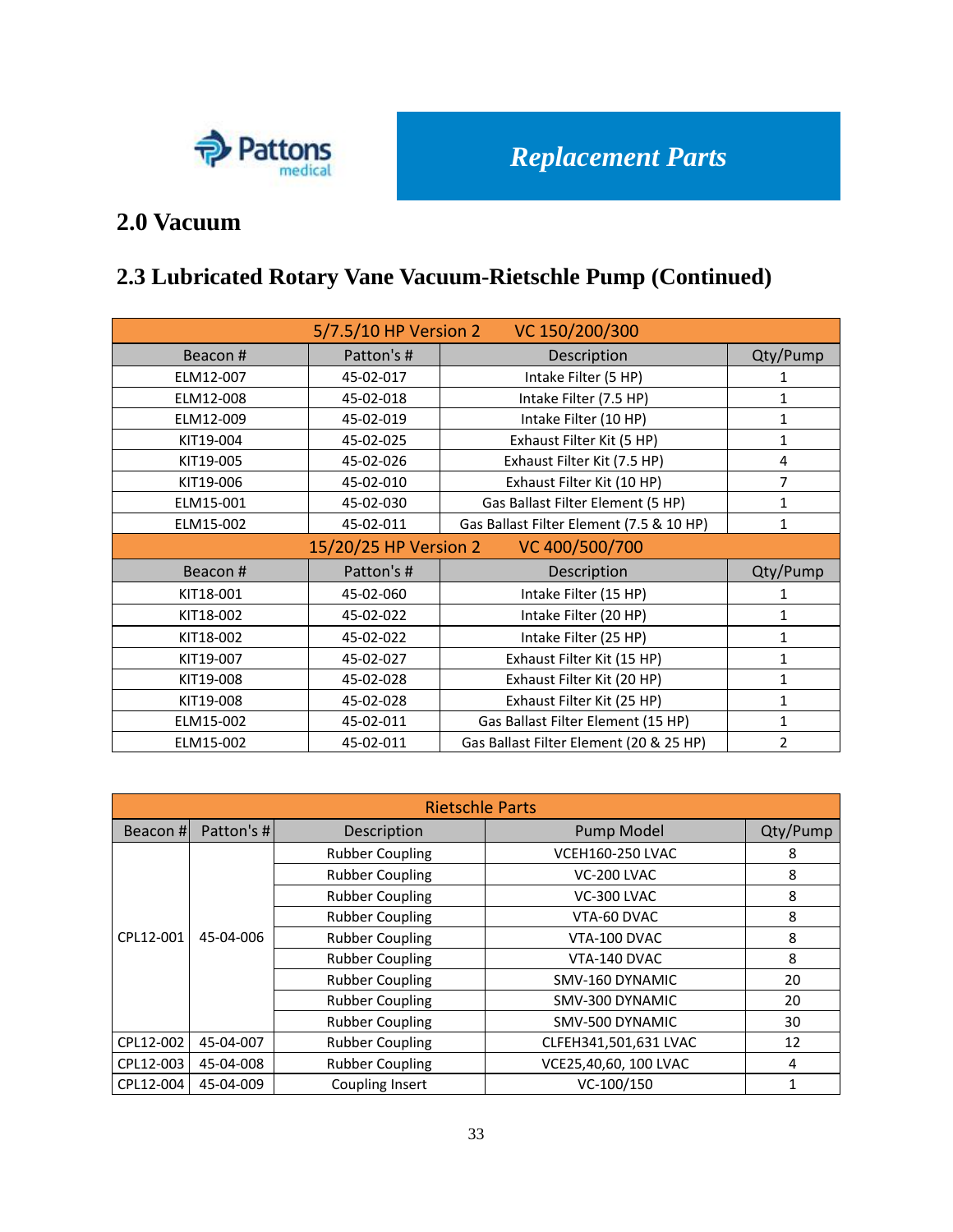Pattons medical

**Replacement Parts**

# 2.0 Vacuum

## 2.3 Lubricated Rotary Vane Vacuum-Rietschle Pump (Continued)

| 5/7.5/10 HP Version 2 VC 150/200/300 | | | |
|---|---|---|---|
| **Beacon #** | **Patton's #** | **Description** | **Qty/Pump** |
| ELM12-007 | 45-02-017 | Intake Filter (5 HP) | 1 |
| ELM12-008 | 45-02-018 | Intake Filter (7.5 HP) | 1 |
| ELM12-009 | 45-02-019 | Intake Filter (10 HP) | 1 |
| KIT19-004 | 45-02-025 | Exhaust Filter Kit (5 HP) | 1 |
| KIT19-005 | 45-02-026 | Exhaust Filter Kit (7.5 HP) | 4 |
| KIT19-006 | 45-02-010 | Exhaust Filter Kit (10 HP) | 7 |
| ELM15-001 | 45-02-030 | Gas Ballast Filter Element (5 HP) | 1 |
| ELM15-002 | 45-02-011 | Gas Ballast Filter Element (7.5 & 10 HP) | 1 |
| **15/20/25 HP Version 2 VC 400/500/700** | | | |
| **Beacon #** | **Patton's #** | **Description** | **Qty/Pump** |
| KIT18-001 | 45-02-060 | Intake Filter (15 HP) | 1 |
| KIT18-002 | 45-02-022 | Intake Filter (20 HP) | 1 |
| KIT18-002 | 45-02-022 | Intake Filter (25 HP) | 1 |
| KIT19-007 | 45-02-027 | Exhaust Filter Kit (15 HP) | 1 |
| KIT19-008 | 45-02-028 | Exhaust Filter Kit (20 HP) | 1 |
| KIT19-008 | 45-02-028 | Exhaust Filter Kit (25 HP) | 1 |
| ELM15-002 | 45-02-011 | Gas Ballast Filter Element (15 HP) | 1 |
| ELM15-002 | 45-02-011 | Gas Ballast Filter Element (20 & 25 HP) | 2 |

| Rietschle Parts | | | | |
|---|---|---|---|---|
| **Beacon #** | **Patton's #** | **Description** | **Pump Model** | **Qty/Pump** |
| CPL12-001 | 45-04-006 | Rubber Coupling | VCEH160-250 LVAC | 8 |
| | | Rubber Coupling | VC-200 LVAC | 8 |
| | | Rubber Coupling | VC-300 LVAC | 8 |
| | | Rubber Coupling | VTA-60 DVAC | 8 |
| | | Rubber Coupling | VTA-100 DVAC | 8 |
| | | Rubber Coupling | VTA-140 DVAC | 8 |
| | | Rubber Coupling | SMV-160 DYNAMIC | 20 |
| | | Rubber Coupling | SMV-300 DYNAMIC | 20 |
| | | Rubber Coupling | SMV-500 DYNAMIC | 30 |
| CPL12-002 | 45-04-007 | Rubber Coupling | CLFEH341,501,631 LVAC | 12 |
| CPL12-003 | 45-04-008 | Rubber Coupling | VCE25,40,60, 100 LVAC | 4 |
| CPL12-004 | 45-04-009 | Coupling Insert | VC-100/150 | 1 |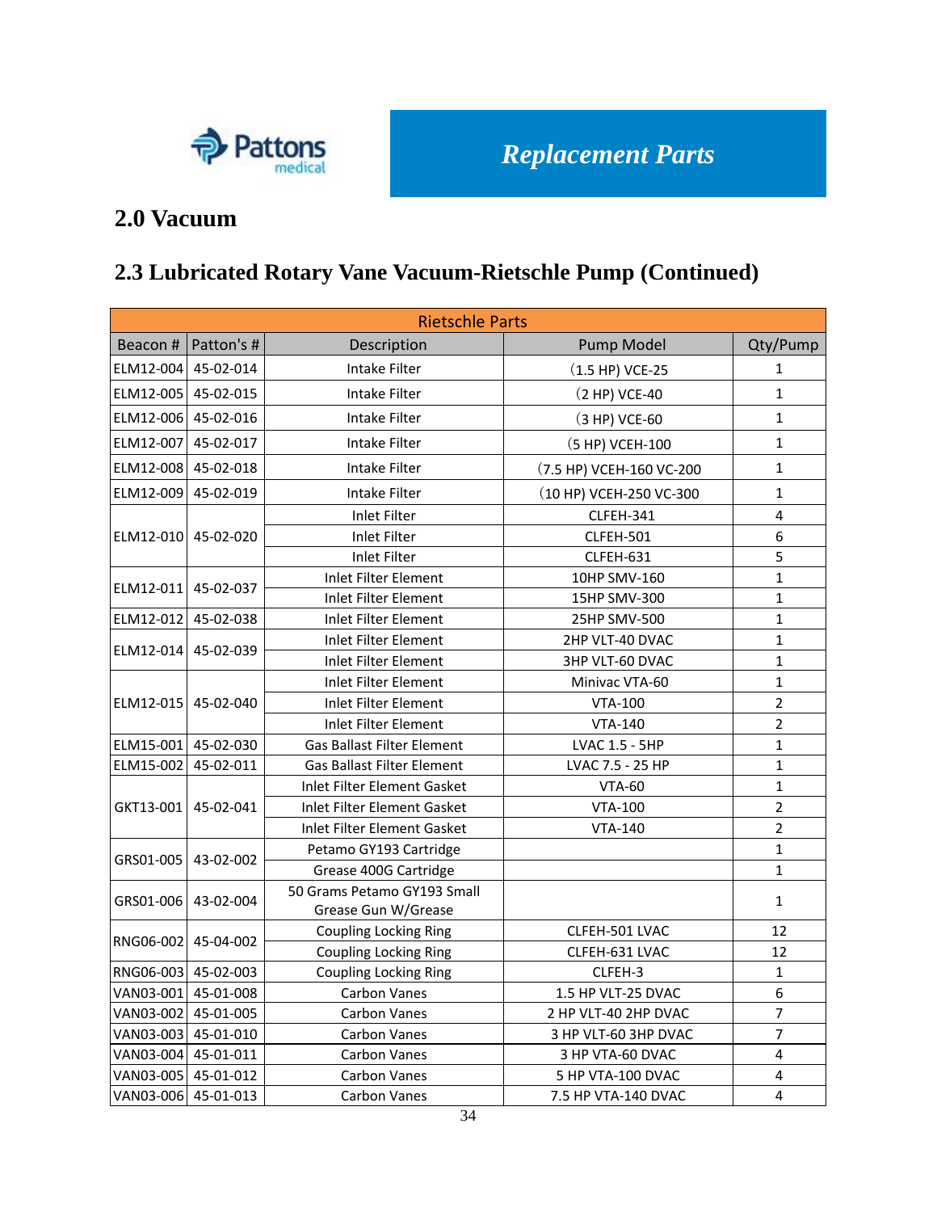Replacement Parts

## 2.0 Vacuum

## 2.3 Lubricated Rotary Vane Vacuum-Rietschle Pump (Continued)

| Rietschle Parts | | | | |
|---|---|---|---|---|
| Beacon # | Patton's # | Description | Pump Model | Qty/Pump |
| ELM12-004 | 45-02-014 | Intake Filter | (1.5 HP) VCE-25 | 1 |
| ELM12-005 | 45-02-015 | Intake Filter | (2 HP) VCE-40 | 1 |
| ELM12-006 | 45-02-016 | Intake Filter | (3 HP) VCE-60 | 1 |
| ELM12-007 | 45-02-017 | Intake Filter | (5 HP) VCEH-100 | 1 |
| ELM12-008 | 45-02-018 | Intake Filter | (7.5 HP) VCEH-160 VC-200 | 1 |
| ELM12-009 | 45-02-019 | Intake Filter | (10 HP) VCEH-250 VC-300 | 1 |
| ELM12-010 | 45-02-020 | Inlet Filter | CLFEH-341 | 4 |
| | | Inlet Filter | CLFEH-501 | 6 |
| | | Inlet Filter | CLFEH-631 | 5 |
| ELM12-011 | 45-02-037 | Inlet Filter Element | 10HP SMV-160 | 1 |
| | | Inlet Filter Element | 15HP SMV-300 | 1 |
| ELM12-012 | 45-02-038 | Inlet Filter Element | 25HP SMV-500 | 1 |
| ELM12-014 | 45-02-039 | Inlet Filter Element | 2HP VLT-40 DVAC | 1 |
| | | Inlet Filter Element | 3HP VLT-60 DVAC | 1 |
| ELM12-015 | 45-02-040 | Inlet Filter Element | Minivac VTA-60 | 1 |
| | | Inlet Filter Element | VTA-100 | 2 |
| | | Inlet Filter Element | VTA-140 | 2 |
| ELM15-001 | 45-02-030 | Gas Ballast Filter Element | LVAC 1.5 - 5HP | 1 |
| ELM15-002 | 45-02-011 | Gas Ballast Filter Element | LVAC 7.5 - 25 HP | 1 |
| GKT13-001 | 45-02-041 | Inlet Filter Element Gasket | VTA-60 | 1 |
| | | Inlet Filter Element Gasket | VTA-100 | 2 |
| | | Inlet Filter Element Gasket | VTA-140 | 2 |
| GRS01-005 | 43-02-002 | Petamo GY193 Cartridge | | 1 |
| | | Grease 400G Cartridge | | 1 |
| GRS01-006 | 43-02-004 | 50 Grams Petamo GY193 Small Grease Gun W/Grease | | 1 |
| RNG06-002 | 45-04-002 | Coupling Locking Ring | CLFEH-501 LVAC | 12 |
| | | Coupling Locking Ring | CLFEH-631 LVAC | 12 |
| RNG06-003 | 45-02-003 | Coupling Locking Ring | CLFEH-3 | 1 |
| VAN03-001 | 45-01-008 | Carbon Vanes | 1.5 HP VLT-25 DVAC | 6 |
| VAN03-002 | 45-01-005 | Carbon Vanes | 2 HP VLT-40 2HP DVAC | 7 |
| VAN03-003 | 45-01-010 | Carbon Vanes | 3 HP VLT-60 3HP DVAC | 7 |
| VAN03-004 | 45-01-011 | Carbon Vanes | 3 HP VTA-60 DVAC | 4 |
| VAN03-005 | 45-01-012 | Carbon Vanes | 5 HP VTA-100 DVAC | 4 |
| VAN03-006 | 45-01-013 | Carbon Vanes | 7.5 HP VTA-140 DVAC | 4 |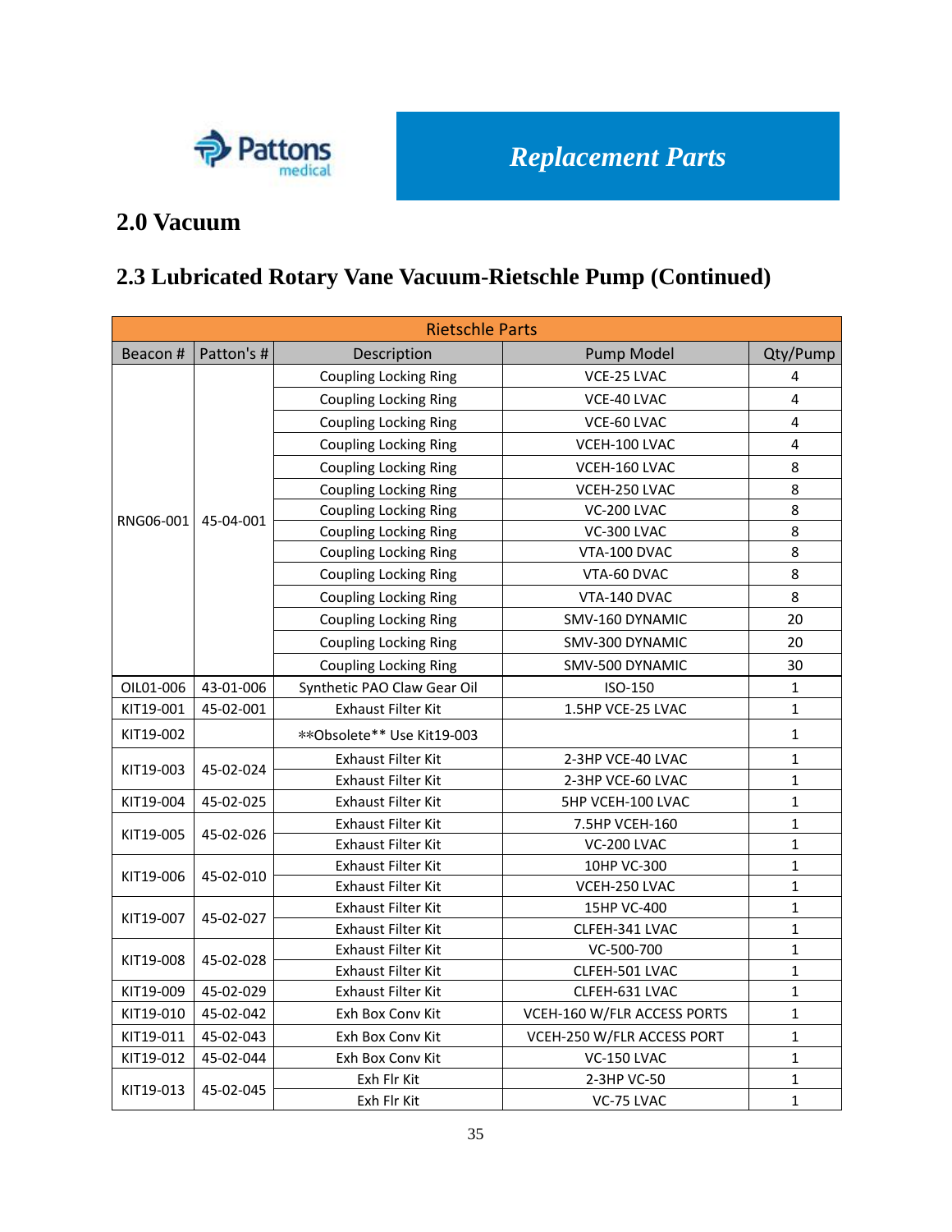Replacement Parts

# 2.0 Vacuum

## 2.3 Lubricated Rotary Vane Vacuum-Rietschle Pump (Continued)

| Rietschle Parts | | | | |
|---|---|---|---|---|
| Beacon # | Patton's # | Description | Pump Model | Qty/Pump |
| RNG06-001 | 45-04-001 | Coupling Locking Ring | VCE-25 LVAC | 4 |
| | | Coupling Locking Ring | VCE-40 LVAC | 4 |
| | | Coupling Locking Ring | VCE-60 LVAC | 4 |
| | | Coupling Locking Ring | VCEH-100 LVAC | 4 |
| | | Coupling Locking Ring | VCEH-160 LVAC | 8 |
| | | Coupling Locking Ring | VCEH-250 LVAC | 8 |
| | | Coupling Locking Ring | VC-200 LVAC | 8 |
| | | Coupling Locking Ring | VC-300 LVAC | 8 |
| | | Coupling Locking Ring | VTA-100 DVAC | 8 |
| | | Coupling Locking Ring | VTA-60 DVAC | 8 |
| | | Coupling Locking Ring | VTA-140 DVAC | 8 |
| | | Coupling Locking Ring | SMV-160 DYNAMIC | 20 |
| | | Coupling Locking Ring | SMV-300 DYNAMIC | 20 |
| | | Coupling Locking Ring | SMV-500 DYNAMIC | 30 |
| OIL01-006 | 43-01-006 | Synthetic PAO Claw Gear Oil | ISO-150 | 1 |
| KIT19-001 | 45-02-001 | Exhaust Filter Kit | 1.5HP VCE-25 LVAC | 1 |
| KIT19-002 | | **Obsolete** Use Kit19-003 | | 1 |
| KIT19-003 | 45-02-024 | Exhaust Filter Kit | 2-3HP VCE-40 LVAC | 1 |
| | | Exhaust Filter Kit | 2-3HP VCE-60 LVAC | 1 |
| KIT19-004 | 45-02-025 | Exhaust Filter Kit | 5HP VCEH-100 LVAC | 1 |
| KIT19-005 | 45-02-026 | Exhaust Filter Kit | 7.5HP VCEH-160 | 1 |
| | | Exhaust Filter Kit | VC-200 LVAC | 1 |
| KIT19-006 | 45-02-010 | Exhaust Filter Kit | 10HP VC-300 | 1 |
| | | Exhaust Filter Kit | VCEH-250 LVAC | 1 |
| KIT19-007 | 45-02-027 | Exhaust Filter Kit | 15HP VC-400 | 1 |
| | | Exhaust Filter Kit | CLFEH-341 LVAC | 1 |
| KIT19-008 | 45-02-028 | Exhaust Filter Kit | VC-500-700 | 1 |
| | | Exhaust Filter Kit | CLFEH-501 LVAC | 1 |
| KIT19-009 | 45-02-029 | Exhaust Filter Kit | CLFEH-631 LVAC | 1 |
| KIT19-010 | 45-02-042 | Exh Box Conv Kit | VCEH-160 W/FLR ACCESS PORTS | 1 |
| KIT19-011 | 45-02-043 | Exh Box Conv Kit | VCEH-250 W/FLR ACCESS PORT | 1 |
| KIT19-012 | 45-02-044 | Exh Box Conv Kit | VC-150 LVAC | 1 |
| KIT19-013 | 45-02-045 | Exh Flr Kit | 2-3HP VC-50 | 1 |
| | | Exh Flr Kit | VC-75 LVAC | 1 |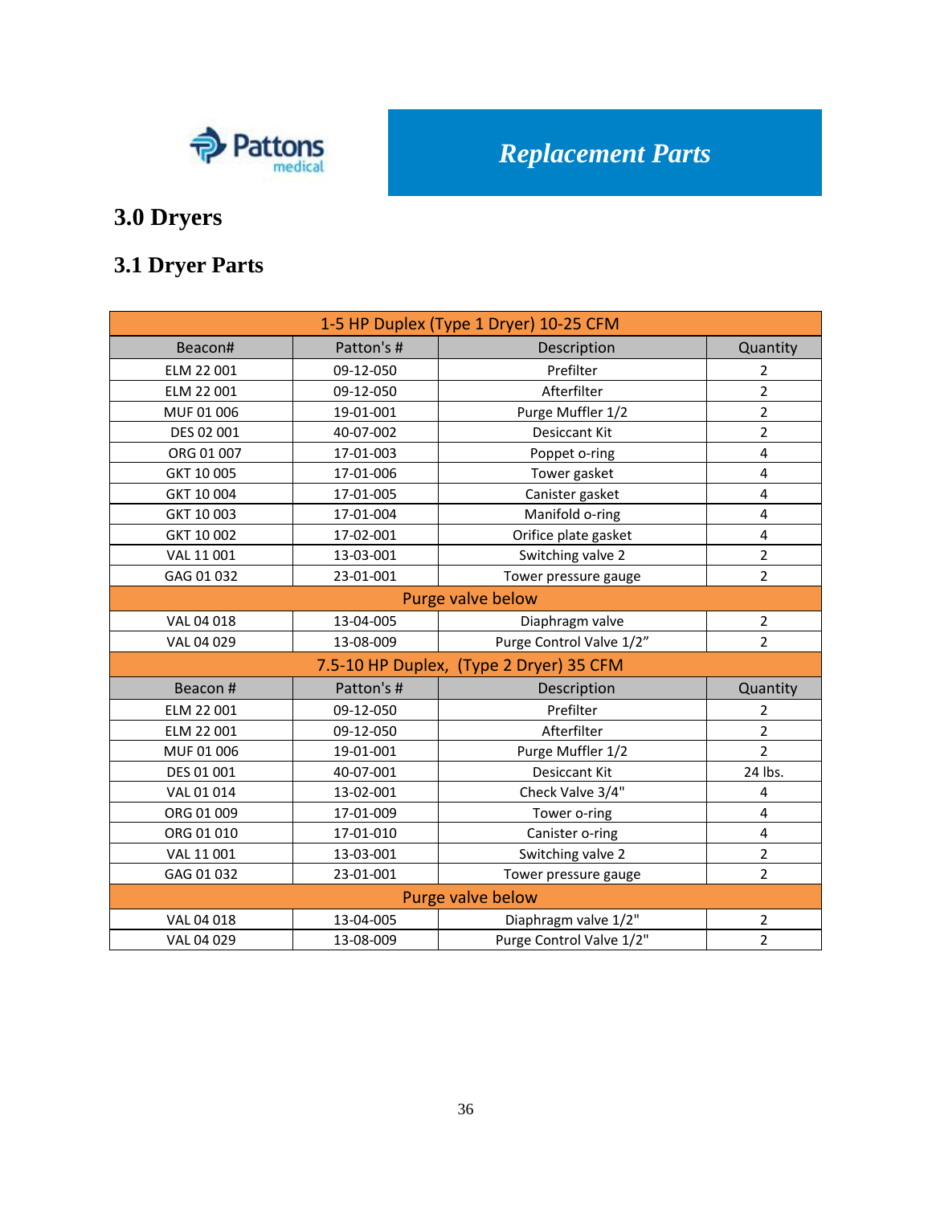Pattons medical

*Replacement Parts*

# 3.0 Dryers

## 3.1 Dryer Parts

| 1-5 HP Duplex (Type 1 Dryer) 10-25 CFM | | | |
|---|---|---|---|
| Beacon# | Patton's # | Description | Quantity |
| ELM 22 001 | 09-12-050 | Prefilter | 2 |
| ELM 22 001 | 09-12-050 | Afterfilter | 2 |
| MUF 01 006 | 19-01-001 | Purge Muffler 1/2 | 2 |
| DES 02 001 | 40-07-002 | Desiccant Kit | 2 |
| ORG 01 007 | 17-01-003 | Poppet o-ring | 4 |
| GKT 10 005 | 17-01-006 | Tower gasket | 4 |
| GKT 10 004 | 17-01-005 | Canister gasket | 4 |
| GKT 10 003 | 17-01-004 | Manifold o-ring | 4 |
| GKT 10 002 | 17-02-001 | Orifice plate gasket | 4 |
| VAL 11 001 | 13-03-001 | Switching valve 2 | 2 |
| GAG 01 032 | 23-01-001 | Tower pressure gauge | 2 |
| Purge valve below | | | |
| VAL 04 018 | 13-04-005 | Diaphragm valve | 2 |
| VAL 04 029 | 13-08-009 | Purge Control Valve 1/2” | 2 |
| 7.5-10 HP Duplex, (Type 2 Dryer) 35 CFM | | | |
| Beacon # | Patton's # | Description | Quantity |
| ELM 22 001 | 09-12-050 | Prefilter | 2 |
| ELM 22 001 | 09-12-050 | Afterfilter | 2 |
| MUF 01 006 | 19-01-001 | Purge Muffler 1/2 | 2 |
| DES 01 001 | 40-07-001 | Desiccant Kit | 24 lbs. |
| VAL 01 014 | 13-02-001 | Check Valve 3/4" | 4 |
| ORG 01 009 | 17-01-009 | Tower o-ring | 4 |
| ORG 01 010 | 17-01-010 | Canister o-ring | 4 |
| VAL 11 001 | 13-03-001 | Switching valve 2 | 2 |
| GAG 01 032 | 23-01-001 | Tower pressure gauge | 2 |
| Purge valve below | | | |
| VAL 04 018 | 13-04-005 | Diaphragm valve 1/2" | 2 |
| VAL 04 029 | 13-08-009 | Purge Control Valve 1/2" | 2 |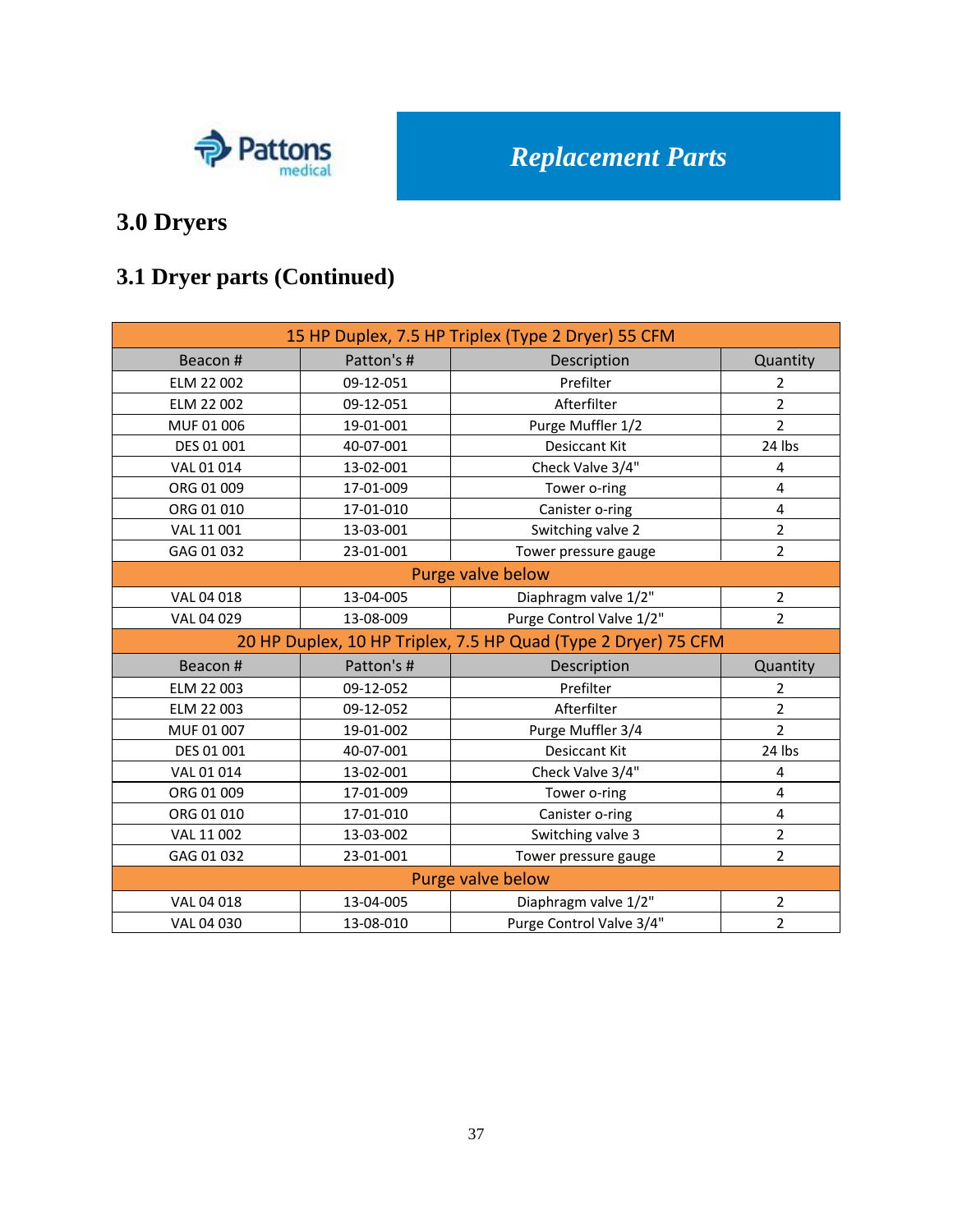*Replacement Parts*

# 3.0 Dryers

## 3.1 Dryer parts (Continued)

| 15 HP Duplex, 7.5 HP Triplex (Type 2 Dryer) 55 CFM | | | |
|---|---|---|---|
| Beacon # | Patton's # | Description | Quantity |
| ELM 22 002 | 09-12-051 | Prefilter | 2 |
| ELM 22 002 | 09-12-051 | Afterfilter | 2 |
| MUF 01 006 | 19-01-001 | Purge Muffler 1/2 | 2 |
| DES 01 001 | 40-07-001 | Desiccant Kit | 24 lbs |
| VAL 01 014 | 13-02-001 | Check Valve 3/4" | 4 |
| ORG 01 009 | 17-01-009 | Tower o-ring | 4 |
| ORG 01 010 | 17-01-010 | Canister o-ring | 4 |
| VAL 11 001 | 13-03-001 | Switching valve 2 | 2 |
| GAG 01 032 | 23-01-001 | Tower pressure gauge | 2 |
| Purge valve below | | | |
| VAL 04 018 | 13-04-005 | Diaphragm valve 1/2" | 2 |
| VAL 04 029 | 13-08-009 | Purge Control Valve 1/2" | 2 |
| 20 HP Duplex, 10 HP Triplex, 7.5 HP Quad (Type 2 Dryer) 75 CFM | | | |
| Beacon # | Patton's # | Description | Quantity |
| ELM 22 003 | 09-12-052 | Prefilter | 2 |
| ELM 22 003 | 09-12-052 | Afterfilter | 2 |
| MUF 01 007 | 19-01-002 | Purge Muffler 3/4 | 2 |
| DES 01 001 | 40-07-001 | Desiccant Kit | 24 lbs |
| VAL 01 014 | 13-02-001 | Check Valve 3/4" | 4 |
| ORG 01 009 | 17-01-009 | Tower o-ring | 4 |
| ORG 01 010 | 17-01-010 | Canister o-ring | 4 |
| VAL 11 002 | 13-03-002 | Switching valve 3 | 2 |
| GAG 01 032 | 23-01-001 | Tower pressure gauge | 2 |
| Purge valve below | | | |
| VAL 04 018 | 13-04-005 | Diaphragm valve 1/2" | 2 |
| VAL 04 030 | 13-08-010 | Purge Control Valve 3/4" | 2 |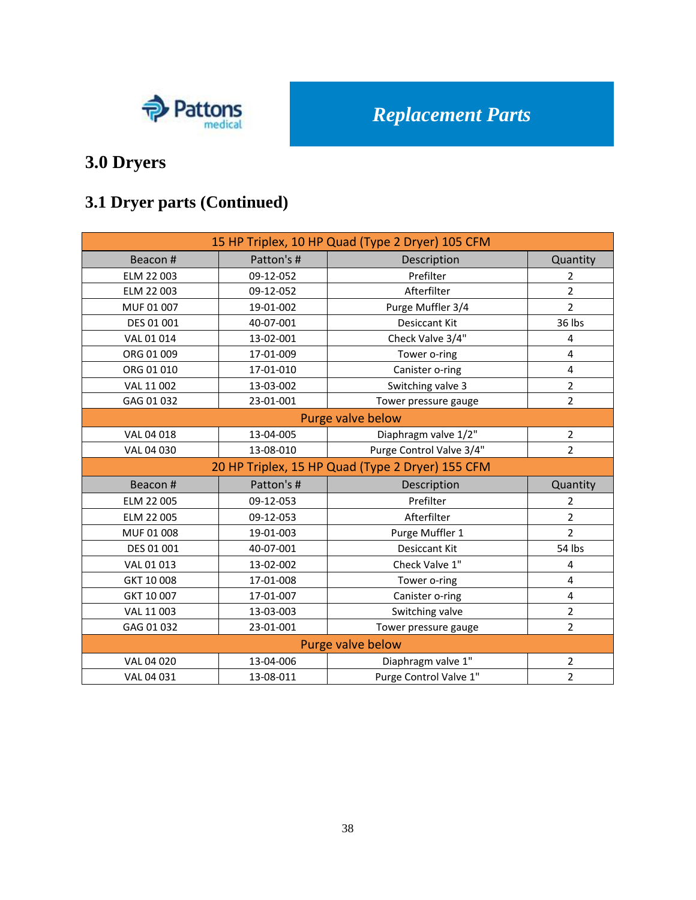Replacement Parts

# 3.0 Dryers

## 3.1 Dryer parts (Continued)

| 15 HP Triplex, 10 HP Quad (Type 2 Dryer) 105 CFM | | | |
|---|---|---|---|
| Beacon # | Patton's # | Description | Quantity |
| ELM 22 003 | 09-12-052 | Prefilter | 2 |
| ELM 22 003 | 09-12-052 | Afterfilter | 2 |
| MUF 01 007 | 19-01-002 | Purge Muffler 3/4 | 2 |
| DES 01 001 | 40-07-001 | Desiccant Kit | 36 lbs |
| VAL 01 014 | 13-02-001 | Check Valve 3/4" | 4 |
| ORG 01 009 | 17-01-009 | Tower o-ring | 4 |
| ORG 01 010 | 17-01-010 | Canister o-ring | 4 |
| VAL 11 002 | 13-03-002 | Switching valve 3 | 2 |
| GAG 01 032 | 23-01-001 | Tower pressure gauge | 2 |
| Purge valve below | | | |
| VAL 04 018 | 13-04-005 | Diaphragm valve 1/2" | 2 |
| VAL 04 030 | 13-08-010 | Purge Control Valve 3/4" | 2 |
| 20 HP Triplex, 15 HP Quad (Type 2 Dryer) 155 CFM | | | |
| Beacon # | Patton's # | Description | Quantity |
| ELM 22 005 | 09-12-053 | Prefilter | 2 |
| ELM 22 005 | 09-12-053 | Afterfilter | 2 |
| MUF 01 008 | 19-01-003 | Purge Muffler 1 | 2 |
| DES 01 001 | 40-07-001 | Desiccant Kit | 54 lbs |
| VAL 01 013 | 13-02-002 | Check Valve 1" | 4 |
| GKT 10 008 | 17-01-008 | Tower o-ring | 4 |
| GKT 10 007 | 17-01-007 | Canister o-ring | 4 |
| VAL 11 003 | 13-03-003 | Switching valve | 2 |
| GAG 01 032 | 23-01-001 | Tower pressure gauge | 2 |
| Purge valve below | | | |
| VAL 04 020 | 13-04-006 | Diaphragm valve 1" | 2 |
| VAL 04 031 | 13-08-011 | Purge Control Valve 1" | 2 |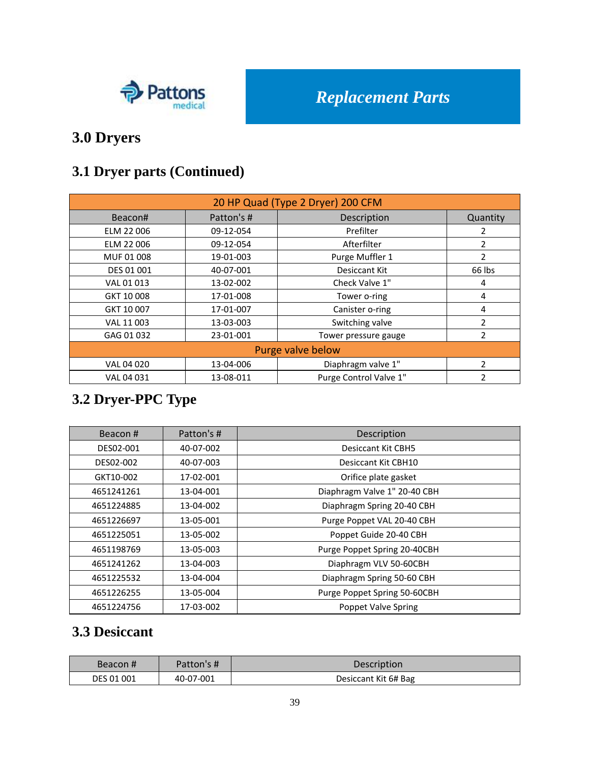Replacement Parts

# 3.0 Dryers

## 3.1 Dryer parts (Continued)

| 20 HP Quad (Type 2 Dryer) 200 CFM | | | |
|---|---|---|---|
| Beacon# | Patton's # | Description | Quantity |
| ELM 22 006 | 09-12-054 | Prefilter | 2 |
| ELM 22 006 | 09-12-054 | Afterfilter | 2 |
| MUF 01 008 | 19-01-003 | Purge Muffler 1 | 2 |
| DES 01 001 | 40-07-001 | Desiccant Kit | 66 lbs |
| VAL 01 013 | 13-02-002 | Check Valve 1" | 4 |
| GKT 10 008 | 17-01-008 | Tower o-ring | 4 |
| GKT 10 007 | 17-01-007 | Canister o-ring | 4 |
| VAL 11 003 | 13-03-003 | Switching valve | 2 |
| GAG 01 032 | 23-01-001 | Tower pressure gauge | 2 |
| Purge valve below | | | |
| VAL 04 020 | 13-04-006 | Diaphragm valve 1" | 2 |
| VAL 04 031 | 13-08-011 | Purge Control Valve 1" | 2 |

## 3.2 Dryer-PPC Type

| Beacon # | Patton's # | Description |
|---|---|---|
| DES02-001 | 40-07-002 | Desiccant Kit CBH5 |
| DES02-002 | 40-07-003 | Desiccant Kit CBH10 |
| GKT10-002 | 17-02-001 | Orifice plate gasket |
| 4651241261 | 13-04-001 | Diaphragm Valve 1" 20-40 CBH |
| 4651224885 | 13-04-002 | Diaphragm Spring 20-40 CBH |
| 4651226697 | 13-05-001 | Purge Poppet VAL 20-40 CBH |
| 4651225051 | 13-05-002 | Poppet Guide 20-40 CBH |
| 4651198769 | 13-05-003 | Purge Poppet Spring 20-40CBH |
| 4651241262 | 13-04-003 | Diaphragm VLV 50-60CBH |
| 4651225532 | 13-04-004 | Diaphragm Spring 50-60 CBH |
| 4651226255 | 13-05-004 | Purge Poppet Spring 50-60CBH |
| 4651224756 | 17-03-002 | Poppet Valve Spring |

## 3.3 Desiccant

| Beacon # | Patton's # | Description |
|---|---|---|
| DES 01 001 | 40-07-001 | Desiccant Kit 6# Bag |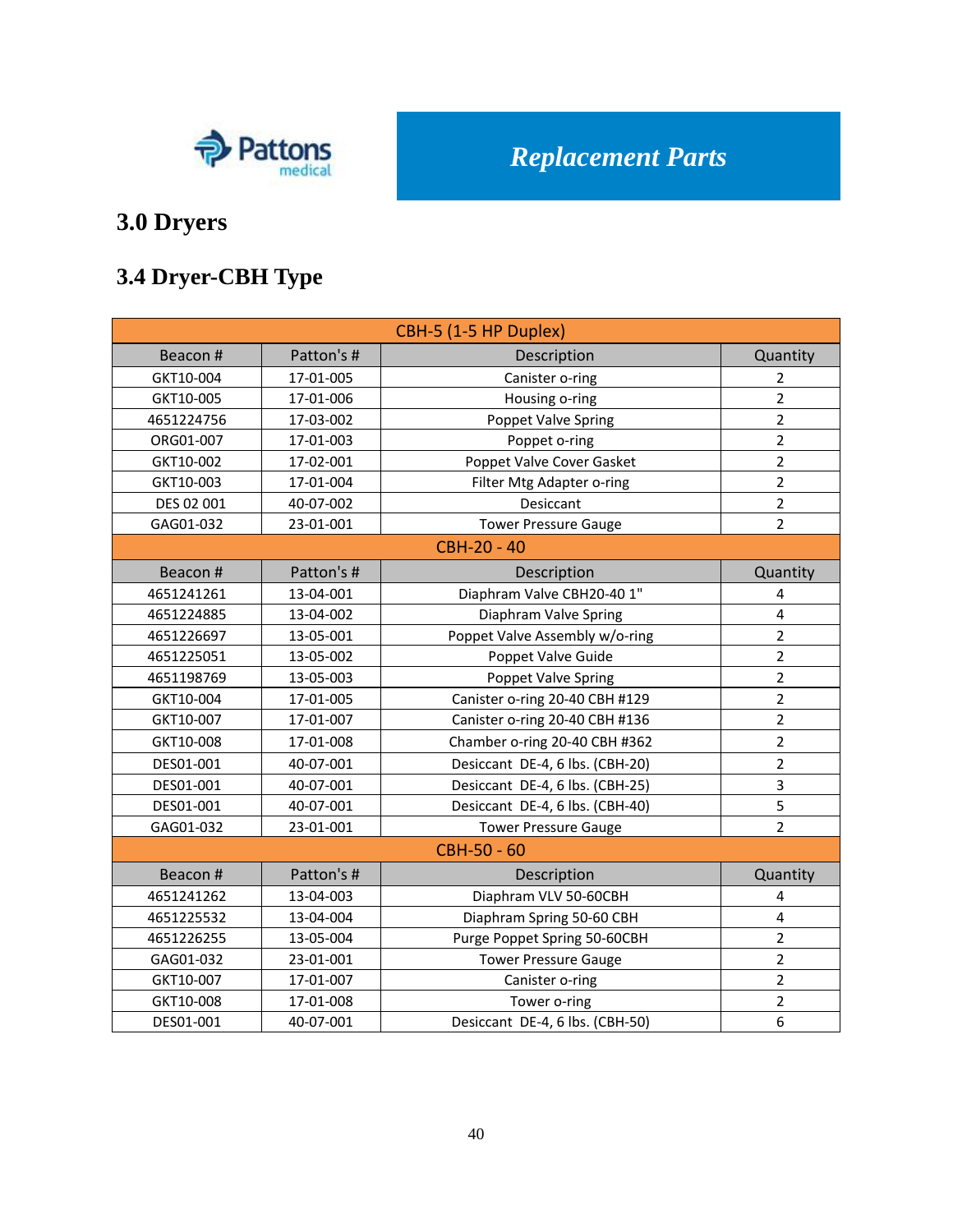Pattons medical

***Replacement Parts***

# 3.0 Dryers

## 3.4 Dryer-CBH Type

| CBH-5 (1-5 HP Duplex) | | | |
|---|---|---|---|
| Beacon # | Patton's # | Description | Quantity |
| GKT10-004 | 17-01-005 | Canister o-ring | 2 |
| GKT10-005 | 17-01-006 | Housing o-ring | 2 |
| 4651224756 | 17-03-002 | Poppet Valve Spring | 2 |
| ORG01-007 | 17-01-003 | Poppet o-ring | 2 |
| GKT10-002 | 17-02-001 | Poppet Valve Cover Gasket | 2 |
| GKT10-003 | 17-01-004 | Filter Mtg Adapter o-ring | 2 |
| DES 02 001 | 40-07-002 | Desiccant | 2 |
| GAG01-032 | 23-01-001 | Tower Pressure Gauge | 2 |
| CBH-20 - 40 | | | |
| Beacon # | Patton's # | Description | Quantity |
| 4651241261 | 13-04-001 | Diaphram Valve CBH20-40 1" | 4 |
| 4651224885 | 13-04-002 | Diaphram Valve Spring | 4 |
| 4651226697 | 13-05-001 | Poppet Valve Assembly w/o-ring | 2 |
| 4651225051 | 13-05-002 | Poppet Valve Guide | 2 |
| 4651198769 | 13-05-003 | Poppet Valve Spring | 2 |
| GKT10-004 | 17-01-005 | Canister o-ring 20-40 CBH #129 | 2 |
| GKT10-007 | 17-01-007 | Canister o-ring 20-40 CBH #136 | 2 |
| GKT10-008 | 17-01-008 | Chamber o-ring 20-40 CBH #362 | 2 |
| DES01-001 | 40-07-001 | Desiccant DE-4, 6 lbs. (CBH-20) | 2 |
| DES01-001 | 40-07-001 | Desiccant DE-4, 6 lbs. (CBH-25) | 3 |
| DES01-001 | 40-07-001 | Desiccant DE-4, 6 lbs. (CBH-40) | 5 |
| GAG01-032 | 23-01-001 | Tower Pressure Gauge | 2 |
| CBH-50 - 60 | | | |
| Beacon # | Patton's # | Description | Quantity |
| 4651241262 | 13-04-003 | Diaphram VLV 50-60CBH | 4 |
| 4651225532 | 13-04-004 | Diaphram Spring 50-60 CBH | 4 |
| 4651226255 | 13-05-004 | Purge Poppet Spring 50-60CBH | 2 |
| GAG01-032 | 23-01-001 | Tower Pressure Gauge | 2 |
| GKT10-007 | 17-01-007 | Canister o-ring | 2 |
| GKT10-008 | 17-01-008 | Tower o-ring | 2 |
| DES01-001 | 40-07-001 | Desiccant DE-4, 6 lbs. (CBH-50) | 6 |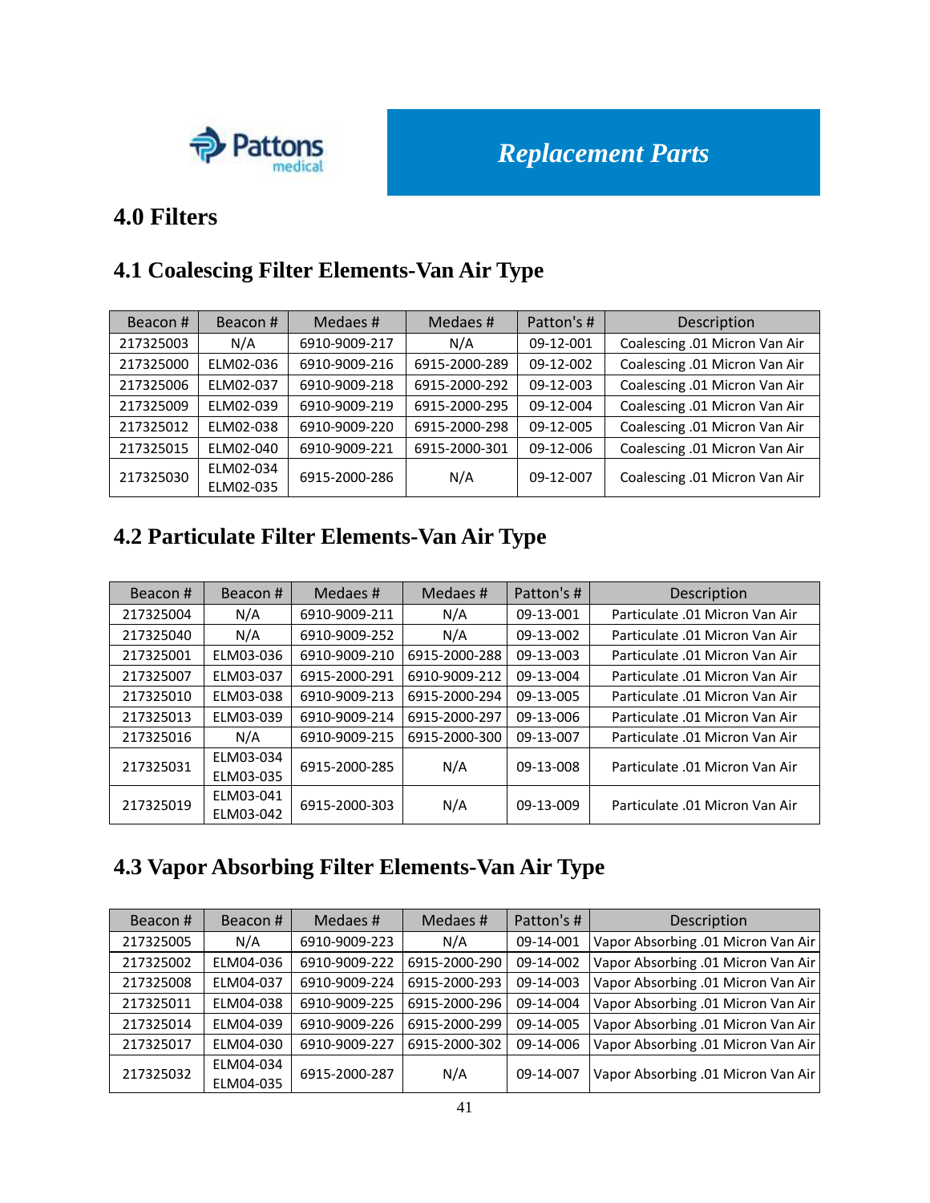Replacement Parts

# 4.0 Filters

## 4.1 Coalescing Filter Elements-Van Air Type

| Beacon # | Beacon # | Medaes # | Medaes # | Patton's # | Description |
|---|---|---|---|---|---|
| 217325003 | N/A | 6910-9009-217 | N/A | 09-12-001 | Coalescing .01 Micron Van Air |
| 217325000 | ELM02-036 | 6910-9009-216 | 6915-2000-289 | 09-12-002 | Coalescing .01 Micron Van Air |
| 217325006 | ELM02-037 | 6910-9009-218 | 6915-2000-292 | 09-12-003 | Coalescing .01 Micron Van Air |
| 217325009 | ELM02-039 | 6910-9009-219 | 6915-2000-295 | 09-12-004 | Coalescing .01 Micron Van Air |
| 217325012 | ELM02-038 | 6910-9009-220 | 6915-2000-298 | 09-12-005 | Coalescing .01 Micron Van Air |
| 217325015 | ELM02-040 | 6910-9009-221 | 6915-2000-301 | 09-12-006 | Coalescing .01 Micron Van Air |
| 217325030 | ELM02-034 ELM02-035 | 6915-2000-286 | N/A | 09-12-007 | Coalescing .01 Micron Van Air |

## 4.2 Particulate Filter Elements-Van Air Type

| Beacon # | Beacon # | Medaes # | Medaes # | Patton's # | Description |
|---|---|---|---|---|---|
| 217325004 | N/A | 6910-9009-211 | N/A | 09-13-001 | Particulate .01 Micron Van Air |
| 217325040 | N/A | 6910-9009-252 | N/A | 09-13-002 | Particulate .01 Micron Van Air |
| 217325001 | ELM03-036 | 6910-9009-210 | 6915-2000-288 | 09-13-003 | Particulate .01 Micron Van Air |
| 217325007 | ELM03-037 | 6915-2000-291 | 6910-9009-212 | 09-13-004 | Particulate .01 Micron Van Air |
| 217325010 | ELM03-038 | 6910-9009-213 | 6915-2000-294 | 09-13-005 | Particulate .01 Micron Van Air |
| 217325013 | ELM03-039 | 6910-9009-214 | 6915-2000-297 | 09-13-006 | Particulate .01 Micron Van Air |
| 217325016 | N/A | 6910-9009-215 | 6915-2000-300 | 09-13-007 | Particulate .01 Micron Van Air |
| 217325031 | ELM03-034 ELM03-035 | 6915-2000-285 | N/A | 09-13-008 | Particulate .01 Micron Van Air |
| 217325019 | ELM03-041 ELM03-042 | 6915-2000-303 | N/A | 09-13-009 | Particulate .01 Micron Van Air |

## 4.3 Vapor Absorbing Filter Elements-Van Air Type

| Beacon # | Beacon # | Medaes # | Medaes # | Patton's # | Description |
|---|---|---|---|---|---|
| 217325005 | N/A | 6910-9009-223 | N/A | 09-14-001 | Vapor Absorbing .01 Micron Van Air |
| 217325002 | ELM04-036 | 6910-9009-222 | 6915-2000-290 | 09-14-002 | Vapor Absorbing .01 Micron Van Air |
| 217325008 | ELM04-037 | 6910-9009-224 | 6915-2000-293 | 09-14-003 | Vapor Absorbing .01 Micron Van Air |
| 217325011 | ELM04-038 | 6910-9009-225 | 6915-2000-296 | 09-14-004 | Vapor Absorbing .01 Micron Van Air |
| 217325014 | ELM04-039 | 6910-9009-226 | 6915-2000-299 | 09-14-005 | Vapor Absorbing .01 Micron Van Air |
| 217325017 | ELM04-030 | 6910-9009-227 | 6915-2000-302 | 09-14-006 | Vapor Absorbing .01 Micron Van Air |
| 217325032 | ELM04-034 ELM04-035 | 6915-2000-287 | N/A | 09-14-007 | Vapor Absorbing .01 Micron Van Air |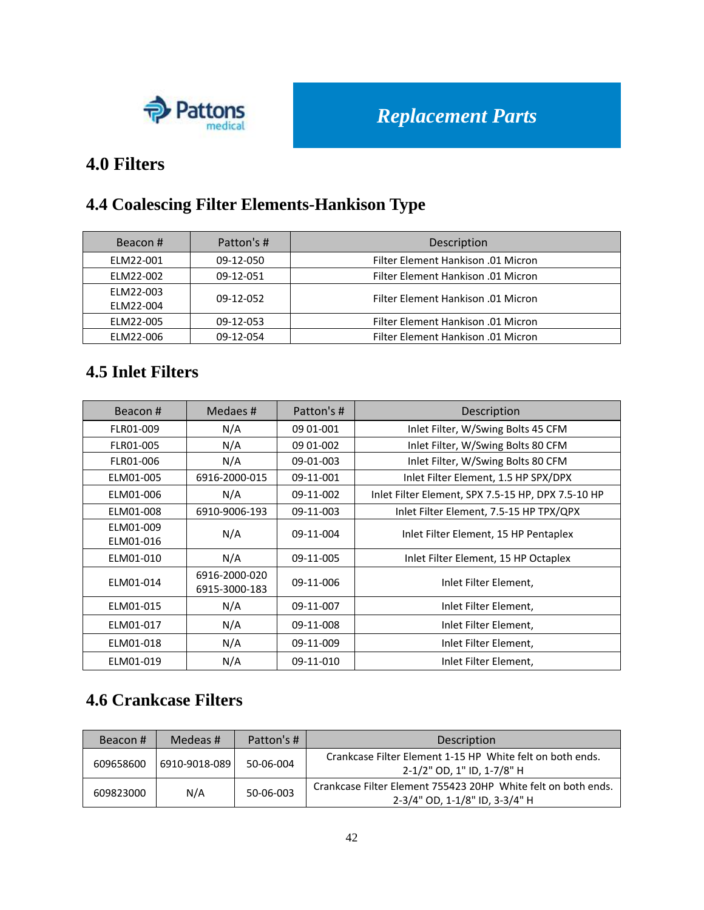Pattons medical

***Replacement Parts***

# 4.0 Filters

## 4.4 Coalescing Filter Elements-Hankison Type

| Beacon # | Patton's # | Description |
|---|---|---|
| ELM22-001 | 09-12-050 | Filter Element Hankison .01 Micron |
| ELM22-002 | 09-12-051 | Filter Element Hankison .01 Micron |
| ELM22-003<br>ELM22-004 | 09-12-052 | Filter Element Hankison .01 Micron |
| ELM22-005 | 09-12-053 | Filter Element Hankison .01 Micron |
| ELM22-006 | 09-12-054 | Filter Element Hankison .01 Micron |

## 4.5 Inlet Filters

| Beacon # | Medaes # | Patton's # | Description |
|---|---|---|---|
| FLR01-009 | N/A | 09 01-001 | Inlet Filter, W/Swing Bolts 45 CFM |
| FLR01-005 | N/A | 09 01-002 | Inlet Filter, W/Swing Bolts 80 CFM |
| FLR01-006 | N/A | 09-01-003 | Inlet Filter, W/Swing Bolts 80 CFM |
| ELM01-005 | 6916-2000-015 | 09-11-001 | Inlet Filter Element, 1.5 HP SPX/DPX |
| ELM01-006 | N/A | 09-11-002 | Inlet Filter Element, SPX 7.5-15 HP, DPX 7.5-10 HP |
| ELM01-008 | 6910-9006-193 | 09-11-003 | Inlet Filter Element, 7.5-15 HP TPX/QPX |
| ELM01-009<br>ELM01-016 | N/A | 09-11-004 | Inlet Filter Element, 15 HP Pentaplex |
| ELM01-010 | N/A | 09-11-005 | Inlet Filter Element, 15 HP Octaplex |
| ELM01-014 | 6916-2000-020<br>6915-3000-183 | 09-11-006 | Inlet Filter Element, |
| ELM01-015 | N/A | 09-11-007 | Inlet Filter Element, |
| ELM01-017 | N/A | 09-11-008 | Inlet Filter Element, |
| ELM01-018 | N/A | 09-11-009 | Inlet Filter Element, |
| ELM01-019 | N/A | 09-11-010 | Inlet Filter Element, |

## 4.6 Crankcase Filters

| Beacon # | Medeas # | Patton's # | Description |
|---|---|---|---|
| 609658600 | 6910-9018-089 | 50-06-004 | Crankcase Filter Element 1-15 HP White felt on both ends. 2-1/2" OD, 1" ID, 1-7/8" H |
| 609823000 | N/A | 50-06-003 | Crankcase Filter Element 755423 20HP White felt on both ends. 2-3/4" OD, 1-1/8" ID, 3-3/4" H |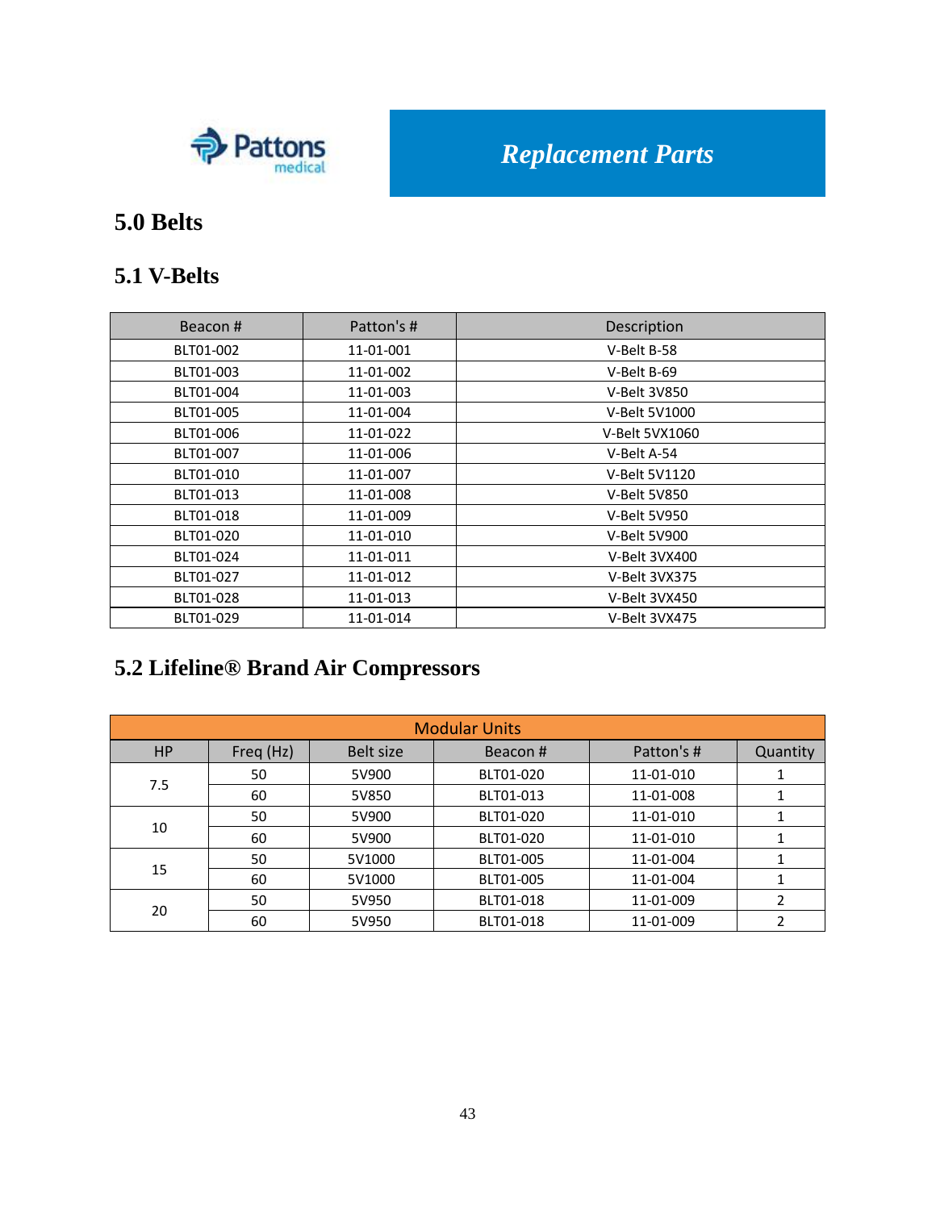Pattons medical

*Replacement Parts*

# 5.0 Belts

## 5.1 V-Belts

| Beacon # | Patton's # | Description |
|---|---|---|
| BLT01-002 | 11-01-001 | V-Belt B-58 |
| BLT01-003 | 11-01-002 | V-Belt B-69 |
| BLT01-004 | 11-01-003 | V-Belt 3V850 |
| BLT01-005 | 11-01-004 | V-Belt 5V1000 |
| BLT01-006 | 11-01-022 | V-Belt 5VX1060 |
| BLT01-007 | 11-01-006 | V-Belt A-54 |
| BLT01-010 | 11-01-007 | V-Belt 5V1120 |
| BLT01-013 | 11-01-008 | V-Belt 5V850 |
| BLT01-018 | 11-01-009 | V-Belt 5V950 |
| BLT01-020 | 11-01-010 | V-Belt 5V900 |
| BLT01-024 | 11-01-011 | V-Belt 3VX400 |
| BLT01-027 | 11-01-012 | V-Belt 3VX375 |
| BLT01-028 | 11-01-013 | V-Belt 3VX450 |
| BLT01-029 | 11-01-014 | V-Belt 3VX475 |

## 5.2 Lifeline® Brand Air Compressors

| Modular Units | | | | | |
|---|---|---|---|---|---|
| HP | Freq (Hz) | Belt size | Beacon # | Patton's # | Quantity |
| 7.5 | 50 | 5V900 | BLT01-020 | 11-01-010 | 1 |
| | 60 | 5V850 | BLT01-013 | 11-01-008 | 1 |
| 10 | 50 | 5V900 | BLT01-020 | 11-01-010 | 1 |
| | 60 | 5V900 | BLT01-020 | 11-01-010 | 1 |
| 15 | 50 | 5V1000 | BLT01-005 | 11-01-004 | 1 |
| | 60 | 5V1000 | BLT01-005 | 11-01-004 | 1 |
| 20 | 50 | 5V950 | BLT01-018 | 11-01-009 | 2 |
| | 60 | 5V950 | BLT01-018 | 11-01-009 | 2 |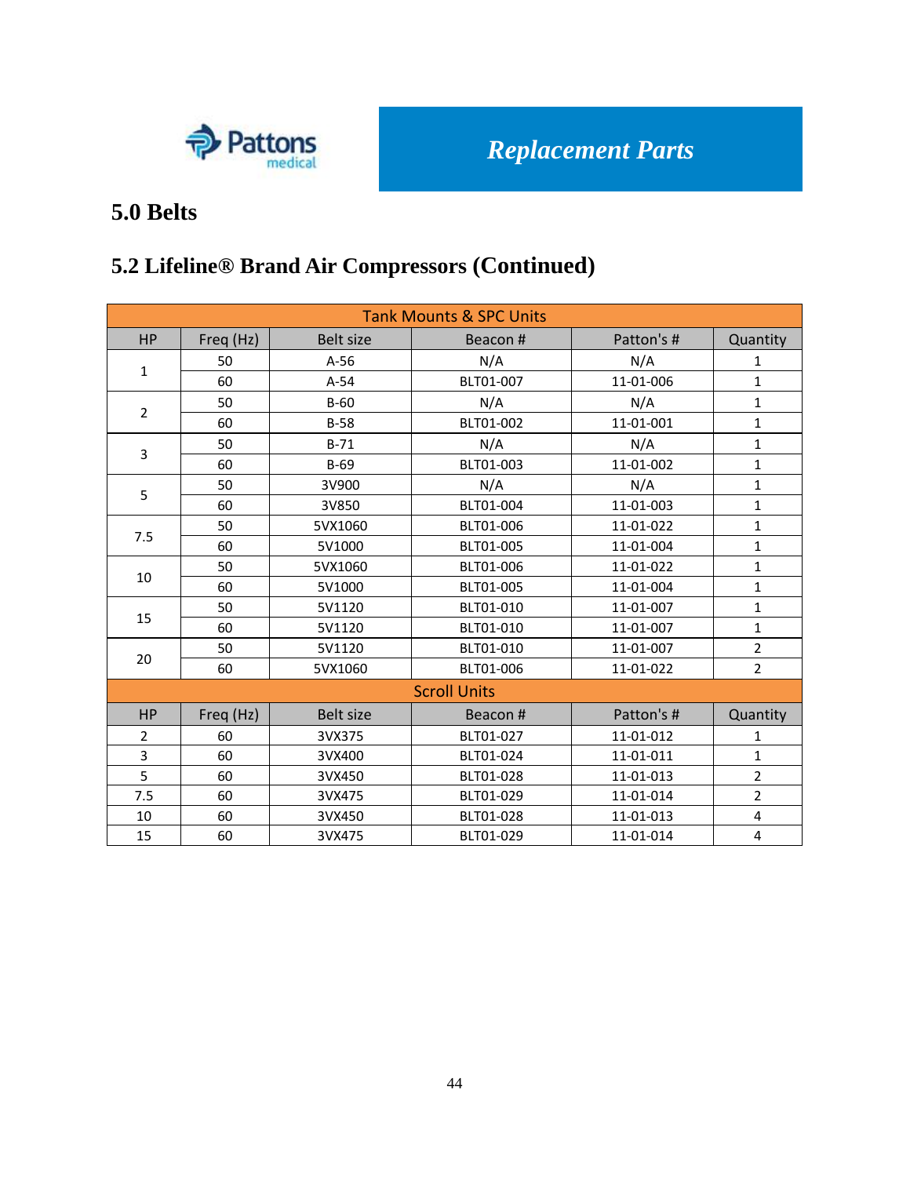# 5.0 Belts

## 5.2 Lifeline® Brand Air Compressors (Continued)

| Tank Mounts & SPC Units | | | | | |
|---|---|---|---|---|---|
| HP | Freq (Hz) | Belt size | Beacon # | Patton's # | Quantity |
| 1 | 50 | A-56 | N/A | N/A | 1 |
| | 60 | A-54 | BLT01-007 | 11-01-006 | 1 |
| 2 | 50 | B-60 | N/A | N/A | 1 |
| | 60 | B-58 | BLT01-002 | 11-01-001 | 1 |
| 3 | 50 | B-71 | N/A | N/A | 1 |
| | 60 | B-69 | BLT01-003 | 11-01-002 | 1 |
| 5 | 50 | 3V900 | N/A | N/A | 1 |
| | 60 | 3V850 | BLT01-004 | 11-01-003 | 1 |
| 7.5 | 50 | 5VX1060 | BLT01-006 | 11-01-022 | 1 |
| | 60 | 5V1000 | BLT01-005 | 11-01-004 | 1 |
| 10 | 50 | 5VX1060 | BLT01-006 | 11-01-022 | 1 |
| | 60 | 5V1000 | BLT01-005 | 11-01-004 | 1 |
| 15 | 50 | 5V1120 | BLT01-010 | 11-01-007 | 1 |
| | 60 | 5V1120 | BLT01-010 | 11-01-007 | 1 |
| 20 | 50 | 5V1120 | BLT01-010 | 11-01-007 | 2 |
| | 60 | 5VX1060 | BLT01-006 | 11-01-022 | 2 |

| Scroll Units | | | | | |
|---|---|---|---|---|---|
| HP | Freq (Hz) | Belt size | Beacon # | Patton's # | Quantity |
| 2 | 60 | 3VX375 | BLT01-027 | 11-01-012 | 1 |
| 3 | 60 | 3VX400 | BLT01-024 | 11-01-011 | 1 |
| 5 | 60 | 3VX450 | BLT01-028 | 11-01-013 | 2 |
| 7.5 | 60 | 3VX475 | BLT01-029 | 11-01-014 | 2 |
| 10 | 60 | 3VX450 | BLT01-028 | 11-01-013 | 4 |
| 15 | 60 | 3VX475 | BLT01-029 | 11-01-014 | 4 |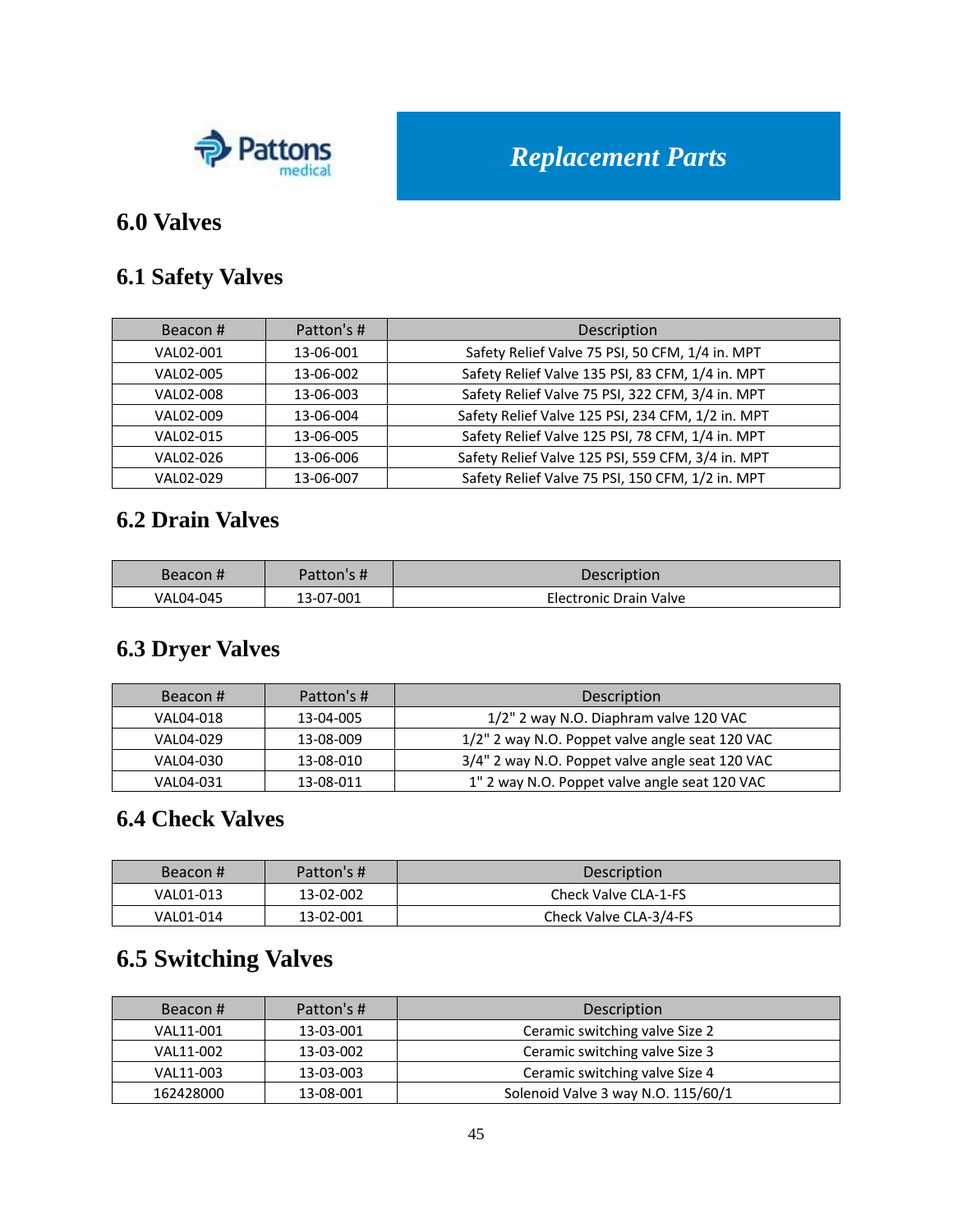# Replacement Parts

## 6.0 Valves

### 6.1 Safety Valves

| Beacon # | Patton's # | Description |
|---|---|---|
| VAL02-001 | 13-06-001 | Safety Relief Valve 75 PSI, 50 CFM, 1/4 in. MPT |
| VAL02-005 | 13-06-002 | Safety Relief Valve 135 PSI, 83 CFM, 1/4 in. MPT |
| VAL02-008 | 13-06-003 | Safety Relief Valve 75 PSI, 322 CFM, 3/4 in. MPT |
| VAL02-009 | 13-06-004 | Safety Relief Valve 125 PSI, 234 CFM, 1/2 in. MPT |
| VAL02-015 | 13-06-005 | Safety Relief Valve 125 PSI, 78 CFM, 1/4 in. MPT |
| VAL02-026 | 13-06-006 | Safety Relief Valve 125 PSI, 559 CFM, 3/4 in. MPT |
| VAL02-029 | 13-06-007 | Safety Relief Valve 75 PSI, 150 CFM, 1/2 in. MPT |

### 6.2 Drain Valves

| Beacon # | Patton's # | Description |
|---|---|---|
| VAL04-045 | 13-07-001 | Electronic Drain Valve |

### 6.3 Dryer Valves

| Beacon # | Patton's # | Description |
|---|---|---|
| VAL04-018 | 13-04-005 | 1/2" 2 way N.O. Diaphram valve 120 VAC |
| VAL04-029 | 13-08-009 | 1/2" 2 way N.O. Poppet valve angle seat 120 VAC |
| VAL04-030 | 13-08-010 | 3/4" 2 way N.O. Poppet valve angle seat 120 VAC |
| VAL04-031 | 13-08-011 | 1" 2 way N.O. Poppet valve angle seat 120 VAC |

### 6.4 Check Valves

| Beacon # | Patton's # | Description |
|---|---|---|
| VAL01-013 | 13-02-002 | Check Valve CLA-1-FS |
| VAL01-014 | 13-02-001 | Check Valve CLA-3/4-FS |

### 6.5 Switching Valves

| Beacon # | Patton's # | Description |
|---|---|---|
| VAL11-001 | 13-03-001 | Ceramic switching valve Size 2 |
| VAL11-002 | 13-03-002 | Ceramic switching valve Size 3 |
| VAL11-003 | 13-03-003 | Ceramic switching valve Size 4 |
| 162428000 | 13-08-001 | Solenoid Valve 3 way N.O. 115/60/1 |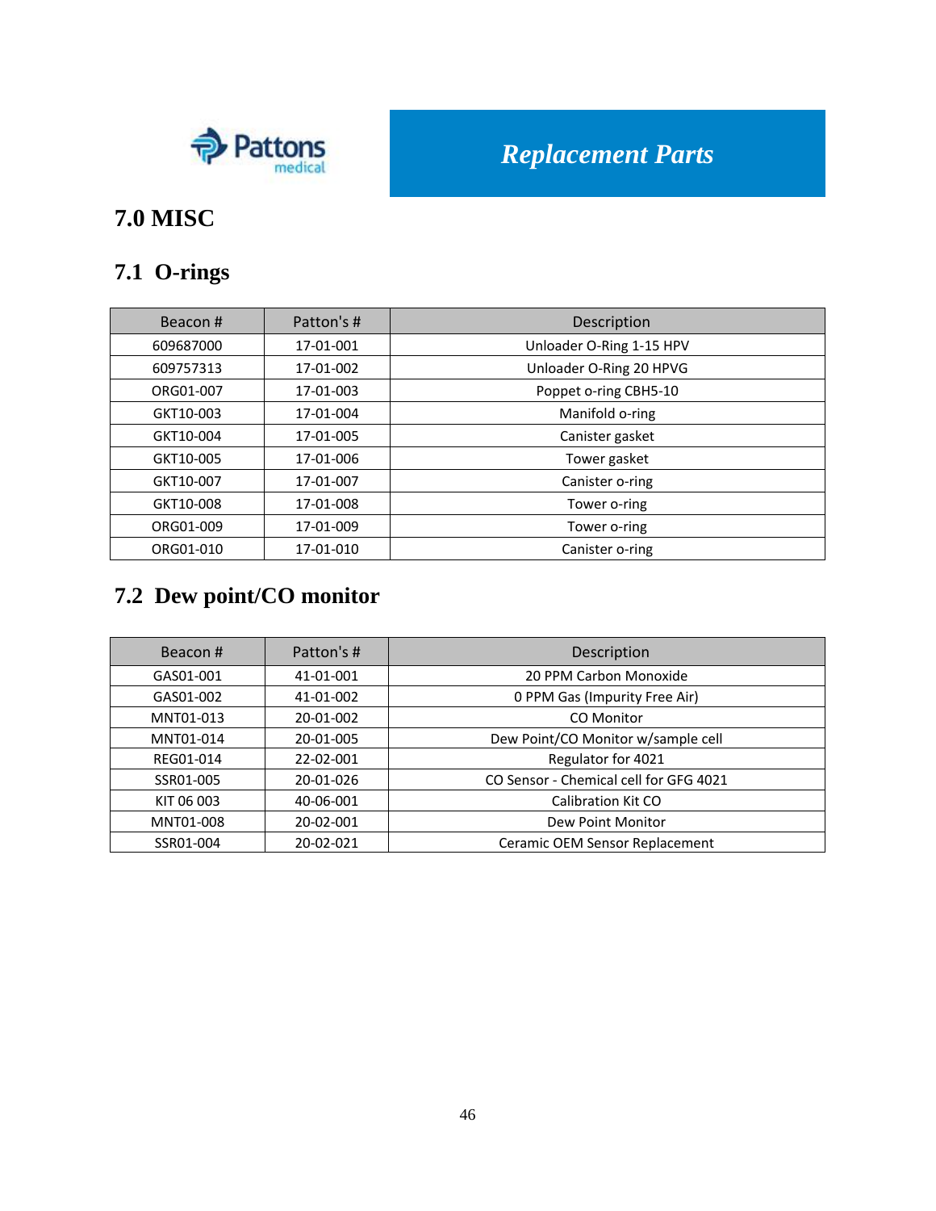Pattons medical

*Replacement Parts*

# 7.0 MISC

## 7.1 O-rings

| Beacon # | Patton's # | Description |
|---|---|---|
| 609687000 | 17-01-001 | Unloader O-Ring 1-15 HPV |
| 609757313 | 17-01-002 | Unloader O-Ring 20 HPVG |
| ORG01-007 | 17-01-003 | Poppet o-ring CBH5-10 |
| GKT10-003 | 17-01-004 | Manifold o-ring |
| GKT10-004 | 17-01-005 | Canister gasket |
| GKT10-005 | 17-01-006 | Tower gasket |
| GKT10-007 | 17-01-007 | Canister o-ring |
| GKT10-008 | 17-01-008 | Tower o-ring |
| ORG01-009 | 17-01-009 | Tower o-ring |
| ORG01-010 | 17-01-010 | Canister o-ring |

## 7.2 Dew point/CO monitor

| Beacon # | Patton's # | Description |
|---|---|---|
| GAS01-001 | 41-01-001 | 20 PPM Carbon Monoxide |
| GAS01-002 | 41-01-002 | 0 PPM Gas (Impurity Free Air) |
| MNT01-013 | 20-01-002 | CO Monitor |
| MNT01-014 | 20-01-005 | Dew Point/CO Monitor w/sample cell |
| REG01-014 | 22-02-001 | Regulator for 4021 |
| SSR01-005 | 20-01-026 | CO Sensor - Chemical cell for GFG 4021 |
| KIT 06 003 | 40-06-001 | Calibration Kit CO |
| MNT01-008 | 20-02-001 | Dew Point Monitor |
| SSR01-004 | 20-02-021 | Ceramic OEM Sensor Replacement |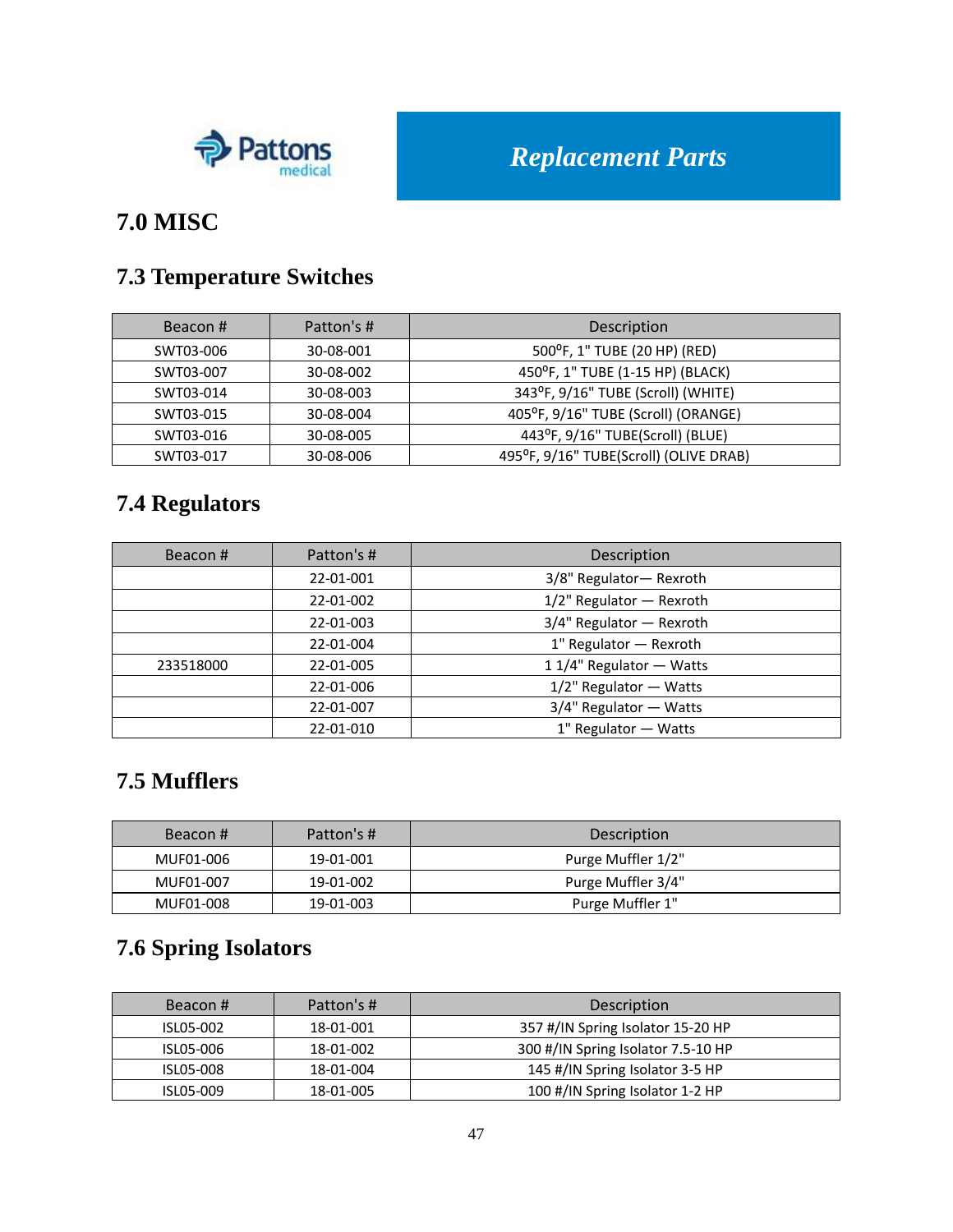Replacement Parts

# 7.0 MISC

## 7.3 Temperature Switches

| Beacon # | Patton's # | Description |
|---|---|---|
| SWT03-006 | 30-08-001 | 500°F, 1" TUBE (20 HP) (RED) |
| SWT03-007 | 30-08-002 | 450°F, 1" TUBE (1-15 HP) (BLACK) |
| SWT03-014 | 30-08-003 | 343°F, 9/16" TUBE (Scroll) (WHITE) |
| SWT03-015 | 30-08-004 | 405°F, 9/16" TUBE (Scroll) (ORANGE) |
| SWT03-016 | 30-08-005 | 443°F, 9/16" TUBE(Scroll) (BLUE) |
| SWT03-017 | 30-08-006 | 495°F, 9/16" TUBE(Scroll) (OLIVE DRAB) |

## 7.4 Regulators

| Beacon # | Patton's # | Description |
|---|---|---|
| | 22-01-001 | 3/8" Regulator— Rexroth |
| | 22-01-002 | 1/2" Regulator — Rexroth |
| | 22-01-003 | 3/4" Regulator — Rexroth |
| | 22-01-004 | 1" Regulator — Rexroth |
| 233518000 | 22-01-005 | 1 1/4" Regulator — Watts |
| | 22-01-006 | 1/2" Regulator — Watts |
| | 22-01-007 | 3/4" Regulator — Watts |
| | 22-01-010 | 1" Regulator — Watts |

## 7.5 Mufflers

| Beacon # | Patton's # | Description |
|---|---|---|
| MUF01-006 | 19-01-001 | Purge Muffler 1/2" |
| MUF01-007 | 19-01-002 | Purge Muffler 3/4" |
| MUF01-008 | 19-01-003 | Purge Muffler 1" |

## 7.6 Spring Isolators

| Beacon # | Patton's # | Description |
|---|---|---|
| ISL05-002 | 18-01-001 | 357 #/IN Spring Isolator 15-20 HP |
| ISL05-006 | 18-01-002 | 300 #/IN Spring Isolator 7.5-10 HP |
| ISL05-008 | 18-01-004 | 145 #/IN Spring Isolator 3-5 HP |
| ISL05-009 | 18-01-005 | 100 #/IN Spring Isolator 1-2 HP |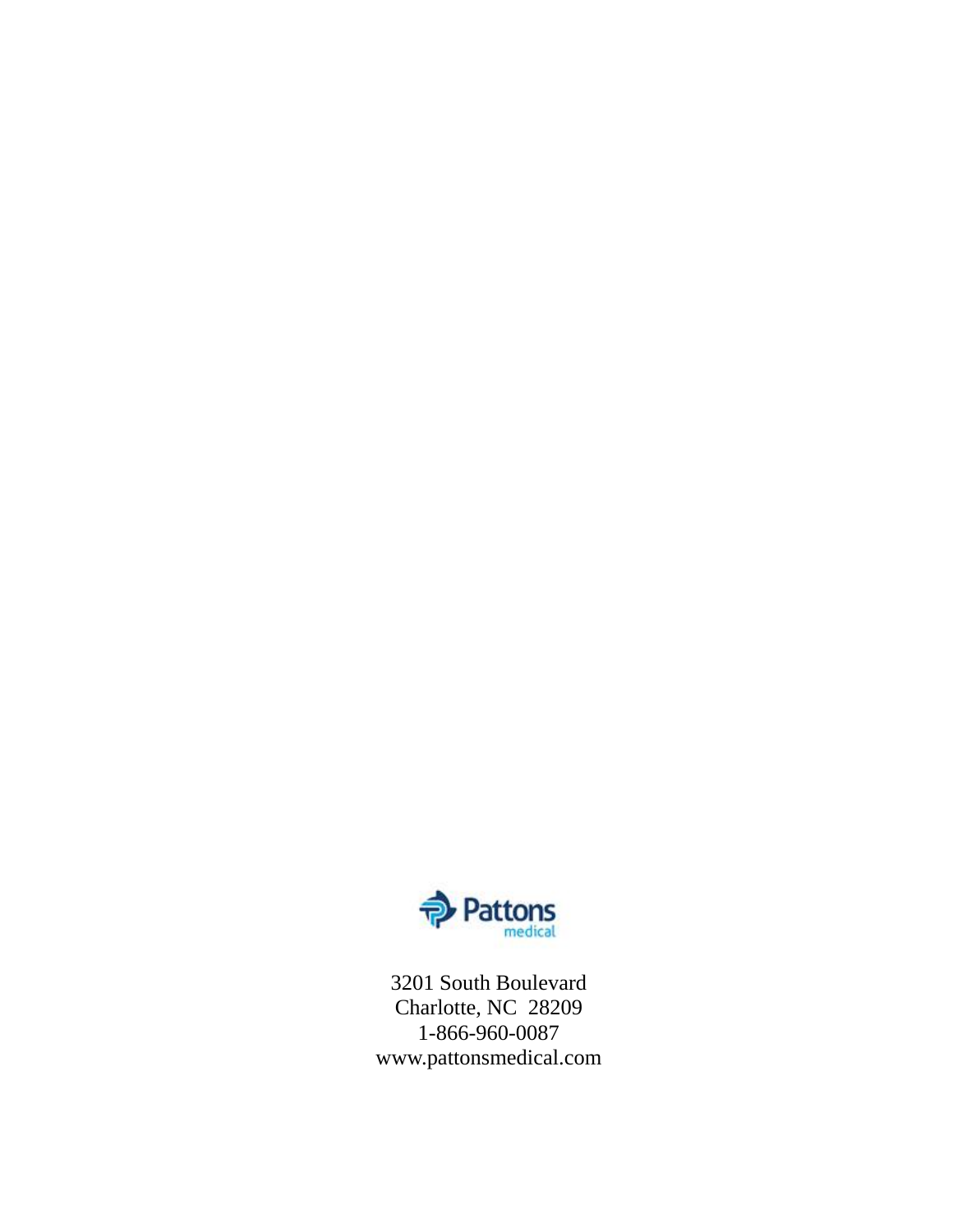Pattons
medical

3201 South Boulevard
Charlotte, NC 28209
1-866-960-0087
www.pattonsmedical.com